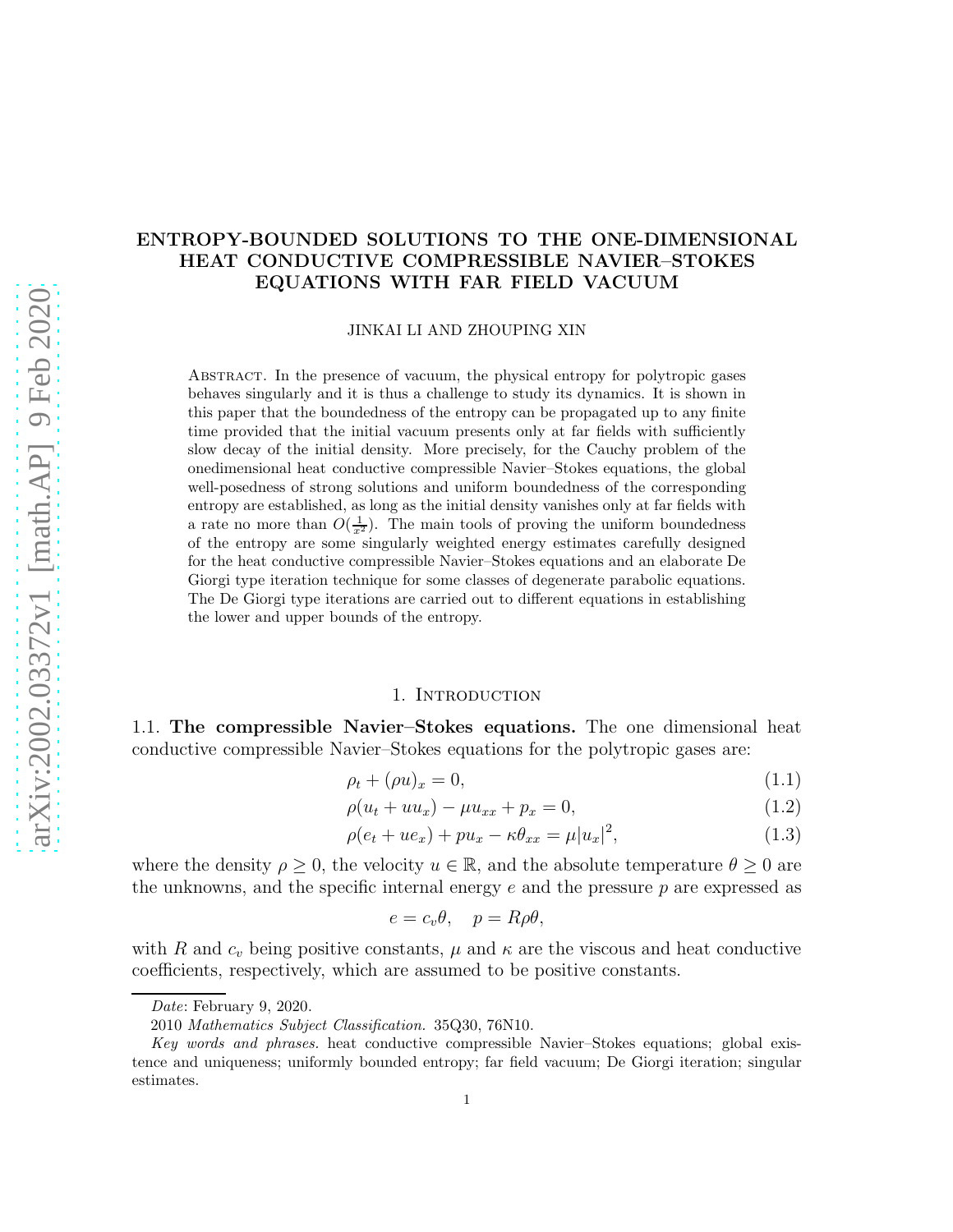# ENTROPY-BOUNDED SOLUTIONS TO THE ONE-DIMENSIONAL HEAT CONDUCTIVE COMPRESSIBLE NAVIER–STOKES EQUATIONS WITH FAR FIELD VACUUM

JINKAI LI AND ZHOUPING XIN

Abstract. In the presence of vacuum, the physical entropy for polytropic gases behaves singularly and it is thus a challenge to study its dynamics. It is shown in this paper that the boundedness of the entropy can be propagated up to any finite time provided that the initial vacuum presents only at far fields with sufficiently slow decay of the initial density. More precisely, for the Cauchy problem of the onedimensional heat conductive compressible Navier–Stokes equations, the global well-posedness of strong solutions and uniform boundedness of the corresponding entropy are established, as long as the initial density vanishes only at far fields with a rate no more than $O(\frac{1}{x^2})$. The main tools of proving the uniform boundedness of the entropy are some singularly weighted energy estimates carefully designed for the heat conductive compressible Navier–Stokes equations and an elaborate De Giorgi type iteration technique for some classes of degenerate parabolic equations. The De Giorgi type iterations are carried out to different equations in establishing the lower and upper bounds of the entropy.

## 1. Introduction

### 1.1. The compressible Navier–Stokes equations.

The one dimensional heat conductive compressible Navier–Stokes equations for the polytropic gases are:

$$\rho_t + (\rho u)_x = 0, \tag{1.1}$$

$$\rho(u_t + uu_x) - \mu u_{xx} + p_x = 0, \tag{1.2}$$

$$\rho(e_t + ue_x) + pu_x - \kappa\theta_{xx} = \mu|u_x|^2, \tag{1.3}$$

where the density $\rho \geq 0$, the velocity $u \in \mathbb{R}$, and the absolute temperature $\theta \geq 0$ are the unknowns, and the specific internal energy $e$ and the pressure $p$ are expressed as

$$e = c_v\theta, \quad p = R\rho\theta,$$

with $R$ and $c_v$ being positive constants, $\mu$ and $\kappa$ are the viscous and heat conductive coefficients, respectively, which are assumed to be positive constants.

*Date*: February 9, 2020.

2010 *Mathematics Subject Classification.* 35Q30, 76N10.

*Key words and phrases.* heat conductive compressible Navier–Stokes equations; global existence and uniqueness; uniformly bounded entropy; far field vacuum; De Giorgi iteration; singular estimates.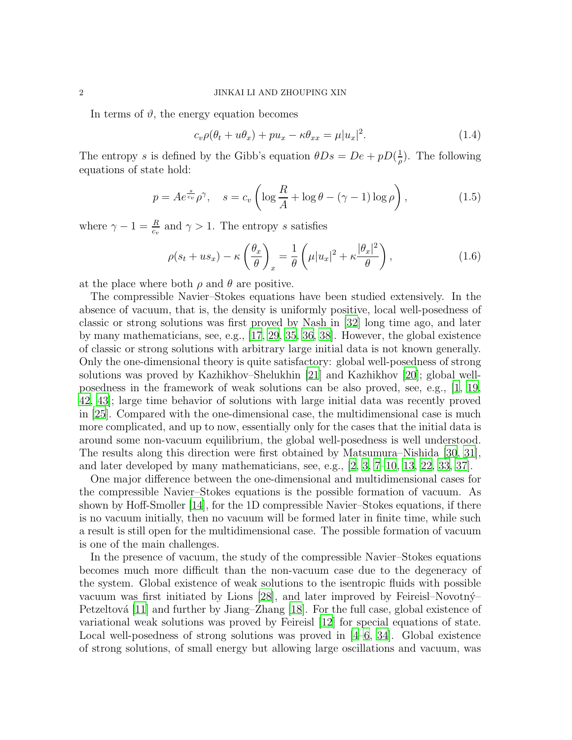In terms of $\vartheta$, the energy equation becomes

$$c_v\rho(\theta_t + u\theta_x) + pu_x - \kappa\theta_{xx} = \mu|u_x|^2. \tag{1.4}$$

The entropy $s$ is defined by the Gibb's equation $\theta Ds = De + pD(\frac{1}{\rho})$. The following equations of state hold:

$$p = Ae^{\frac{s}{c_v}}\rho^\gamma, \quad s = c_v\left(\log\frac{R}{A} + \log\theta - (\gamma-1)\log\rho\right), \tag{1.5}$$

where $\gamma - 1 = \frac{R}{c_v}$ and $\gamma > 1$. The entropy $s$ satisfies

$$\rho(s_t + us_x) - \kappa\left(\frac{\theta_x}{\theta}\right)_x = \frac{1}{\theta}\left(\mu|u_x|^2 + \kappa\frac{|\theta_x|^2}{\theta}\right), \tag{1.6}$$

at the place where both $\rho$ and $\theta$ are positive.

The compressible Navier–Stokes equations have been studied extensively. In the absence of vacuum, that is, the density is uniformly positive, local well-posedness of classic or strong solutions was first proved by Nash in [32] long time ago, and later by many mathematicians, see, e.g., [17, 29, 35, 36, 38]. However, the global existence of classic or strong solutions with arbitrary large initial data is not known generally. Only the one-dimensional theory is quite satisfactory: global well-posedness of strong solutions was proved by Kazhikhov–Shelukhin [21] and Kazhikhov [20]; global well-posedness in the framework of weak solutions can be also proved, see, e.g., [1, 19, 42, 43]; large time behavior of solutions with large initial data was recently proved in [25]. Compared with the one-dimensional case, the multidimensional case is much more complicated, and up to now, essentially only for the cases that the initial data is around some non-vacuum equilibrium, the global well-posedness is well understood. The results along this direction were first obtained by Matsumura–Nishida [30, 31], and later developed by many mathematicians, see, e.g., [2, 3, 7–10, 13, 22, 33, 37].

One major difference between the one-dimensional and multidimensional cases for the compressible Navier–Stokes equations is the possible formation of vacuum. As shown by Hoff-Smoller [14], for the 1D compressible Navier–Stokes equations, if there is no vacuum initially, then no vacuum will be formed later in finite time, while such a result is still open for the multidimensional case. The possible formation of vacuum is one of the main challenges.

In the presence of vacuum, the study of the compressible Navier–Stokes equations becomes much more difficult than the non-vacuum case due to the degeneracy of the system. Global existence of weak solutions to the isentropic fluids with possible vacuum was first initiated by Lions [28], and later improved by Feireisl–Novotný–Petzeltová [11] and further by Jiang–Zhang [18]. For the full case, global existence of variational weak solutions was proved by Feireisl [12] for special equations of state. Local well-posedness of strong solutions was proved in [4–6, 34]. Global existence of strong solutions, of small energy but allowing large oscillations and vacuum, was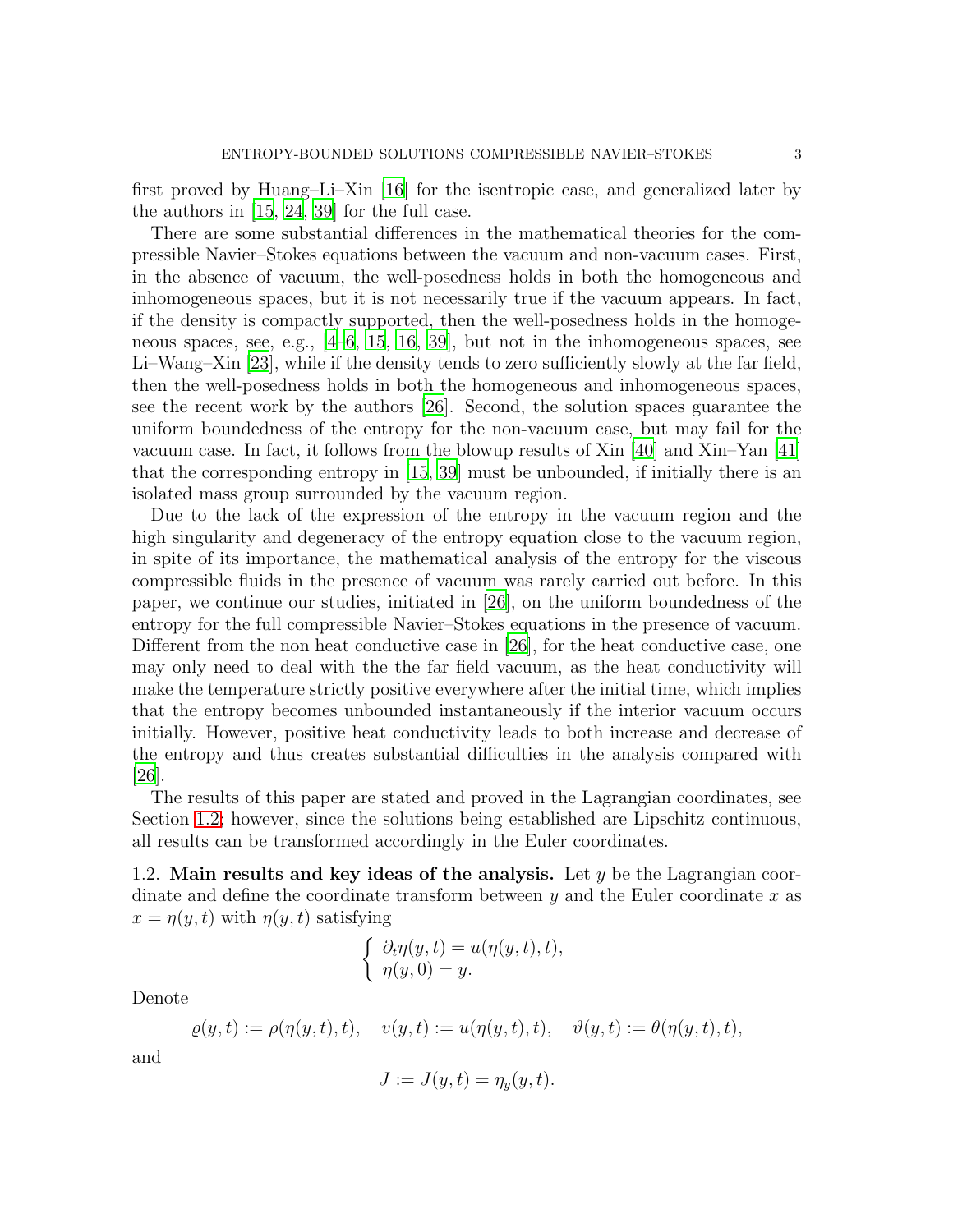first proved by Huang–Li–Xin [16] for the isentropic case, and generalized later by the authors in [15, 24, 39] for the full case.

There are some substantial differences in the mathematical theories for the compressible Navier–Stokes equations between the vacuum and non-vacuum cases. First, in the absence of vacuum, the well-posedness holds in both the homogeneous and inhomogeneous spaces, but it is not necessarily true if the vacuum appears. In fact, if the density is compactly supported, then the well-posedness holds in the homogeneous spaces, see, e.g., [4–6, 15, 16, 39], but not in the inhomogeneous spaces, see Li–Wang–Xin [23], while if the density tends to zero sufficiently slowly at the far field, then the well-posedness holds in both the homogeneous and inhomogeneous spaces, see the recent work by the authors [26]. Second, the solution spaces guarantee the uniform boundedness of the entropy for the non-vacuum case, but may fail for the vacuum case. In fact, it follows from the blowup results of Xin [40] and Xin–Yan [41] that the corresponding entropy in [15, 39] must be unbounded, if initially there is an isolated mass group surrounded by the vacuum region.

Due to the lack of the expression of the entropy in the vacuum region and the high singularity and degeneracy of the entropy equation close to the vacuum region, in spite of its importance, the mathematical analysis of the entropy for the viscous compressible fluids in the presence of vacuum was rarely carried out before. In this paper, we continue our studies, initiated in [26], on the uniform boundedness of the entropy for the full compressible Navier–Stokes equations in the presence of vacuum. Different from the non heat conductive case in [26], for the heat conductive case, one may only need to deal with the the far field vacuum, as the heat conductivity will make the temperature strictly positive everywhere after the initial time, which implies that the entropy becomes unbounded instantaneously if the interior vacuum occurs initially. However, positive heat conductivity leads to both increase and decrease of the entropy and thus creates substantial difficulties in the analysis compared with [26].

The results of this paper are stated and proved in the Lagrangian coordinates, see Section 1.2; however, since the solutions being established are Lipschitz continuous, all results can be transformed accordingly in the Euler coordinates.

1.2. **Main results and key ideas of the analysis.** Let $y$ be the Lagrangian coordinate and define the coordinate transform between $y$ and the Euler coordinate $x$ as $x = \eta(y,t)$ with $\eta(y,t)$ satisfying

$$
\begin{cases}
\partial_t \eta(y,t) = u(\eta(y,t),t), \\
\eta(y,0) = y.
\end{cases}
$$

Denote

$$
\varrho(y,t) := \rho(\eta(y,t),t), \quad v(y,t) := u(\eta(y,t),t), \quad \vartheta(y,t) := \theta(\eta(y,t),t),
$$

and

$$
J := J(y,t) = \eta_y(y,t).
$$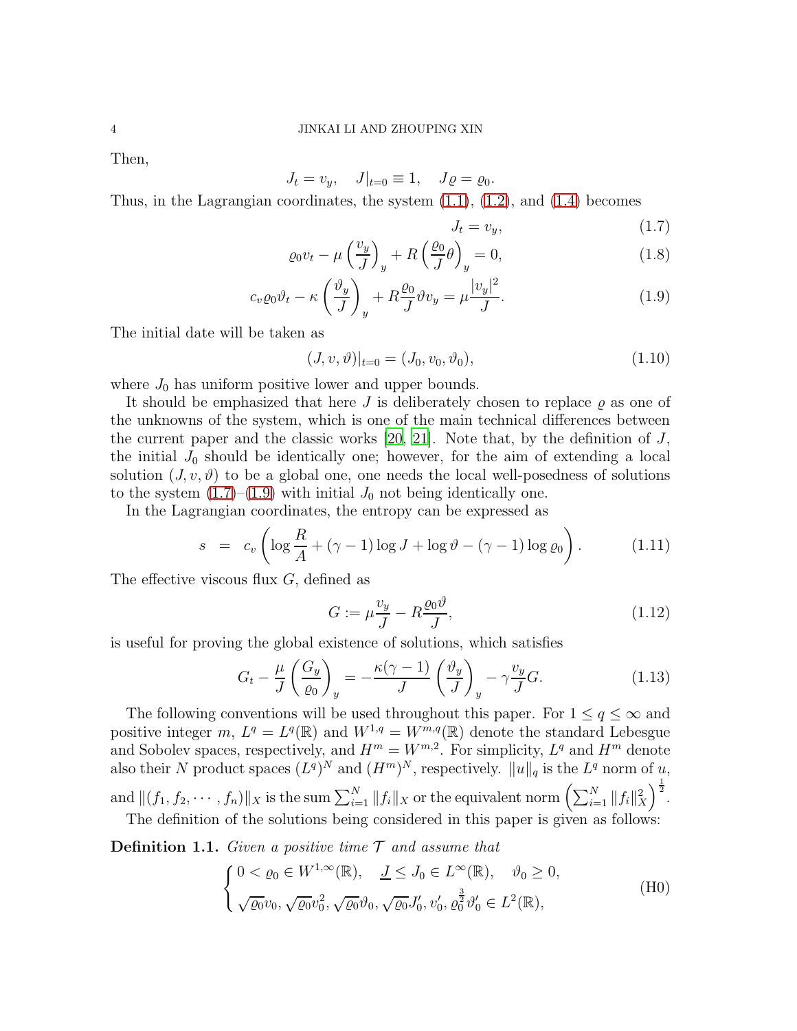Then,

$$J_t = v_y, \quad J|_{t=0} \equiv 1, \quad J\varrho = \varrho_0.$$

Thus, in the Lagrangian coordinates, the system (1.1), (1.2), and (1.4) becomes

$$J_t = v_y, \tag{1.7}$$

$$\varrho_0 v_t - \mu \left(\frac{v_y}{J}\right)_y + R\left(\frac{\varrho_0}{J}\theta\right)_y = 0, \tag{1.8}$$

$$c_v \varrho_0 \vartheta_t - \kappa \left(\frac{\vartheta_y}{J}\right)_y + R\frac{\varrho_0}{J}\vartheta v_y = \mu \frac{|v_y|^2}{J}. \tag{1.9}$$

The initial date will be taken as

$$(J, v, \vartheta)|_{t=0} = (J_0, v_0, \vartheta_0), \tag{1.10}$$

where $J_0$ has uniform positive lower and upper bounds.

It should be emphasized that here $J$ is deliberately chosen to replace $\varrho$ as one of the unknowns of the system, which is one of the main technical differences between the current paper and the classic works [20, 21]. Note that, by the definition of $J$, the initial $J_0$ should be identically one; however, for the aim of extending a local solution $(J, v, \vartheta)$ to be a global one, one needs the local well-posedness of solutions to the system (1.7)–(1.9) with initial $J_0$ not being identically one.

In the Lagrangian coordinates, the entropy can be expressed as

$$s \;=\; c_v\left(\log\frac{R}{A} + (\gamma - 1)\log J + \log\vartheta - (\gamma-1)\log\varrho_0\right). \tag{1.11}$$

The effective viscous flux $G$, defined as

$$G := \mu\frac{v_y}{J} - R\frac{\varrho_0\vartheta}{J}, \tag{1.12}$$

is useful for proving the global existence of solutions, which satisfies

$$G_t - \frac{\mu}{J}\left(\frac{G_y}{\varrho_0}\right)_y = -\frac{\kappa(\gamma-1)}{J}\left(\frac{\vartheta_y}{J}\right)_y - \gamma\frac{v_y}{J}G. \tag{1.13}$$

The following conventions will be used throughout this paper. For $1 \le q \le \infty$ and positive integer $m$, $L^q = L^q(\mathbb{R})$ and $W^{1,q} = W^{m,q}(\mathbb{R})$ denote the standard Lebesgue and Sobolev spaces, respectively, and $H^m = W^{m,2}$. For simplicity, $L^q$ and $H^m$ denote also their $N$ product spaces $(L^q)^N$ and $(H^m)^N$, respectively. $\|u\|_q$ is the $L^q$ norm of $u$, and $\|(f_1, f_2, \cdots, f_n)\|_X$ is the sum $\sum_{i=1}^N \|f_i\|_X$ or the equivalent norm $\left(\sum_{i=1}^N \|f_i\|_X^2\right)^{\frac{1}{2}}$.

The definition of the solutions being considered in this paper is given as follows:

**Definition 1.1.** *Given a positive time $\mathcal{T}$ and assume that*

$$\begin{cases} 0 < \varrho_0 \in W^{1,\infty}(\mathbb{R}), \quad \underline{J} \le J_0 \in L^\infty(\mathbb{R}), \quad \vartheta_0 \ge 0, \\ \sqrt{\varrho_0}v_0, \sqrt{\varrho_0}v_0^2, \sqrt{\varrho_0}\vartheta_0, \sqrt{\varrho_0}J_0', v_0', \varrho_0^{\frac{3}{2}}\vartheta_0' \in L^2(\mathbb{R}), \end{cases} \tag{H0}$$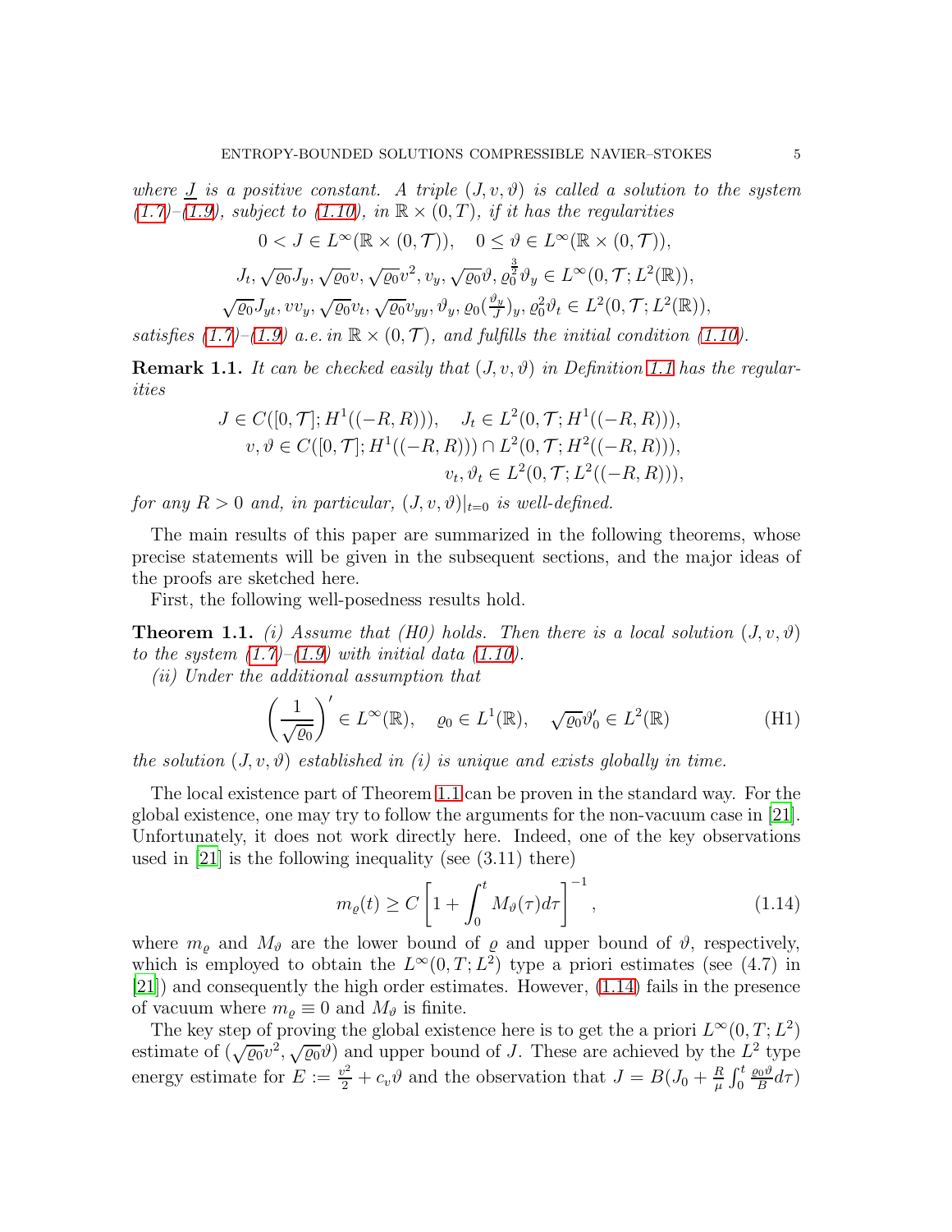*where $\underline{J}$ is a positive constant. A triple $(J, v, \vartheta)$ is called a solution to the system (1.7)–(1.9), subject to (1.10), in $\mathbb{R} \times (0, T)$, if it has the regularities*

$$0 < J \in L^\infty(\mathbb{R} \times (0, \mathcal{T})), \quad 0 \le \vartheta \in L^\infty(\mathbb{R} \times (0, \mathcal{T})),$$

$$J_t, \sqrt{\varrho_0} J_y, \sqrt{\varrho_0} v, \sqrt{\varrho_0} v^2, v_y, \sqrt{\varrho_0}\vartheta, \varrho_0^{\frac{3}{2}} \vartheta_y \in L^\infty(0, \mathcal{T}; L^2(\mathbb{R})),$$

$$\sqrt{\varrho_0} J_{yt}, v v_y, \sqrt{\varrho_0} v_t, \sqrt{\varrho_0} v_{yy}, \vartheta_y, \varrho_0 (\tfrac{\vartheta_y}{J})_y, \varrho_0^2 \vartheta_t \in L^2(0, \mathcal{T}; L^2(\mathbb{R})),$$

*satisfies (1.7)–(1.9) a.e. in $\mathbb{R} \times (0, \mathcal{T})$, and fulfills the initial condition (1.10).*

**Remark 1.1.** *It can be checked easily that $(J, v, \vartheta)$ in Definition 1.1 has the regularities*

$$J \in C([0, \mathcal{T}]; H^1((-R, R))), \quad J_t \in L^2(0, \mathcal{T}; H^1((-R, R))),$$
$$v, \vartheta \in C([0, \mathcal{T}]; H^1((-R, R))) \cap L^2(0, \mathcal{T}; H^2((-R, R))),$$
$$v_t, \vartheta_t \in L^2(0, \mathcal{T}; L^2((-R, R))),$$

*for any $R > 0$ and, in particular, $(J, v, \vartheta)|_{t=0}$ is well-defined.*

The main results of this paper are summarized in the following theorems, whose precise statements will be given in the subsequent sections, and the major ideas of the proofs are sketched here.

First, the following well-posedness results hold.

**Theorem 1.1.** *(i) Assume that (H0) holds. Then there is a local solution $(J, v, \vartheta)$ to the system (1.7)–(1.9) with initial data (1.10).*

*(ii) Under the additional assumption that*

$$\left(\frac{1}{\sqrt{\varrho_0}}\right)' \in L^\infty(\mathbb{R}), \quad \varrho_0 \in L^1(\mathbb{R}), \quad \sqrt{\varrho_0}\vartheta_0' \in L^2(\mathbb{R}) \tag{H1}$$

*the solution $(J, v, \vartheta)$ established in (i) is unique and exists globally in time.*

The local existence part of Theorem 1.1 can be proven in the standard way. For the global existence, one may try to follow the arguments for the non-vacuum case in [21]. Unfortunately, it does not work directly here. Indeed, one of the key observations used in [21] is the following inequality (see (3.11) there)

$$m_\varrho(t) \ge C \left[1 + \int_0^t M_\vartheta(\tau) d\tau\right]^{-1}, \tag{1.14}$$

where $m_\varrho$ and $M_\vartheta$ are the lower bound of $\varrho$ and upper bound of $\vartheta$, respectively, which is employed to obtain the $L^\infty(0, T; L^2)$ type a priori estimates (see (4.7) in [21]) and consequently the high order estimates. However, (1.14) fails in the presence of vacuum where $m_\varrho \equiv 0$ and $M_\vartheta$ is finite.

The key step of proving the global existence here is to get the a priori $L^\infty(0, T; L^2)$ estimate of $(\sqrt{\varrho_0} v^2, \sqrt{\varrho_0}\vartheta)$ and upper bound of $J$. These are achieved by the $L^2$ type energy estimate for $E := \frac{v^2}{2} + c_v \vartheta$ and the observation that $J = B(J_0 + \frac{R}{\mu}\int_0^t \frac{\varrho_0 \vartheta}{B} d\tau)$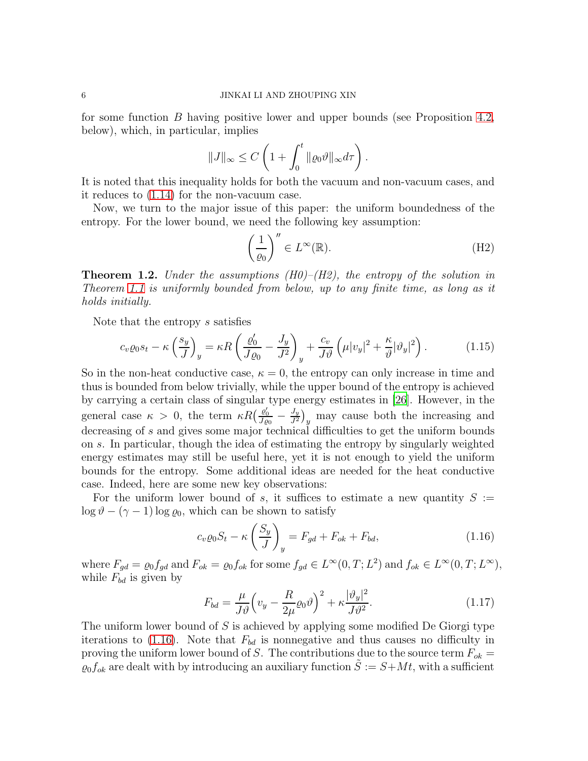for some function $B$ having positive lower and upper bounds (see Proposition 4.2, below), which, in particular, implies

$$\|J\|_\infty \leq C\left(1+\int_0^t \|\varrho_0\vartheta\|_\infty d\tau\right).$$

It is noted that this inequality holds for both the vacuum and non-vacuum cases, and it reduces to (1.14) for the non-vacuum case.

Now, we turn to the major issue of this paper: the uniform boundedness of the entropy. For the lower bound, we need the following key assumption:

$$\left(\frac{1}{\varrho_0}\right)'' \in L^\infty(\mathbb{R}). \tag{H2}$$

**Theorem 1.2.** *Under the assumptions (H0)–(H2), the entropy of the solution in Theorem 1.1 is uniformly bounded from below, up to any finite time, as long as it holds initially.*

Note that the entropy $s$ satisfies

$$c_v\varrho_0 s_t - \kappa\left(\frac{s_y}{J}\right)_y = \kappa R\left(\frac{\varrho_0'}{J\varrho_0} - \frac{J_y}{J^2}\right)_y + \frac{c_v}{J\vartheta}\left(\mu|v_y|^2 + \frac{\kappa}{\vartheta}|\vartheta_y|^2\right). \tag{1.15}$$

So in the non-heat conductive case, $\kappa = 0$, the entropy can only increase in time and thus is bounded from below trivially, while the upper bound of the entropy is achieved by carrying a certain class of singular type energy estimates in [26]. However, in the general case $\kappa > 0$, the term $\kappa R\left(\frac{\varrho_0'}{J\varrho_0} - \frac{J_y}{J^2}\right)_y$ may cause both the increasing and decreasing of $s$ and gives some major technical difficulties to get the uniform bounds on $s$. In particular, though the idea of estimating the entropy by singularly weighted energy estimates may still be useful here, yet it is not enough to yield the uniform bounds for the entropy. Some additional ideas are needed for the heat conductive case. Indeed, here are some new key observations:

For the uniform lower bound of $s$, it suffices to estimate a new quantity $S := \log\vartheta - (\gamma-1)\log\varrho_0$, which can be shown to satisfy

$$c_v\varrho_0 S_t - \kappa\left(\frac{S_y}{J}\right)_y = F_{gd} + F_{ok} + F_{bd}, \tag{1.16}$$

where $F_{gd} = \varrho_0 f_{gd}$ and $F_{ok} = \varrho_0 f_{ok}$ for some $f_{gd} \in L^\infty(0,T;L^2)$ and $f_{ok} \in L^\infty(0,T;L^\infty)$, while $F_{bd}$ is given by

$$F_{bd} = \frac{\mu}{J\vartheta}\left(v_y - \frac{R}{2\mu}\varrho_0\vartheta\right)^2 + \kappa\frac{|\vartheta_y|^2}{J\vartheta^2}. \tag{1.17}$$

The uniform lower bound of $S$ is achieved by applying some modified De Giorgi type iterations to (1.16). Note that $F_{bd}$ is nonnegative and thus causes no difficulty in proving the uniform lower bound of $S$. The contributions due to the source term $F_{ok} = \varrho_0 f_{ok}$ are dealt with by introducing an auxiliary function $\tilde{S} := S + Mt$, with a sufficient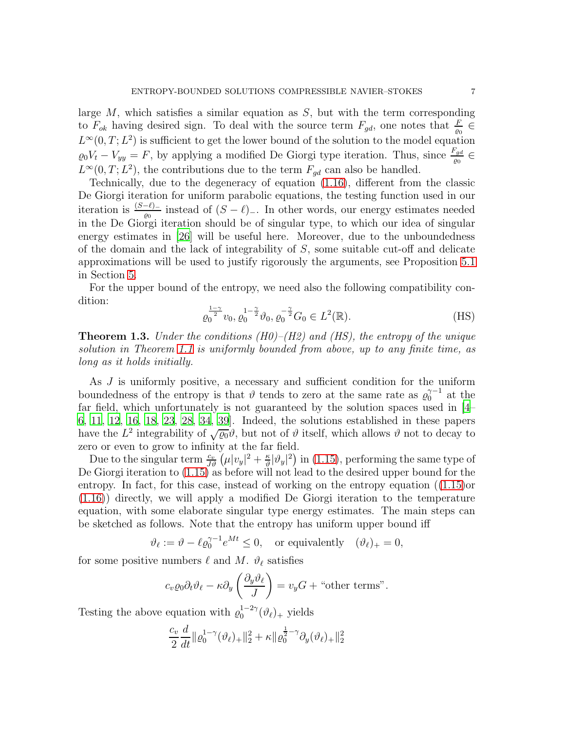large $M$, which satisfies a similar equation as $S$, but with the term corresponding to $F_{ok}$ having desired sign. To deal with the source term $F_{gd}$, one notes that $\frac{F}{\varrho_0} \in L^\infty(0,T;L^2)$ is sufficient to get the lower bound of the solution to the model equation $\varrho_0 V_t - V_{yy} = F$, by applying a modified De Giorgi type iteration. Thus, since $\frac{F_{gd}}{\varrho_0} \in L^\infty(0,T;L^2)$, the contributions due to the term $F_{gd}$ can also be handled.

Technically, due to the degeneracy of equation (1.16), different from the classic De Giorgi iteration for uniform parabolic equations, the testing function used in our iteration is $\frac{(S-\ell)_-}{\varrho_0}$ instead of $(S-\ell)_-$. In other words, our energy estimates needed in the De Giorgi iteration should be of singular type, to which our idea of singular energy estimates in [26] will be useful here. Moreover, due to the unboundedness of the domain and the lack of integrability of $S$, some suitable cut-off and delicate approximations will be used to justify rigorously the arguments, see Proposition 5.1 in Section 5.

For the upper bound of the entropy, we need also the following compatibility condition:

$$\varrho_0^{\frac{1-\gamma}{2}} v_0, \varrho_0^{1-\frac{\gamma}{2}} \vartheta_0, \varrho_0^{-\frac{\gamma}{2}} G_0 \in L^2(\mathbb{R}). \tag{HS}$$

**Theorem 1.3.** *Under the conditions (H0)–(H2) and (HS), the entropy of the unique solution in Theorem 1.1 is uniformly bounded from above, up to any finite time, as long as it holds initially.*

As $J$ is uniformly positive, a necessary and sufficient condition for the uniform boundedness of the entropy is that $\vartheta$ tends to zero at the same rate as $\varrho_0^{\gamma-1}$ at the far field, which unfortunately is not guaranteed by the solution spaces used in [4–6, 11, 12, 16, 18, 23, 28, 34, 39]. Indeed, the solutions established in these papers have the $L^2$ integrability of $\sqrt{\varrho_0}\vartheta$, but not of $\vartheta$ itself, which allows $\vartheta$ not to decay to zero or even to grow to infinity at the far field.

Due to the singular term $\frac{c_v}{J\vartheta}\left(\mu|v_y|^2 + \frac{\kappa}{\vartheta}|\vartheta_y|^2\right)$ in (1.15), performing the same type of De Giorgi iteration to (1.15) as before will not lead to the desired upper bound for the entropy. In fact, for this case, instead of working on the entropy equation ((1.15)or (1.16)) directly, we will apply a modified De Giorgi iteration to the temperature equation, with some elaborate singular type energy estimates. The main steps can be sketched as follows. Note that the entropy has uniform upper bound iff

$$\vartheta_\ell := \vartheta - \ell\varrho_0^{\gamma-1}e^{Mt} \le 0, \quad \text{or equivalently} \quad (\vartheta_\ell)_+ = 0,$$

for some positive numbers $\ell$ and $M$. $\vartheta_\ell$ satisfies

$$c_v\varrho_0\partial_t\vartheta_\ell - \kappa\partial_y\left(\frac{\partial_y\vartheta_\ell}{J}\right) = v_y G + \text{“other terms”}.$$

Testing the above equation with $\varrho_0^{1-2\gamma}(\vartheta_\ell)_+$ yields

$$\frac{c_v}{2}\frac{d}{dt}\|\varrho_0^{1-\gamma}(\vartheta_\ell)_+\|_2^2 + \kappa\|\varrho_0^{\frac{1}{2}-\gamma}\partial_y(\vartheta_\ell)_+\|_2^2$$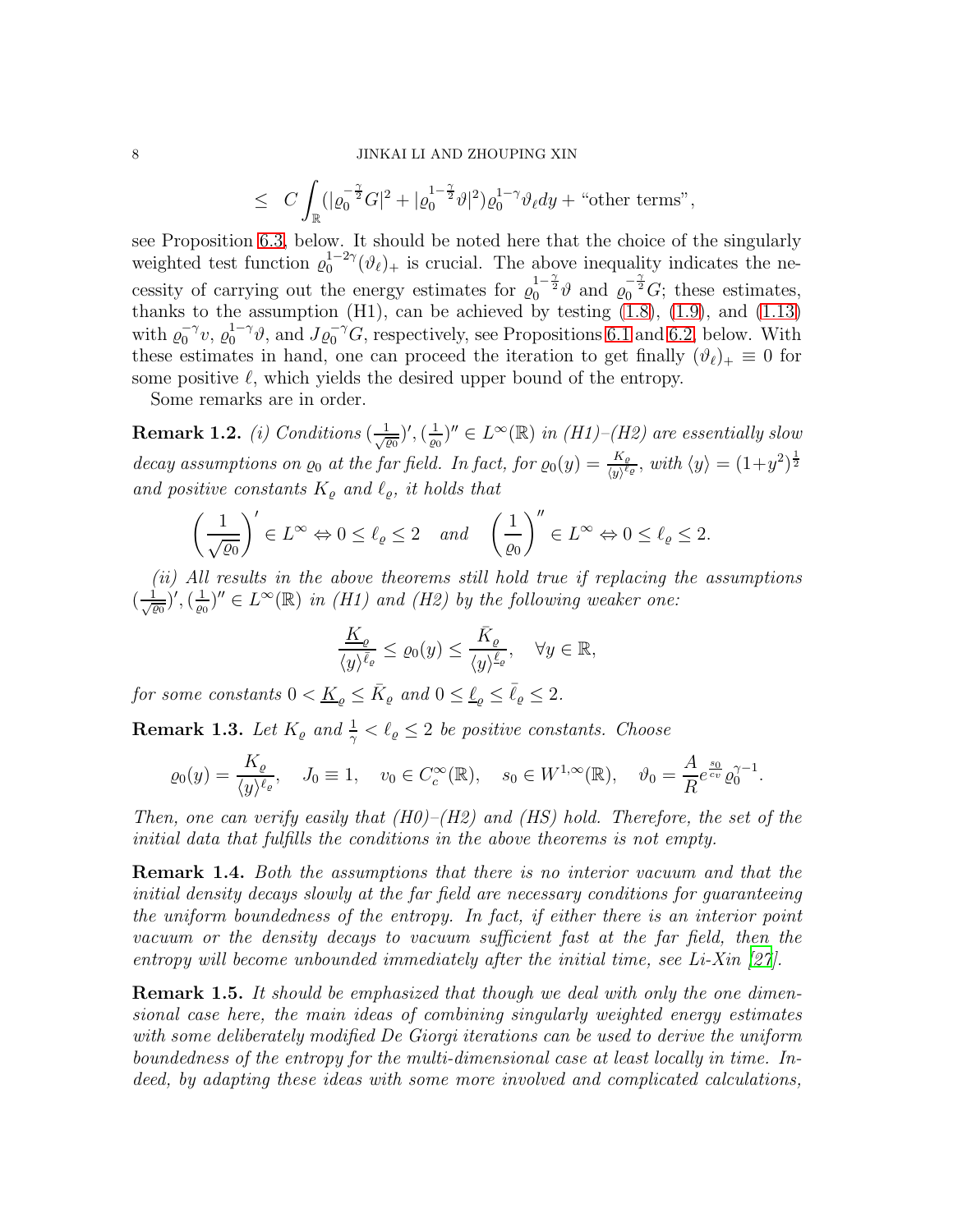$$\leq \ C\int_{\mathbb{R}}(|\varrho_0^{-\frac{\gamma}{2}}G|^2+|\varrho_0^{1-\frac{\gamma}{2}}\vartheta|^2)\varrho_0^{1-\gamma}\vartheta_\ell dy + \text{“other terms”},$$

see Proposition 6.3, below. It should be noted here that the choice of the singularly weighted test function $\varrho_0^{1-2\gamma}(\vartheta_\ell)_+$ is crucial. The above inequality indicates the necessity of carrying out the energy estimates for $\varrho_0^{1-\frac{\gamma}{2}}\vartheta$ and $\varrho_0^{-\frac{\gamma}{2}}G$; these estimates, thanks to the assumption (H1), can be achieved by testing (1.8), (1.9), and (1.13) with $\varrho_0^{-\gamma}v$, $\varrho_0^{1-\gamma}\vartheta$, and $J\varrho_0^{-\gamma}G$, respectively, see Propositions 6.1 and 6.2, below. With these estimates in hand, one can proceed the iteration to get finally $(\vartheta_\ell)_+\equiv 0$ for some positive $\ell$, which yields the desired upper bound of the entropy.

Some remarks are in order.

**Remark 1.2.** *(i) Conditions $(\frac{1}{\sqrt{\varrho_0}})', (\frac{1}{\varrho_0})''\in L^\infty(\mathbb{R})$ in (H1)–(H2) are essentially slow decay assumptions on $\varrho_0$ at the far field. In fact, for $\varrho_0(y)=\frac{K_\varrho}{\langle y\rangle^{\ell_\varrho}}$, with $\langle y\rangle=(1+y^2)^{\frac12}$ and positive constants $K_\varrho$ and $\ell_\varrho$, it holds that*

$$\left(\frac{1}{\sqrt{\varrho_0}}\right)'\in L^\infty \Leftrightarrow 0\leq \ell_\varrho\leq 2 \quad \text{and} \quad \left(\frac{1}{\varrho_0}\right)''\in L^\infty \Leftrightarrow 0\leq \ell_\varrho\leq 2.$$

*(ii) All results in the above theorems still hold true if replacing the assumptions $(\frac{1}{\sqrt{\varrho_0}})', (\frac{1}{\varrho_0})''\in L^\infty(\mathbb{R})$ in (H1) and (H2) by the following weaker one:*

$$\frac{\underline{K}_\varrho}{\langle y\rangle^{\bar{\ell}_\varrho}}\leq \varrho_0(y)\leq \frac{\bar{K}_\varrho}{\langle y\rangle^{\underline{\ell}_\varrho}},\quad \forall y\in\mathbb{R},$$

*for some constants $0<\underline{K}_\varrho\leq \bar{K}_\varrho$ and $0\leq \underline{\ell}_\varrho\leq \bar{\ell}_\varrho\leq 2$.*

**Remark 1.3.** *Let $K_\varrho$ and $\frac{1}{\gamma}<\ell_\varrho\leq 2$ be positive constants. Choose*

$$\varrho_0(y)=\frac{K_\varrho}{\langle y\rangle^{\ell_\varrho}},\quad J_0\equiv 1,\quad v_0\in C_c^\infty(\mathbb{R}),\quad s_0\in W^{1,\infty}(\mathbb{R}),\quad \vartheta_0=\frac{A}{R}e^{\frac{s_0}{c_v}}\varrho_0^{\gamma-1}.$$

*Then, one can verify easily that (H0)–(H2) and (HS) hold. Therefore, the set of the initial data that fulfills the conditions in the above theorems is not empty.*

**Remark 1.4.** *Both the assumptions that there is no interior vacuum and that the initial density decays slowly at the far field are necessary conditions for guaranteeing the uniform boundedness of the entropy. In fact, if either there is an interior point vacuum or the density decays to vacuum sufficient fast at the far field, then the entropy will become unbounded immediately after the initial time, see Li-Xin [27].*

**Remark 1.5.** *It should be emphasized that though we deal with only the one dimensional case here, the main ideas of combining singularly weighted energy estimates with some deliberately modified De Giorgi iterations can be used to derive the uniform boundedness of the entropy for the multi-dimensional case at least locally in time. Indeed, by adapting these ideas with some more involved and complicated calculations,*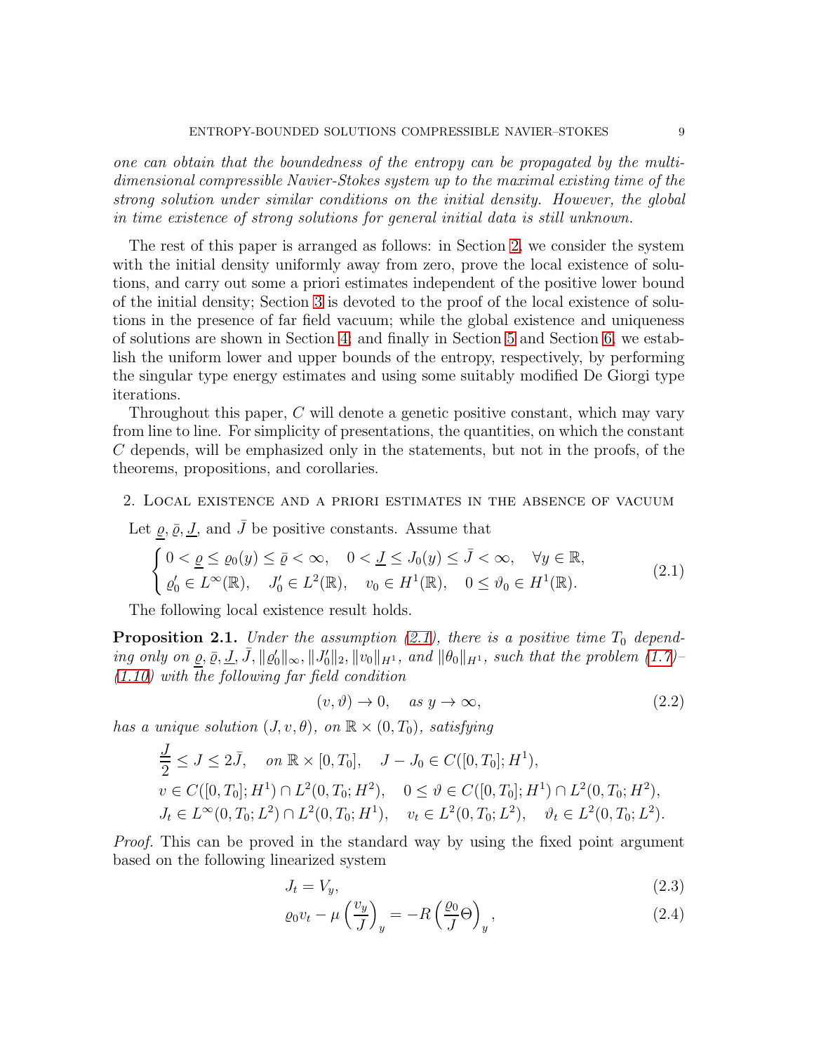*one can obtain that the boundedness of the entropy can be propagated by the multi-dimensional compressible Navier-Stokes system up to the maximal existing time of the strong solution under similar conditions on the initial density. However, the global in time existence of strong solutions for general initial data is still unknown.*

The rest of this paper is arranged as follows: in Section 2, we consider the system with the initial density uniformly away from zero, prove the local existence of solutions, and carry out some a priori estimates independent of the positive lower bound of the initial density; Section 3 is devoted to the proof of the local existence of solutions in the presence of far field vacuum; while the global existence and uniqueness of solutions are shown in Section 4; and finally in Section 5 and Section 6, we establish the uniform lower and upper bounds of the entropy, respectively, by performing the singular type energy estimates and using some suitably modified De Giorgi type iterations.

Throughout this paper, $C$ will denote a genetic positive constant, which may vary from line to line. For simplicity of presentations, the quantities, on which the constant $C$ depends, will be emphasized only in the statements, but not in the proofs, of the theorems, propositions, and corollaries.

## 2. Local existence and a priori estimates in the absence of vacuum

Let $\underline{\varrho}, \bar{\varrho}, \underline{J}$, and $\bar{J}$ be positive constants. Assume that

$$
\begin{cases} 0 < \underline{\varrho} \leq \varrho_0(y) \leq \bar{\varrho} < \infty, \quad 0 < \underline{J} \leq J_0(y) \leq \bar{J} < \infty, \quad \forall y \in \mathbb{R}, \\ \varrho_0' \in L^\infty(\mathbb{R}), \quad J_0' \in L^2(\mathbb{R}), \quad v_0 \in H^1(\mathbb{R}), \quad 0 \leq \vartheta_0 \in H^1(\mathbb{R}). \end{cases} \tag{2.1}
$$

The following local existence result holds.

**Proposition 2.1.** *Under the assumption (2.1), there is a positive time $T_0$ depending only on $\underline{\varrho}, \bar{\varrho}, \underline{J}, \bar{J}, \|\varrho_0'\|_\infty, \|J_0'\|_2, \|v_0\|_{H^1}$, and $\|\theta_0\|_{H^1}$, such that the problem (1.7)–(1.10) with the following far field condition*

$$
(v, \vartheta) \to 0, \quad \text{as } y \to \infty, \tag{2.2}
$$

*has a unique solution $(J, v, \theta)$, on $\mathbb{R} \times (0, T_0)$, satisfying*

$$
\begin{aligned}
&\frac{\underline{J}}{2} \leq J \leq 2\bar{J}, \quad \text{on } \mathbb{R} \times [0, T_0], \quad J - J_0 \in C([0, T_0]; H^1), \\
&v \in C([0, T_0]; H^1) \cap L^2(0, T_0; H^2), \quad 0 \leq \vartheta \in C([0, T_0]; H^1) \cap L^2(0, T_0; H^2), \\
&J_t \in L^\infty(0, T_0; L^2) \cap L^2(0, T_0; H^1), \quad v_t \in L^2(0, T_0; L^2), \quad \vartheta_t \in L^2(0, T_0; L^2).
\end{aligned}
$$

*Proof.* This can be proved in the standard way by using the fixed point argument based on the following linearized system

$$
J_t = V_y, \tag{2.3}
$$

$$
\varrho_0 v_t - \mu \left(\frac{v_y}{J}\right)_y = -R \left(\frac{\varrho_0}{J} \Theta\right)_y, \tag{2.4}
$$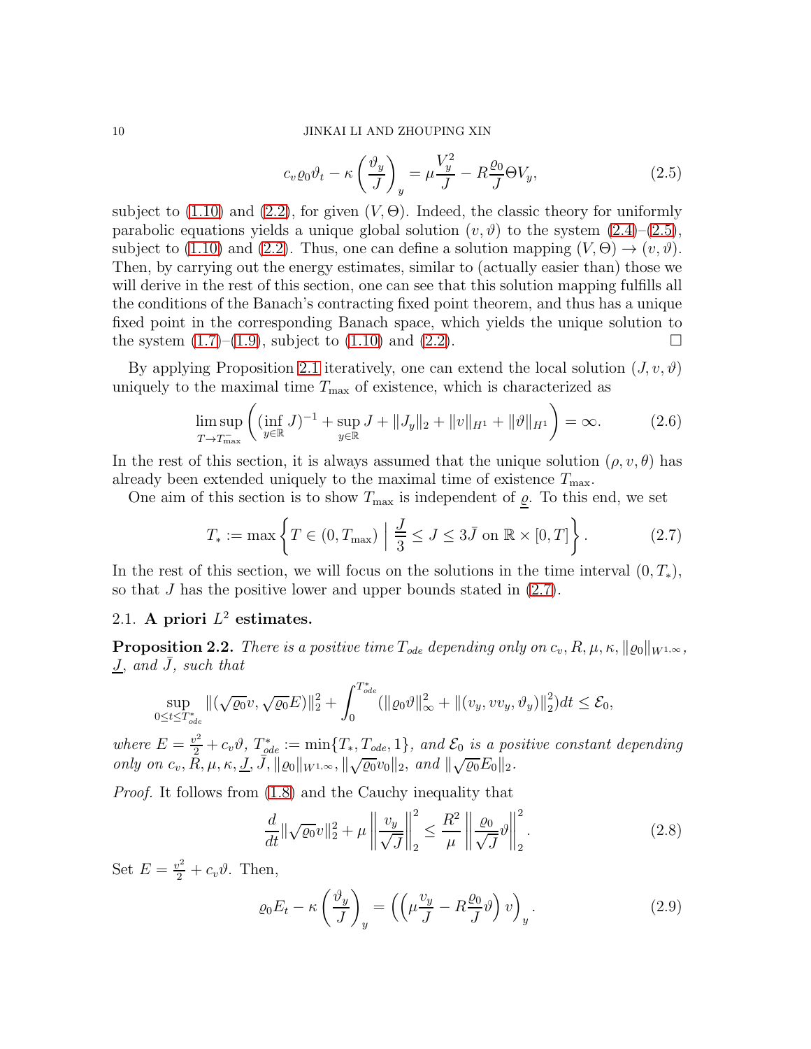$$c_v\varrho_0\vartheta_t - \kappa\left(\frac{\vartheta_y}{J}\right)_y = \mu\frac{V_y^2}{J} - R\frac{\varrho_0}{J}\Theta V_y, \tag{2.5}$$

subject to (1.10) and (2.2), for given $(V, \Theta)$. Indeed, the classic theory for uniformly parabolic equations yields a unique global solution $(v, \vartheta)$ to the system (2.4)–(2.5), subject to (1.10) and (2.2). Thus, one can define a solution mapping $(V, \Theta) \to (v, \vartheta)$. Then, by carrying out the energy estimates, similar to (actually easier than) those we will derive in the rest of this section, one can see that this solution mapping fulfills all the conditions of the Banach's contracting fixed point theorem, and thus has a unique fixed point in the corresponding Banach space, which yields the unique solution to the system (1.7)–(1.9), subject to (1.10) and (2.2). $\square$

By applying Proposition 2.1 iteratively, one can extend the local solution $(J, v, \vartheta)$ uniquely to the maximal time $T_{\max}$ of existence, which is characterized as

$$\limsup_{T\to T_{\max}^-}\left((\inf_{y\in\mathbb{R}} J)^{-1} + \sup_{y\in\mathbb{R}} J + \|J_y\|_2 + \|v\|_{H^1} + \|\vartheta\|_{H^1}\right) = \infty. \tag{2.6}$$

In the rest of this section, it is always assumed that the unique solution $(\rho, v, \theta)$ has already been extended uniquely to the maximal time of existence $T_{\max}$.

One aim of this section is to show $T_{\max}$ is independent of $\underline{\varrho}$. To this end, we set

$$T_* := \max\left\{T \in (0, T_{\max}) \,\middle|\, \frac{J}{3} \leq J \leq 3\bar{J} \text{ on } \mathbb{R}\times[0,T]\right\}. \tag{2.7}$$

In the rest of this section, we will focus on the solutions in the time interval $(0, T_*)$, so that $J$ has the positive lower and upper bounds stated in (2.7).

### 2.1. A priori $L^2$ estimates.

**Proposition 2.2.** *There is a positive time $T_{ode}$ depending only on $c_v, R, \mu, \kappa, \|\varrho_0\|_{W^{1,\infty}}$, $\underline{J}$, and $\bar{J}$, such that*

$$\sup_{0\leq t\leq T_{ode}^*}\|(\sqrt{\varrho_0}v, \sqrt{\varrho_0}E)\|_2^2 + \int_0^{T_{ode}^*}(\|\varrho_0\vartheta\|_\infty^2 + \|(v_y, vv_y, \vartheta_y)\|_2^2)dt \leq \mathcal{E}_0,$$

*where $E = \frac{v^2}{2} + c_v\vartheta$, $T_{ode}^* := \min\{T_*, T_{ode}, 1\}$, and $\mathcal{E}_0$ is a positive constant depending only on $c_v, R, \mu, \kappa, \underline{J}, \bar{J}, \|\varrho_0\|_{W^{1,\infty}}, \|\sqrt{\varrho_0}v_0\|_2$, and $\|\sqrt{\varrho_0}E_0\|_2$.*

*Proof.* It follows from (1.8) and the Cauchy inequality that

$$\frac{d}{dt}\|\sqrt{\varrho_0}v\|_2^2 + \mu\left\|\frac{v_y}{\sqrt{J}}\right\|_2^2 \leq \frac{R^2}{\mu}\left\|\frac{\varrho_0}{\sqrt{J}}\vartheta\right\|_2^2. \tag{2.8}$$

Set $E = \frac{v^2}{2} + c_v\vartheta$. Then,

$$\varrho_0 E_t - \kappa\left(\frac{\vartheta_y}{J}\right)_y = \left(\left(\mu\frac{v_y}{J} - R\frac{\varrho_0}{J}\vartheta\right)v\right)_y. \tag{2.9}$$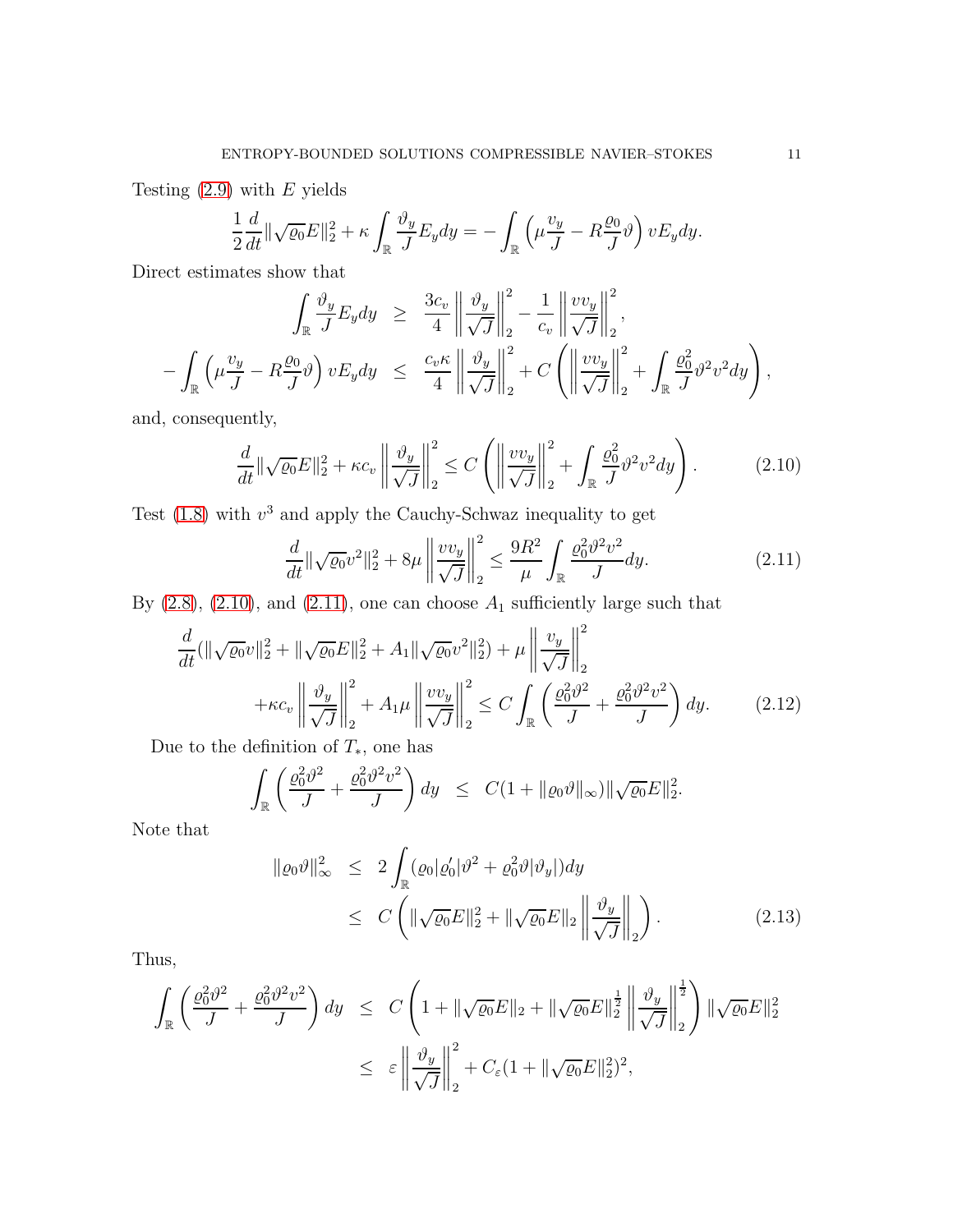Testing (2.9) with $E$ yields

$$\frac{1}{2}\frac{d}{dt}\|\sqrt{\varrho_0}E\|_2^2+\kappa\int_{\mathbb{R}}\frac{\vartheta_y}{J}E_ydy=-\int_{\mathbb{R}}\left(\mu\frac{v_y}{J}-R\frac{\varrho_0}{J}\vartheta\right)vE_ydy.$$

Direct estimates show that

$$\begin{aligned}\int_{\mathbb{R}}\frac{\vartheta_y}{J}E_ydy &\geq \frac{3c_v}{4}\left\|\frac{\vartheta_y}{\sqrt{J}}\right\|_2^2-\frac{1}{c_v}\left\|\frac{vv_y}{\sqrt{J}}\right\|_2^2,\\ -\int_{\mathbb{R}}\left(\mu\frac{v_y}{J}-R\frac{\varrho_0}{J}\vartheta\right)vE_ydy &\leq \frac{c_v\kappa}{4}\left\|\frac{\vartheta_y}{\sqrt{J}}\right\|_2^2+C\left(\left\|\frac{vv_y}{\sqrt{J}}\right\|_2^2+\int_{\mathbb{R}}\frac{\varrho_0^2}{J}\vartheta^2v^2dy\right),\end{aligned}$$

and, consequently,

$$\frac{d}{dt}\|\sqrt{\varrho_0}E\|_2^2+\kappa c_v\left\|\frac{\vartheta_y}{\sqrt{J}}\right\|_2^2\leq C\left(\left\|\frac{vv_y}{\sqrt{J}}\right\|_2^2+\int_{\mathbb{R}}\frac{\varrho_0^2}{J}\vartheta^2v^2dy\right). \tag{2.10}$$

Test (1.8) with $v^3$ and apply the Cauchy-Schwaz inequality to get

$$\frac{d}{dt}\|\sqrt{\varrho_0}v^2\|_2^2+8\mu\left\|\frac{vv_y}{\sqrt{J}}\right\|_2^2\leq\frac{9R^2}{\mu}\int_{\mathbb{R}}\frac{\varrho_0^2\vartheta^2v^2}{J}dy. \tag{2.11}$$

By (2.8), (2.10), and (2.11), one can choose $A_1$ sufficiently large such that

$$\begin{aligned}&\frac{d}{dt}(\|\sqrt{\varrho_0}v\|_2^2+\|\sqrt{\varrho_0}E\|_2^2+A_1\|\sqrt{\varrho_0}v^2\|_2^2)+\mu\left\|\frac{v_y}{\sqrt{J}}\right\|_2^2\\ &\quad+\kappa c_v\left\|\frac{\vartheta_y}{\sqrt{J}}\right\|_2^2+A_1\mu\left\|\frac{vv_y}{\sqrt{J}}\right\|_2^2\leq C\int_{\mathbb{R}}\left(\frac{\varrho_0^2\vartheta^2}{J}+\frac{\varrho_0^2\vartheta^2v^2}{J}\right)dy. \end{aligned}\tag{2.12}$$

Due to the definition of $T_*$, one has

$$\int_{\mathbb{R}}\left(\frac{\varrho_0^2\vartheta^2}{J}+\frac{\varrho_0^2\vartheta^2v^2}{J}\right)dy \leq C(1+\|\varrho_0\vartheta\|_\infty)\|\sqrt{\varrho_0}E\|_2^2.$$

Note that

$$\begin{aligned}\|\varrho_0\vartheta\|_\infty^2 &\leq 2\int_{\mathbb{R}}(\varrho_0|\varrho_0'|\vartheta^2+\varrho_0^2\vartheta|\vartheta_y|)dy\\ &\leq C\left(\|\sqrt{\varrho_0}E\|_2^2+\|\sqrt{\varrho_0}E\|_2\left\|\frac{\vartheta_y}{\sqrt{J}}\right\|_2\right).\end{aligned}\tag{2.13}$$

Thus,

$$\begin{aligned}\int_{\mathbb{R}}\left(\frac{\varrho_0^2\vartheta^2}{J}+\frac{\varrho_0^2\vartheta^2v^2}{J}\right)dy &\leq C\left(1+\|\sqrt{\varrho_0}E\|_2+\|\sqrt{\varrho_0}E\|_2^{\frac{1}{2}}\left\|\frac{\vartheta_y}{\sqrt{J}}\right\|_2^{\frac{1}{2}}\right)\|\sqrt{\varrho_0}E\|_2^2\\ &\leq \varepsilon\left\|\frac{\vartheta_y}{\sqrt{J}}\right\|_2^2+C_\varepsilon(1+\|\sqrt{\varrho_0}E\|_2^2)^2,\end{aligned}$$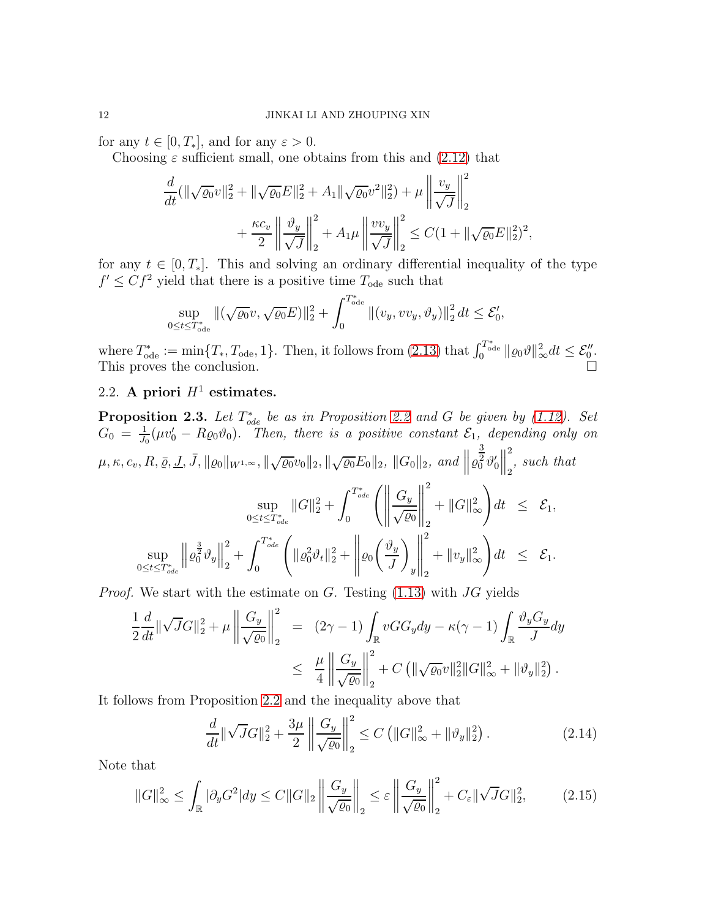for any $t \in [0, T_*]$, and for any $\varepsilon > 0$.

Choosing $\varepsilon$ sufficient small, one obtains from this and (2.12) that

$$
\begin{aligned}
\frac{d}{dt}(\|\sqrt{\varrho_0}v\|_2^2 + \|\sqrt{\varrho_0}E\|_2^2 + A_1\|\sqrt{\varrho_0}v^2\|_2^2) + \mu \left\|\frac{v_y}{\sqrt{J}}\right\|_2^2 \\
+ \frac{\kappa c_v}{2}\left\|\frac{\vartheta_y}{\sqrt{J}}\right\|_2^2 + A_1\mu\left\|\frac{vv_y}{\sqrt{J}}\right\|_2^2 \leq C(1 + \|\sqrt{\varrho_0}E\|_2^2)^2,
\end{aligned}
$$

for any $t \in [0, T_*]$. This and solving an ordinary differential inequality of the type $f' \leq Cf^2$ yield that there is a positive time $T_{\text{ode}}$ such that

$$
\sup_{0\leq t\leq T_{\text{ode}}^*}\|(\sqrt{\varrho_0}v, \sqrt{\varrho_0}E)\|_2^2 + \int_0^{T_{\text{ode}}^*}\|(v_y, vv_y, \vartheta_y)\|_2^2\,dt \leq \mathcal{E}_0',
$$

where $T_{\text{ode}}^* := \min\{T_*, T_{\text{ode}}, 1\}$. Then, it follows from (2.13) that $\int_0^{T_{\text{ode}}^*}\|\varrho_0\vartheta\|_\infty^2 dt \leq \mathcal{E}_0''$. This proves the conclusion. $\square$

## 2.2. A priori $H^1$ estimates.

**Proposition 2.3.** *Let $T_{ode}^*$ be as in Proposition 2.2 and $G$ be given by (1.12). Set $G_0 = \frac{1}{J_0}(\mu v_0' - R\varrho_0\vartheta_0)$. Then, there is a positive constant $\mathcal{E}_1$, depending only on $\mu, \kappa, c_v, R, \bar{\varrho}, \underline{J}, \bar{J}, \|\varrho_0\|_{W^{1,\infty}}, \|\sqrt{\varrho_0}v_0\|_2, \|\sqrt{\varrho_0}E_0\|_2$, $\|G_0\|_2$, and $\left\|\varrho_0^{\frac{3}{2}}\vartheta_0'\right\|_2^2$, such that*

$$
\begin{aligned}
\sup_{0\leq t\leq T_{ode}^*}\|G\|_2^2 + \int_0^{T_{ode}^*}\left(\left\|\frac{G_y}{\sqrt{\varrho_0}}\right\|_2^2 + \|G\|_\infty^2\right)dt &\leq \mathcal{E}_1, \\
\sup_{0\leq t\leq T_{ode}^*}\left\|\varrho_0^{\frac{3}{2}}\vartheta_y\right\|_2^2 + \int_0^{T_{ode}^*}\left(\|\varrho_0^2\vartheta_t\|_2^2 + \left\|\varrho_0\left(\frac{\vartheta_y}{J}\right)_y\right\|_2^2 + \|v_y\|_\infty^2\right)dt &\leq \mathcal{E}_1.
\end{aligned}
$$

*Proof.* We start with the estimate on $G$. Testing (1.13) with $JG$ yields

$$
\begin{aligned}
\frac{1}{2}\frac{d}{dt}\|\sqrt{J}G\|_2^2 + \mu\left\|\frac{G_y}{\sqrt{\varrho_0}}\right\|_2^2 &= (2\gamma - 1)\int_{\mathbb{R}} vGG_y dy - \kappa(\gamma - 1)\int_{\mathbb{R}}\frac{\vartheta_y G_y}{J}dy \\
&\leq \frac{\mu}{4}\left\|\frac{G_y}{\sqrt{\varrho_0}}\right\|_2^2 + C\left(\|\sqrt{\varrho_0}v\|_2^2\|G\|_\infty^2 + \|\vartheta_y\|_2^2\right).
\end{aligned}
$$

It follows from Proposition 2.2 and the inequality above that

$$
\frac{d}{dt}\|\sqrt{J}G\|_2^2 + \frac{3\mu}{2}\left\|\frac{G_y}{\sqrt{\varrho_0}}\right\|_2^2 \leq C\left(\|G\|_\infty^2 + \|\vartheta_y\|_2^2\right). \tag{2.14}
$$

Note that

$$
\|G\|_\infty^2 \leq \int_{\mathbb{R}}|\partial_y G^2|dy \leq C\|G\|_2\left\|\frac{G_y}{\sqrt{\varrho_0}}\right\|_2 \leq \varepsilon\left\|\frac{G_y}{\sqrt{\varrho_0}}\right\|_2^2 + C_\varepsilon\|\sqrt{J}G\|_2^2, \tag{2.15}
$$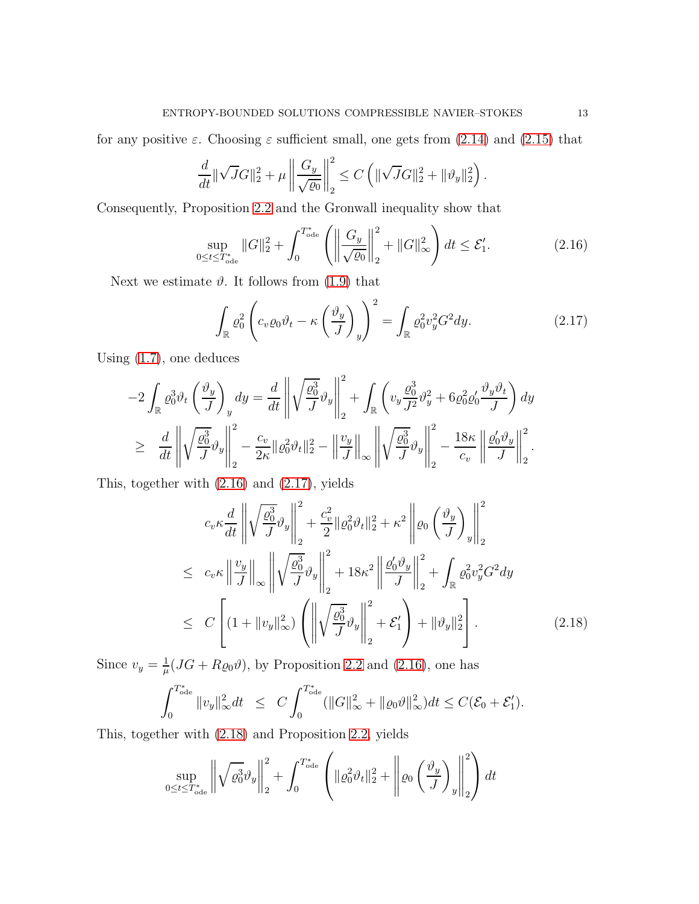for any positive $\varepsilon$. Choosing $\varepsilon$ sufficient small, one gets from (2.14) and (2.15) that

$$\frac{d}{dt}\|\sqrt{J}G\|_2^2 + \mu\left\|\frac{G_y}{\sqrt{\varrho_0}}\right\|_2^2 \le C\left(\|\sqrt{J}G\|_2^2 + \|\vartheta_y\|_2^2\right).$$

Consequently, Proposition 2.2 and the Gronwall inequality show that

$$\sup_{0\le t\le T^*_{\text{ode}}}\|G\|_2^2 + \int_0^{T^*_{\text{ode}}}\left(\left\|\frac{G_y}{\sqrt{\varrho_0}}\right\|_2^2 + \|G\|_\infty^2\right)dt \le \mathcal{E}_1'. \tag{2.16}$$

Next we estimate $\vartheta$. It follows from (1.9) that

$$\int_{\mathbb{R}}\varrho_0^2\left(c_v\varrho_0\vartheta_t - \kappa\left(\frac{\vartheta_y}{J}\right)_y\right)^2 = \int_{\mathbb{R}}\varrho_0^2 v_y^2 G^2 dy. \tag{2.17}$$

Using (1.7), one deduces

$$\begin{aligned}
-2\int_{\mathbb{R}}\varrho_0^3\vartheta_t\left(\frac{\vartheta_y}{J}\right)_y dy &= \frac{d}{dt}\left\|\sqrt{\frac{\varrho_0^3}{J}}\vartheta_y\right\|_2^2 + \int_{\mathbb{R}}\left(v_y\frac{\varrho_0^3}{J^2}\vartheta_y^2 + 6\varrho_0^2\varrho_0'\frac{\vartheta_y\vartheta_t}{J}\right)dy\\
&\ge \frac{d}{dt}\left\|\sqrt{\frac{\varrho_0^3}{J}}\vartheta_y\right\|_2^2 - \frac{c_v}{2\kappa}\|\varrho_0^2\vartheta_t\|_2^2 - \left\|\frac{v_y}{J}\right\|_\infty\left\|\sqrt{\frac{\varrho_0^3}{J}}\vartheta_y\right\|_2^2 - \frac{18\kappa}{c_v}\left\|\frac{\varrho_0'\vartheta_y}{J}\right\|_2^2.
\end{aligned}$$

This, together with (2.16) and (2.17), yields

$$\begin{aligned}
&c_v\kappa\frac{d}{dt}\left\|\sqrt{\frac{\varrho_0^3}{J}}\vartheta_y\right\|_2^2 + \frac{c_v^2}{2}\|\varrho_0^2\vartheta_t\|_2^2 + \kappa^2\left\|\varrho_0\left(\frac{\vartheta_y}{J}\right)_y\right\|_2^2\\
\le\ & c_v\kappa\left\|\frac{v_y}{J}\right\|_\infty\left\|\sqrt{\frac{\varrho_0^3}{J}}\vartheta_y\right\|_2^2 + 18\kappa^2\left\|\frac{\varrho_0'\vartheta_y}{J}\right\|_2^2 + \int_{\mathbb{R}}\varrho_0^2 v_y^2 G^2 dy\\
\le\ & C\left[(1+\|v_y\|_\infty^2)\left(\left\|\sqrt{\frac{\varrho_0^3}{J}}\vartheta_y\right\|_2^2 + \mathcal{E}_1'\right) + \|\vartheta_y\|_2^2\right].
\end{aligned} \tag{2.18}$$

Since $v_y = \frac{1}{\mu}(JG + R\varrho_0\vartheta)$, by Proposition 2.2 and (2.16), one has

$$\int_0^{T^*_{\text{ode}}}\|v_y\|_\infty^2 dt \le C\int_0^{T^*_{\text{ode}}}(\|G\|_\infty^2 + \|\varrho_0\vartheta\|_\infty^2)dt \le C(\mathcal{E}_0 + \mathcal{E}_1').$$

This, together with (2.18) and Proposition 2.2, yields

$$\sup_{0\le t\le T^*_{\text{ode}}}\left\|\sqrt{\varrho_0^3}\vartheta_y\right\|_2^2 + \int_0^{T^*_{\text{ode}}}\left(\|\varrho_0^2\vartheta_t\|_2^2 + \left\|\varrho_0\left(\frac{\vartheta_y}{J}\right)_y\right\|_2^2\right)dt$$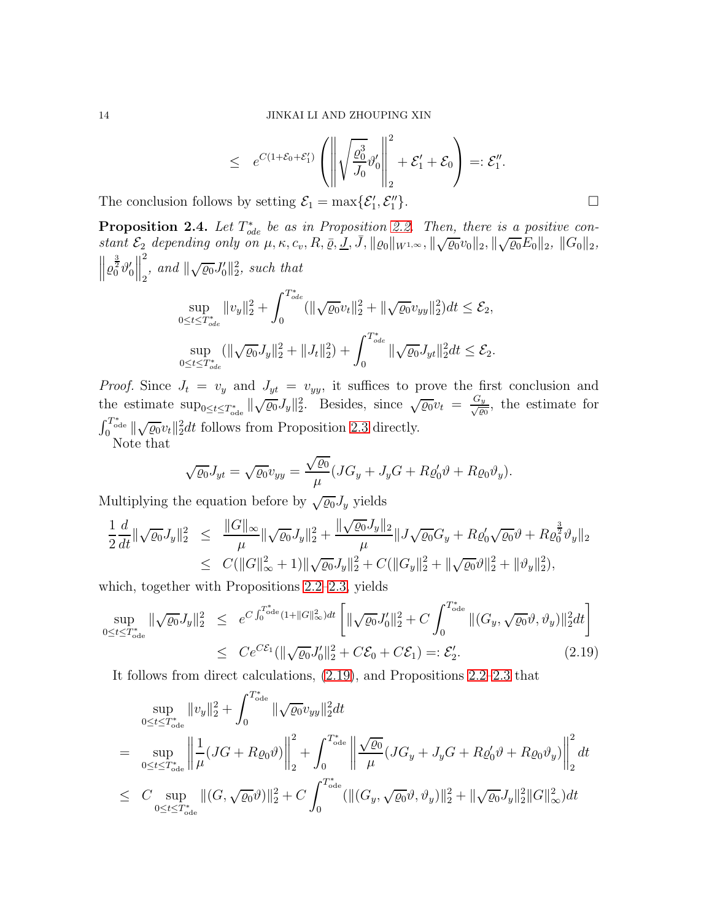$$\leq \quad e^{C(1+\mathcal{E}_0+\mathcal{E}_1')}\left(\left\|\sqrt{\frac{\varrho_0^3}{J_0}}\vartheta_0'\right\|_2^2+\mathcal{E}_1'+\mathcal{E}_0\right)=:\mathcal{E}_1''.$$

The conclusion follows by setting $\mathcal{E}_1=\max\{\mathcal{E}_1',\mathcal{E}_1''\}$. ∎

**Proposition 2.4.** *Let $T^*_{ode}$ be as in Proposition 2.2. Then, there is a positive constant $\mathcal{E}_2$ depending only on $\mu,\kappa,c_v,R,\bar{\varrho},\underline{J},\bar{J},\|\varrho_0\|_{W^{1,\infty}},\|\sqrt{\varrho_0}v_0\|_2,\|\sqrt{\varrho_0}E_0\|_2,\ \|G_0\|_2$, $\left\|\varrho_0^{\frac{3}{2}}\vartheta_0'\right\|_2^2$, and $\|\sqrt{\varrho_0}J_0'\|_2^2$, such that*

$$\sup_{0\leq t\leq T^*_{ode}}\|v_y\|_2^2+\int_0^{T^*_{ode}}(\|\sqrt{\varrho_0}v_t\|_2^2+\|\sqrt{\varrho_0}v_{yy}\|_2^2)dt\leq\mathcal{E}_2,$$

$$\sup_{0\leq t\leq T^*_{ode}}(\|\sqrt{\varrho_0}J_y\|_2^2+\|J_t\|_2^2)+\int_0^{T^*_{ode}}\|\sqrt{\varrho_0}J_{yt}\|_2^2dt\leq\mathcal{E}_2.$$

*Proof.* Since $J_t=v_y$ and $J_{yt}=v_{yy}$, it suffices to prove the first conclusion and the estimate $\sup_{0\leq t\leq T^*_{\text{ode}}}\|\sqrt{\varrho_0}J_y\|_2^2$. Besides, since $\sqrt{\varrho_0}v_t=\frac{G_y}{\sqrt{\varrho_0}}$, the estimate for $\int_0^{T^*_{\text{ode}}}\|\sqrt{\varrho_0}v_t\|_2^2dt$ follows from Proposition 2.3 directly.

Note that

$$\sqrt{\varrho_0}J_{yt}=\sqrt{\varrho_0}v_{yy}=\frac{\sqrt{\varrho_0}}{\mu}(JG_y+J_yG+R\varrho_0'\vartheta+R\varrho_0\vartheta_y).$$

Multiplying the equation before by $\sqrt{\varrho_0}J_y$ yields

$$\begin{aligned}\frac{1}{2}\frac{d}{dt}\|\sqrt{\varrho_0}J_y\|_2^2 &\leq \frac{\|G\|_\infty}{\mu}\|\sqrt{\varrho_0}J_y\|_2^2+\frac{\|\sqrt{\varrho_0}J_y\|_2}{\mu}\|J\sqrt{\varrho_0}G_y+R\varrho_0'\sqrt{\varrho_0}\vartheta+R\varrho_0^{\frac{3}{2}}\vartheta_y\|_2\\ &\leq C(\|G\|_\infty^2+1)\|\sqrt{\varrho_0}J_y\|_2^2+C(\|G_y\|_2^2+\|\sqrt{\varrho_0}\vartheta\|_2^2+\|\vartheta_y\|_2^2),\end{aligned}$$

which, together with Propositions 2.2–2.3, yields

$$\begin{aligned}\sup_{0\leq t\leq T^*_{\text{ode}}}\|\sqrt{\varrho_0}J_y\|_2^2 &\leq e^{C\int_0^{T^*_{\text{ode}}}(1+\|G\|_\infty^2)dt}\left[\|\sqrt{\varrho_0}J_0'\|_2^2+C\int_0^{T^*_{\text{ode}}}\|(G_y,\sqrt{\varrho_0}\vartheta,\vartheta_y)\|_2^2dt\right]\\ &\leq Ce^{C\mathcal{E}_1}(\|\sqrt{\varrho_0}J_0'\|_2^2+C\mathcal{E}_0+C\mathcal{E}_1)=:\mathcal{E}_2'. \qquad (2.19)\end{aligned}$$

It follows from direct calculations, (2.19), and Propositions 2.2–2.3 that

$$\begin{aligned}&\sup_{0\leq t\leq T^*_{\text{ode}}}\|v_y\|_2^2+\int_0^{T^*_{\text{ode}}}\|\sqrt{\varrho_0}v_{yy}\|_2^2dt\\ =&\sup_{0\leq t\leq T^*_{\text{ode}}}\left\|\frac{1}{\mu}(JG+R\varrho_0\vartheta)\right\|_2^2+\int_0^{T^*_{\text{ode}}}\left\|\frac{\sqrt{\varrho_0}}{\mu}(JG_y+J_yG+R\varrho_0'\vartheta+R\varrho_0\vartheta_y)\right\|_2^2dt\\ \leq& C\sup_{0\leq t\leq T^*_{\text{ode}}}\|(G,\sqrt{\varrho_0}\vartheta)\|_2^2+C\int_0^{T^*_{\text{ode}}}(\|(G_y,\sqrt{\varrho_0}\vartheta,\vartheta_y)\|_2^2+\|\sqrt{\varrho_0}J_y\|_2^2\|G\|_\infty^2)dt\end{aligned}$$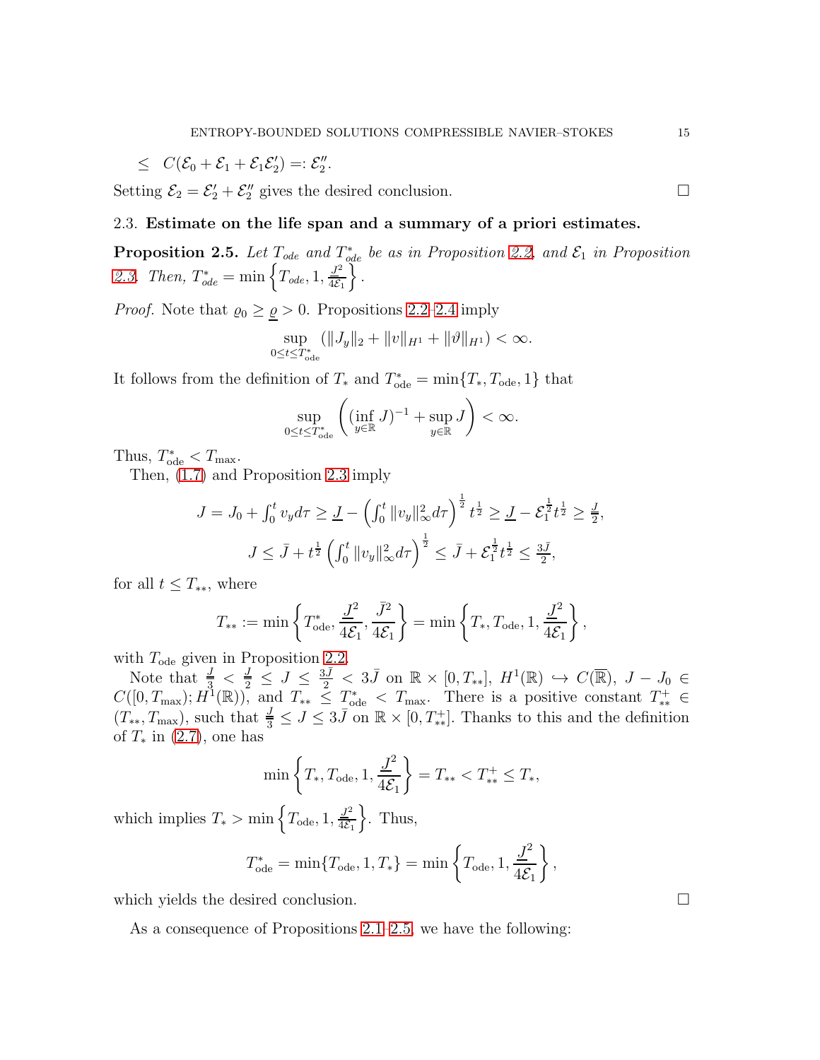$$\leq \quad C(\mathcal{E}_0 + \mathcal{E}_1 + \mathcal{E}_1\mathcal{E}_2') =: \mathcal{E}_2''.$$

Setting $\mathcal{E}_2 = \mathcal{E}_2' + \mathcal{E}_2''$ gives the desired conclusion. $\square$

### 2.3. Estimate on the life span and a summary of a priori estimates.

**Proposition 2.5.** *Let $T_{ode}$ and $T^*_{ode}$ be as in Proposition 2.2, and $\mathcal{E}_1$ in Proposition 2.3. Then, $T^*_{ode} = \min\left\{T_{ode}, 1, \frac{\underline{J}^2}{4\mathcal{E}_1}\right\}$.*

*Proof.* Note that $\varrho_0 \geq \underline{\varrho} > 0$. Propositions 2.2–2.4 imply

$$\sup_{0\leq t\leq T^*_{\rm ode}} (\|J_y\|_2 + \|v\|_{H^1} + \|\vartheta\|_{H^1}) < \infty.$$

It follows from the definition of $T_*$ and $T^*_{\rm ode} = \min\{T_*, T_{\rm ode}, 1\}$ that

$$\sup_{0\leq t\leq T^*_{\rm ode}} \left( (\inf_{y\in\mathbb{R}} J)^{-1} + \sup_{y\in\mathbb{R}} J \right) < \infty.$$

Thus, $T^*_{\rm ode} < T_{\rm max}$.

Then, (1.7) and Proposition 2.3 imply

$$J = J_0 + \textstyle\int_0^t v_y d\tau \geq \underline{J} - \left(\int_0^t \|v_y\|_\infty^2 d\tau\right)^{\frac12} t^{\frac12} \geq \underline{J} - \mathcal{E}_1^{\frac12} t^{\frac12} \geq \frac{\underline{J}}{2},$$

$$J \leq \bar{J} + t^{\frac12}\left(\textstyle\int_0^t \|v_y\|_\infty^2 d\tau\right)^{\frac12} \leq \bar{J} + \mathcal{E}_1^{\frac12} t^{\frac12} \leq \frac{3\bar{J}}{2},$$

for all $t \leq T_{**}$, where

$$T_{**} := \min\left\{T^*_{\rm ode}, \frac{\underline{J}^2}{4\mathcal{E}_1}, \frac{\bar{J}^2}{4\mathcal{E}_1}\right\} = \min\left\{T_*, T_{\rm ode}, 1, \frac{\underline{J}^2}{4\mathcal{E}_1}\right\},$$

with $T_{\rm ode}$ given in Proposition 2.2.

Note that $\frac{\underline{J}}{3} < \frac{\underline{J}}{2} \leq J \leq \frac{3\bar{J}}{2} < 3\bar{J}$ on $\mathbb{R}\times[0,T_{**}]$, $H^1(\mathbb{R}) \hookrightarrow C(\overline{\mathbb{R}})$, $J - J_0 \in C([0,T_{\rm max}); H^1(\mathbb{R}))$, and $T_{**} \leq T^*_{\rm ode} < T_{\rm max}$. There is a positive constant $T^+_{**} \in (T_{**}, T_{\rm max})$, such that $\frac{\underline{J}}{3} \leq J \leq 3\bar{J}$ on $\mathbb{R}\times[0,T^+_{**}]$. Thanks to this and the definition of $T_*$ in (2.7), one has

$$\min\left\{T_*, T_{\rm ode}, 1, \frac{\underline{J}^2}{4\mathcal{E}_1}\right\} = T_{**} < T^+_{**} \leq T_*,$$

which implies $T_* > \min\left\{T_{\rm ode}, 1, \frac{\underline{J}^2}{4\mathcal{E}_1}\right\}$. Thus,

$$T^*_{\rm ode} = \min\{T_{\rm ode}, 1, T_*\} = \min\left\{T_{\rm ode}, 1, \frac{\underline{J}^2}{4\mathcal{E}_1}\right\},$$

which yields the desired conclusion. $\square$

As a consequence of Propositions 2.1–2.5, we have the following: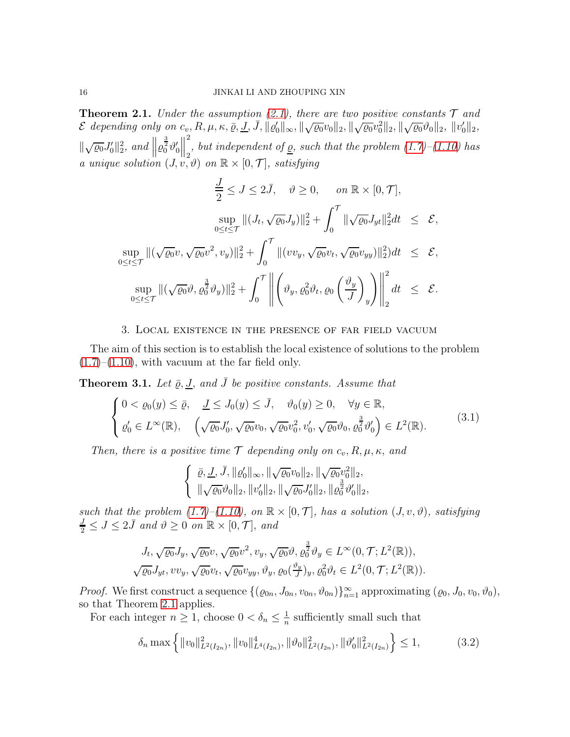**Theorem 2.1.** *Under the assumption (2.1), there are two positive constants $\mathcal{T}$ and $\mathcal{E}$ depending only on $c_v, R, \mu, \kappa, \bar{\varrho}, \underline{J}, \bar{J}, \|\varrho_0'\|_\infty, \|\sqrt{\varrho_0}v_0\|_2, \|\sqrt{\varrho_0}v_0^2\|_2, \|\sqrt{\varrho_0}\vartheta_0\|_2, \|v_0'\|_2,$ $\|\sqrt{\varrho_0}J_0'\|_2^2$, and $\left\|\varrho_0^{\frac{3}{2}}\vartheta_0'\right\|_2^2$, but independent of $\underline{\varrho}$, such that the problem (1.7)–(1.10) has a unique solution $(J, v, \vartheta)$ on $\mathbb{R}\times[0,\mathcal{T}]$, satisfying*

$$
\frac{\underline{J}}{2} \le J \le 2\bar{J}, \quad \vartheta \ge 0, \quad \text{on } \mathbb{R}\times[0,\mathcal{T}],
$$

$$
\sup_{0\le t\le\mathcal{T}} \|(J_t, \sqrt{\varrho_0}J_y)\|_2^2 + \int_0^{\mathcal{T}} \|\sqrt{\varrho_0}J_{yt}\|_2^2 dt \le \mathcal{E},
$$

$$
\sup_{0\le t\le\mathcal{T}} \|(\sqrt{\varrho_0}v, \sqrt{\varrho_0}v^2, v_y)\|_2^2 + \int_0^{\mathcal{T}} \|(vv_y, \sqrt{\varrho_0}v_t, \sqrt{\varrho_0}v_{yy})\|_2^2)dt \le \mathcal{E},
$$

$$
\sup_{0\le t\le\mathcal{T}} \|(\sqrt{\varrho_0}\vartheta, \varrho_0^{\frac{3}{2}}\vartheta_y)\|_2^2 + \int_0^{\mathcal{T}} \left\|\left(\vartheta_y, \varrho_0^2\vartheta_t, \varrho_0\left(\frac{\vartheta_y}{J}\right)_y\right)\right\|_2^2 dt \le \mathcal{E}.
$$

## 3. Local existence in the presence of far field vacuum

The aim of this section is to establish the local existence of solutions to the problem (1.7)–(1.10), with vacuum at the far field only.

**Theorem 3.1.** *Let $\bar{\varrho}$, $\underline{J}$, and $\bar{J}$ be positive constants. Assume that*

$$
\begin{cases}
0 < \varrho_0(y) \le \bar{\varrho}, \quad \underline{J} \le J_0(y) \le \bar{J}, \quad \vartheta_0(y) \ge 0, \quad \forall y \in \mathbb{R}, \\
\varrho_0' \in L^\infty(\mathbb{R}), \quad \left(\sqrt{\varrho_0}J_0', \sqrt{\varrho_0}v_0, \sqrt{\varrho_0}v_0^2, v_0', \sqrt{\varrho_0}\vartheta_0, \varrho_0^{\frac{3}{2}}\vartheta_0'\right) \in L^2(\mathbb{R}).
\end{cases}
\tag{3.1}
$$

*Then, there is a positive time $\mathcal{T}$ depending only on $c_v, R, \mu, \kappa$, and*

$$
\begin{cases}
\bar{\varrho}, \underline{J}, \bar{J}, \|\varrho_0'\|_\infty, \|\sqrt{\varrho_0}v_0\|_2, \|\sqrt{\varrho_0}v_0^2\|_2, \\
\|\sqrt{\varrho_0}\vartheta_0\|_2, \|v_0'\|_2, \|\sqrt{\varrho_0}J_0'\|_2, \|\varrho_0^{\frac{3}{2}}\vartheta_0'\|_2,
\end{cases}
$$

*such that the problem (1.7)–(1.10), on $\mathbb{R}\times[0,\mathcal{T}]$, has a solution $(J, v, \vartheta)$, satisfying $\frac{\underline{J}}{2} \le J \le 2\bar{J}$ and $\vartheta \ge 0$ on $\mathbb{R}\times[0,\mathcal{T}]$, and*

$$
J_t, \sqrt{\varrho_0}J_y, \sqrt{\varrho_0}v, \sqrt{\varrho_0}v^2, v_y, \sqrt{\varrho_0}\vartheta, \varrho_0^{\frac{3}{2}}\vartheta_y \in L^\infty(0,\mathcal{T}; L^2(\mathbb{R})),
$$

$$
\sqrt{\varrho_0}J_{yt}, vv_y, \sqrt{\varrho_0}v_t, \sqrt{\varrho_0}v_{yy}, \vartheta_y, \varrho_0(\tfrac{\vartheta_y}{J})_y, \varrho_0^2\vartheta_t \in L^2(0,\mathcal{T}; L^2(\mathbb{R})).
$$

*Proof.* We first construct a sequence $\{(\varrho_{0n}, J_{0n}, v_{0n}, \vartheta_{0n})\}_{n=1}^\infty$ approximating $(\varrho_0, J_0, v_0, \vartheta_0)$, so that Theorem 2.1 applies.

For each integer $n \ge 1$, choose $0 < \delta_n \le \frac{1}{n}$ sufficiently small such that

$$
\delta_n \max\left\{\|v_0\|_{L^2(I_{2n})}^2, \|v_0\|_{L^4(I_{2n})}^4, \|\vartheta_0\|_{L^2(I_{2n})}^2, \|\vartheta_0'\|_{L^2(I_{2n})}^2\right\} \le 1,
\tag{3.2}
$$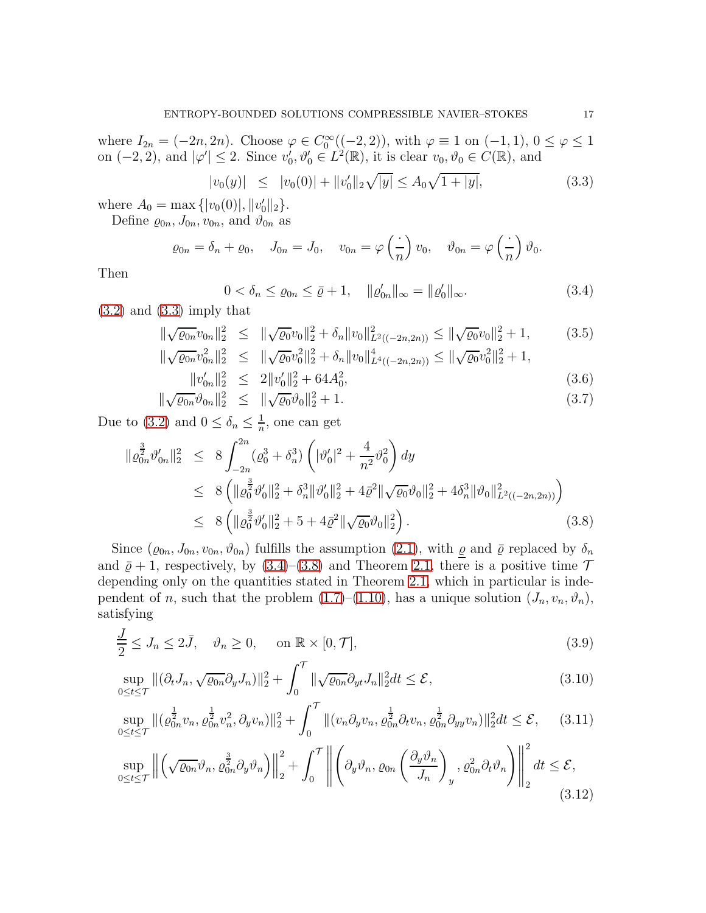where $I_{2n} = (-2n, 2n)$. Choose $\varphi \in C_0^\infty((-2,2))$, with $\varphi \equiv 1$ on $(-1,1)$, $0 \le \varphi \le 1$ on $(-2,2)$, and $|\varphi'| \le 2$. Since $v_0', \vartheta_0' \in L^2(\mathbb{R})$, it is clear $v_0, \vartheta_0 \in C(\mathbb{R})$, and

$$|v_0(y)| \le |v_0(0)| + \|v_0'\|_2 \sqrt{|y|} \le A_0\sqrt{1+|y|}, \tag{3.3}$$

where $A_0 = \max\{|v_0(0)|, \|v_0'\|_2\}$.

Define $\varrho_{0n}, J_{0n}, v_{0n}$, and $\vartheta_{0n}$ as

$$\varrho_{0n} = \delta_n + \varrho_0, \quad J_{0n} = J_0, \quad v_{0n} = \varphi\left(\frac{\cdot}{n}\right) v_0, \quad \vartheta_{0n} = \varphi\left(\frac{\cdot}{n}\right)\vartheta_0.$$

Then

$$0 < \delta_n \le \varrho_{0n} \le \bar\varrho + 1, \quad \|\varrho_{0n}'\|_\infty = \|\varrho_0'\|_\infty. \tag{3.4}$$

(3.2) and (3.3) imply that

$$\begin{aligned}
\|\sqrt{\varrho_{0n}}v_{0n}\|_2^2 &\le \|\sqrt{\varrho_0}v_0\|_2^2 + \delta_n\|v_0\|^2_{L^2((-2n,2n))} \le \|\sqrt{\varrho_0}v_0\|_2^2 + 1, && (3.5)\\
\|\sqrt{\varrho_{0n}}v_{0n}^2\|_2^2 &\le \|\sqrt{\varrho_0}v_0^2\|_2^2 + \delta_n\|v_0\|^4_{L^4((-2n,2n))} \le \|\sqrt{\varrho_0}v_0^2\|_2^2 + 1, &&\\
\|v_{0n}'\|_2^2 &\le 2\|v_0'\|_2^2 + 64A_0^2, && (3.6)\\
\|\sqrt{\varrho_{0n}}\vartheta_{0n}\|_2^2 &\le \|\sqrt{\varrho_0}\vartheta_0\|_2^2 + 1. && (3.7)
\end{aligned}$$

Due to (3.2) and $0 \le \delta_n \le \frac{1}{n}$, one can get

$$\begin{aligned}
\|\varrho_{0n}^{\frac32}\vartheta_{0n}'\|_2^2 &\le 8\int_{-2n}^{2n}(\varrho_0^3 + \delta_n^3)\left(|\vartheta_0'|^2 + \frac{4}{n^2}\vartheta_0^2\right)dy\\
&\le 8\left(\|\varrho_0^{\frac32}\vartheta_0'\|_2^2 + \delta_n^3\|\vartheta_0'\|_2^2 + 4\bar\varrho^2\|\sqrt{\varrho_0}\vartheta_0\|_2^2 + 4\delta_n^3\|\vartheta_0\|^2_{L^2((-2n,2n))}\right)\\
&\le 8\left(\|\varrho_0^{\frac32}\vartheta_0'\|_2^2 + 5 + 4\bar\varrho^2\|\sqrt{\varrho_0}\vartheta_0\|_2^2\right). \qquad (3.8)
\end{aligned}$$

Since $(\varrho_{0n}, J_{0n}, v_{0n}, \vartheta_{0n})$ fulfills the assumption (2.1), with $\underline{\varrho}$ and $\bar\varrho$ replaced by $\delta_n$ and $\bar\varrho + 1$, respectively, by (3.4)–(3.8) and Theorem 2.1, there is a positive time $\mathcal{T}$ depending only on the quantities stated in Theorem 2.1, which in particular is independent of $n$, such that the problem (1.7)–(1.10), has a unique solution $(J_n, v_n, \vartheta_n)$, satisfying

$$\frac{\underline{J}}{2} \le J_n \le 2\bar J, \quad \vartheta_n \ge 0, \quad \text{on } \mathbb{R}\times[0,\mathcal{T}], \tag{3.9}$$

$$\sup_{0\le t\le\mathcal{T}}\|(\partial_t J_n, \sqrt{\varrho_{0n}}\partial_y J_n)\|_2^2 + \int_0^{\mathcal{T}}\|\sqrt{\varrho_{0n}}\partial_{yt}J_n\|_2^2 dt \le \mathcal{E}, \tag{3.10}$$

$$\sup_{0\le t\le\mathcal{T}}\|(\varrho_{0n}^{\frac12}v_n, \varrho_{0n}^{\frac12}v_n^2, \partial_y v_n)\|_2^2 + \int_0^{\mathcal{T}}\|(v_n\partial_y v_n, \varrho_{0n}^{\frac12}\partial_t v_n, \varrho_{0n}^{\frac12}\partial_{yy}v_n)\|_2^2 dt \le \mathcal{E}, \tag{3.11}$$

$$\sup_{0\le t\le\mathcal{T}}\left\|\left(\sqrt{\varrho_{0n}}\vartheta_n, \varrho_{0n}^{\frac32}\partial_y\vartheta_n\right)\right\|_2^2 + \int_0^{\mathcal{T}}\left\|\left(\partial_y\vartheta_n, \varrho_{0n}\left(\frac{\partial_y\vartheta_n}{J_n}\right)_y, \varrho_{0n}^2\partial_t\vartheta_n\right)\right\|_2^2 dt \le \mathcal{E}, \tag{3.12}$$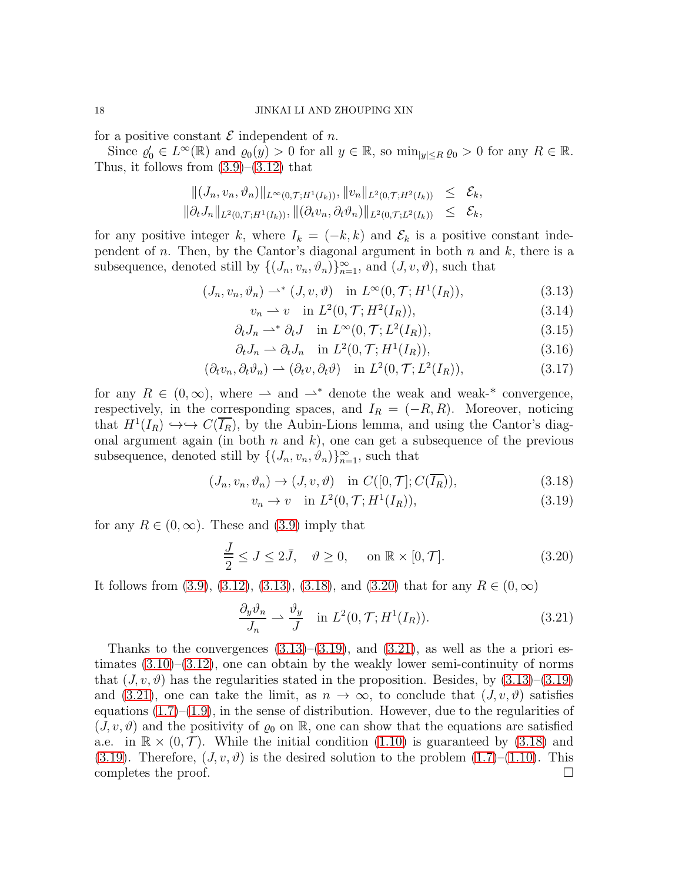for a positive constant $\mathcal{E}$ independent of $n$.

Since $\varrho_0' \in L^\infty(\mathbb{R})$ and $\varrho_0(y) > 0$ for all $y \in \mathbb{R}$, so $\min_{|y|\leq R} \varrho_0 > 0$ for any $R \in \mathbb{R}$. Thus, it follows from (3.9)–(3.12) that

$$
\begin{aligned}
\|(J_n, v_n, \vartheta_n)\|_{L^\infty(0,\mathcal{T};H^1(I_k))}, \|v_n\|_{L^2(0,\mathcal{T};H^2(I_k))} &\leq \mathcal{E}_k, \\
\|\partial_t J_n\|_{L^2(0,\mathcal{T};H^1(I_k))}, \|(\partial_t v_n, \partial_t \vartheta_n)\|_{L^2(0,\mathcal{T};L^2(I_k))} &\leq \mathcal{E}_k,
\end{aligned}
$$

for any positive integer $k$, where $I_k = (-k, k)$ and $\mathcal{E}_k$ is a positive constant independent of $n$. Then, by the Cantor's diagonal argument in both $n$ and $k$, there is a subsequence, denoted still by $\{(J_n, v_n, \vartheta_n)\}_{n=1}^\infty$, and $(J, v, \vartheta)$, such that

$$
(J_n, v_n, \vartheta_n) \rightharpoonup^* (J, v, \vartheta) \quad \text{in } L^\infty(0, \mathcal{T}; H^1(I_R)), \tag{3.13}
$$

$$
v_n \rightharpoonup v \quad \text{in } L^2(0, \mathcal{T}; H^2(I_R)), \tag{3.14}
$$

$$
\partial_t J_n \rightharpoonup^* \partial_t J \quad \text{in } L^\infty(0, \mathcal{T}; L^2(I_R)), \tag{3.15}
$$

$$
\partial_t J_n \rightharpoonup \partial_t J_n \quad \text{in } L^2(0, \mathcal{T}; H^1(I_R)), \tag{3.16}
$$

$$
(\partial_t v_n, \partial_t \vartheta_n) \rightharpoonup (\partial_t v, \partial_t \vartheta) \quad \text{in } L^2(0, \mathcal{T}; L^2(I_R)), \tag{3.17}
$$

for any $R \in (0, \infty)$, where $\rightharpoonup$ and $\rightharpoonup^*$ denote the weak and weak-\* convergence, respectively, in the corresponding spaces, and $I_R = (-R, R)$. Moreover, noticing that $H^1(I_R) \hookrightarrow\hookrightarrow C(\overline{I_R})$, by the Aubin-Lions lemma, and using the Cantor's diagonal argument again (in both $n$ and $k$), one can get a subsequence of the previous subsequence, denoted still by $\{(J_n, v_n, \vartheta_n)\}_{n=1}^\infty$, such that

$$
(J_n, v_n, \vartheta_n) \to (J, v, \vartheta) \quad \text{in } C([0, \mathcal{T}]; C(\overline{I_R})), \tag{3.18}
$$

$$
v_n \to v \quad \text{in } L^2(0, \mathcal{T}; H^1(I_R)), \tag{3.19}
$$

for any $R \in (0, \infty)$. These and (3.9) imply that

$$
\frac{\underline{J}}{2} \leq J \leq 2\bar{J}, \quad \vartheta \geq 0, \quad \text{on } \mathbb{R} \times [0, \mathcal{T}]. \tag{3.20}
$$

It follows from (3.9), (3.12), (3.13), (3.18), and (3.20) that for any $R \in (0, \infty)$

$$
\frac{\partial_y \vartheta_n}{J_n} \rightharpoonup \frac{\vartheta_y}{J} \quad \text{in } L^2(0, \mathcal{T}; H^1(I_R)). \tag{3.21}
$$

Thanks to the convergences (3.13)–(3.19), and (3.21), as well as the a priori estimates (3.10)–(3.12), one can obtain by the weakly lower semi-continuity of norms that $(J, v, \vartheta)$ has the regularities stated in the proposition. Besides, by (3.13)–(3.19) and (3.21), one can take the limit, as $n \to \infty$, to conclude that $(J, v, \vartheta)$ satisfies equations (1.7)–(1.9), in the sense of distribution. However, due to the regularities of $(J, v, \vartheta)$ and the positivity of $\varrho_0$ on $\mathbb{R}$, one can show that the equations are satisfied a.e. in $\mathbb{R} \times (0, \mathcal{T})$. While the initial condition (1.10) is guaranteed by (3.18) and (3.19). Therefore, $(J, v, \vartheta)$ is the desired solution to the problem (1.7)–(1.10). This completes the proof. $\square$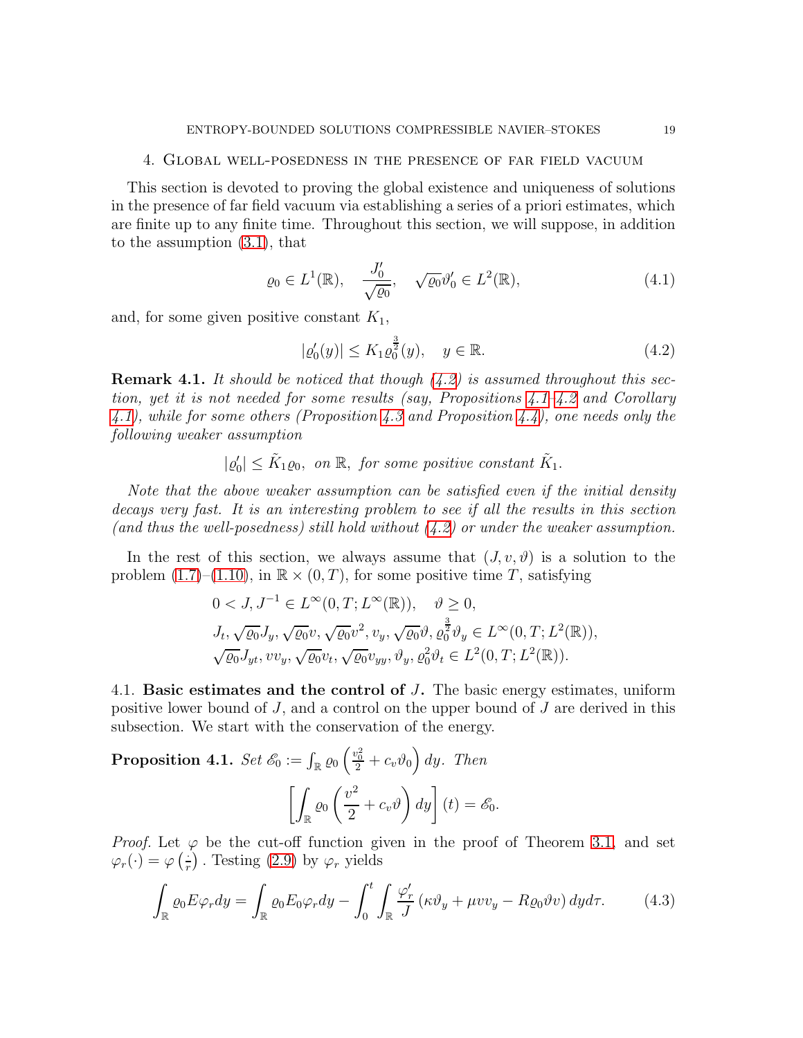## 4. Global well-posedness in the presence of far field vacuum

This section is devoted to proving the global existence and uniqueness of solutions in the presence of far field vacuum via establishing a series of a priori estimates, which are finite up to any finite time. Throughout this section, we will suppose, in addition to the assumption (3.1), that

$$\varrho_0 \in L^1(\mathbb{R}), \quad \frac{J_0'}{\sqrt{\varrho_0}}, \quad \sqrt{\varrho_0}\vartheta_0' \in L^2(\mathbb{R}), \tag{4.1}$$

and, for some given positive constant $K_1$,

$$|\varrho_0'(y)| \leq K_1 \varrho_0^{\frac{3}{2}}(y), \quad y \in \mathbb{R}. \tag{4.2}$$

**Remark 4.1.** *It should be noticed that though (4.2) is assumed throughout this section, yet it is not needed for some results (say, Propositions 4.1–4.2 and Corollary 4.1), while for some others (Proposition 4.3 and Proposition 4.4), one needs only the following weaker assumption*

$$|\varrho_0'| \leq \tilde{K}_1 \varrho_0, \text{ on } \mathbb{R}, \text{ for some positive constant } \tilde{K}_1.$$

*Note that the above weaker assumption can be satisfied even if the initial density decays very fast. It is an interesting problem to see if all the results in this section (and thus the well-posedness) still hold without (4.2) or under the weaker assumption.*

In the rest of this section, we always assume that $(J, v, \vartheta)$ is a solution to the problem (1.7)–(1.10), in $\mathbb{R} \times (0, T)$, for some positive time $T$, satisfying

$$\begin{aligned}
&0 < J, J^{-1} \in L^\infty(0, T; L^\infty(\mathbb{R})), \quad \vartheta \geq 0, \\
&J_t, \sqrt{\varrho_0} J_y, \sqrt{\varrho_0} v, \sqrt{\varrho_0} v^2, v_y, \sqrt{\varrho_0}\vartheta, \varrho_0^{\frac{3}{2}}\vartheta_y \in L^\infty(0, T; L^2(\mathbb{R})), \\
&\sqrt{\varrho_0} J_{yt}, v v_y, \sqrt{\varrho_0} v_t, \sqrt{\varrho_0} v_{yy}, \vartheta_y, \varrho_0^2 \vartheta_t \in L^2(0, T; L^2(\mathbb{R})).
\end{aligned}$$

### 4.1. Basic estimates and the control of $J$.

The basic energy estimates, uniform positive lower bound of $J$, and a control on the upper bound of $J$ are derived in this subsection. We start with the conservation of the energy.

**Proposition 4.1.** *Set $\mathscr{E}_0 := \int_{\mathbb{R}} \varrho_0 \left( \frac{v_0^2}{2} + c_v \vartheta_0 \right) dy$. Then*

$$\left[ \int_{\mathbb{R}} \varrho_0 \left( \frac{v^2}{2} + c_v \vartheta \right) dy \right](t) = \mathscr{E}_0.$$

*Proof.* Let $\varphi$ be the cut-off function given in the proof of Theorem 3.1, and set $\varphi_r(\cdot) = \varphi\left(\frac{\cdot}{r}\right)$. Testing (2.9) by $\varphi_r$ yields

$$\int_{\mathbb{R}} \varrho_0 E \varphi_r dy = \int_{\mathbb{R}} \varrho_0 E_0 \varphi_r dy - \int_0^t \int_{\mathbb{R}} \frac{\varphi_r'}{J} \left( \kappa \vartheta_y + \mu v v_y - R \varrho_0 \vartheta v \right) dy d\tau. \tag{4.3}$$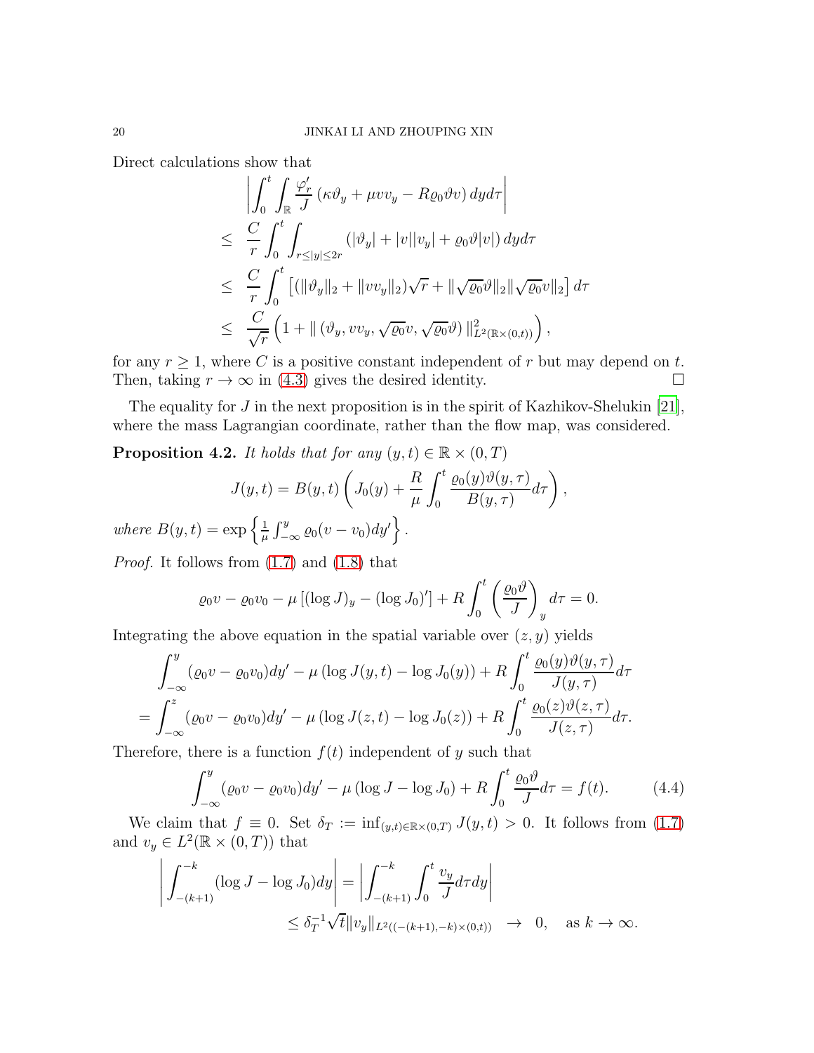Direct calculations show that

$$
\begin{aligned}
&\left|\int_0^t\int_{\mathbb{R}}\frac{\varphi_r'}{J}\left(\kappa\vartheta_y+\mu v v_y-R\varrho_0\vartheta v\right)dyd\tau\right|\\
\le\ & \frac{C}{r}\int_0^t\int_{r\le|y|\le 2r}\left(|\vartheta_y|+|v||v_y|+\varrho_0\vartheta|v|\right)dyd\tau\\
\le\ & \frac{C}{r}\int_0^t\left[(\|\vartheta_y\|_2+\|vv_y\|_2)\sqrt{r}+\|\sqrt{\varrho_0}\vartheta\|_2\|\sqrt{\varrho_0}v\|_2\right]d\tau\\
\le\ & \frac{C}{\sqrt{r}}\left(1+\|\left(\vartheta_y, vv_y,\sqrt{\varrho_0}v,\sqrt{\varrho_0}\vartheta\right)\|^2_{L^2(\mathbb{R}\times(0,t))}\right),
\end{aligned}
$$

for any $r\ge 1$, where $C$ is a positive constant independent of $r$ but may depend on $t$. Then, taking $r\to\infty$ in (4.3) gives the desired identity. $\square$

The equality for $J$ in the next proposition is in the spirit of Kazhikov-Shelukin [21], where the mass Lagrangian coordinate, rather than the flow map, was considered.

**Proposition 4.2.** *It holds that for any $(y,t)\in\mathbb{R}\times(0,T)$*

$$
J(y,t)=B(y,t)\left(J_0(y)+\frac{R}{\mu}\int_0^t\frac{\varrho_0(y)\vartheta(y,\tau)}{B(y,\tau)}d\tau\right),
$$

*where $B(y,t)=\exp\left\{\frac{1}{\mu}\int_{-\infty}^y\varrho_0(v-v_0)dy'\right\}$.*

*Proof.* It follows from (1.7) and (1.8) that

$$
\varrho_0 v-\varrho_0 v_0-\mu\left[(\log J)_y-(\log J_0)'\right]+R\int_0^t\left(\frac{\varrho_0\vartheta}{J}\right)_y d\tau=0.
$$

Integrating the above equation in the spatial variable over $(z,y)$ yields

$$
\begin{aligned}
&\int_{-\infty}^y(\varrho_0 v-\varrho_0 v_0)dy'-\mu\left(\log J(y,t)-\log J_0(y)\right)+R\int_0^t\frac{\varrho_0(y)\vartheta(y,\tau)}{J(y,\tau)}d\tau\\
=\ &\int_{-\infty}^z(\varrho_0 v-\varrho_0 v_0)dy'-\mu\left(\log J(z,t)-\log J_0(z)\right)+R\int_0^t\frac{\varrho_0(z)\vartheta(z,\tau)}{J(z,\tau)}d\tau.
\end{aligned}
$$

Therefore, there is a function $f(t)$ independent of $y$ such that

$$
\int_{-\infty}^y(\varrho_0 v-\varrho_0 v_0)dy'-\mu\left(\log J-\log J_0\right)+R\int_0^t\frac{\varrho_0\vartheta}{J}d\tau=f(t). \tag{4.4}
$$

We claim that $f\equiv 0$. Set $\delta_T:=\inf_{(y,t)\in\mathbb{R}\times(0,T)}J(y,t)>0$. It follows from (1.7) and $v_y\in L^2(\mathbb{R}\times(0,T))$ that

$$
\begin{aligned}
\left|\int_{-(k+1)}^{-k}(\log J-\log J_0)dy\right|&=\left|\int_{-(k+1)}^{-k}\int_0^t\frac{v_y}{J}d\tau dy\right|\\
&\le\delta_T^{-1}\sqrt{t}\|v_y\|_{L^2((-(k+1),-k)\times(0,t))}\ \to\ 0,\quad\text{as } k\to\infty.
\end{aligned}
$$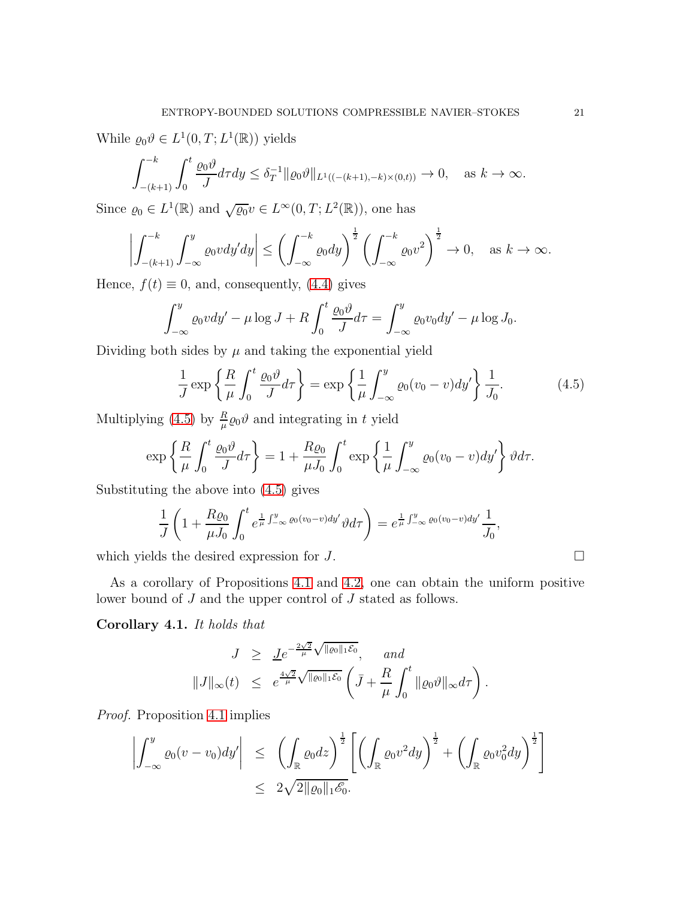While $\varrho_0\vartheta \in L^1(0,T;L^1(\mathbb{R}))$ yields

$$\int_{-(k+1)}^{-k}\int_0^t \frac{\varrho_0\vartheta}{J}d\tau dy \le \delta_T^{-1}\|\varrho_0\vartheta\|_{L^1((-(k+1),-k)\times(0,t))} \to 0, \quad \text{as } k\to\infty.$$

Since $\varrho_0 \in L^1(\mathbb{R})$ and $\sqrt{\varrho_0}v \in L^\infty(0,T;L^2(\mathbb{R}))$, one has

$$\left|\int_{-(k+1)}^{-k}\int_{-\infty}^{y}\varrho_0 v dy' dy\right| \le \left(\int_{-\infty}^{-k}\varrho_0 dy\right)^{\frac12}\left(\int_{-\infty}^{-k}\varrho_0 v^2\right)^{\frac12} \to 0, \quad \text{as } k\to\infty.$$

Hence, $f(t)\equiv 0$, and, consequently, (4.4) gives

$$\int_{-\infty}^{y}\varrho_0 v dy' - \mu\log J + R\int_0^t \frac{\varrho_0\vartheta}{J}d\tau = \int_{-\infty}^{y}\varrho_0 v_0 dy' - \mu \log J_0.$$

Dividing both sides by $\mu$ and taking the exponential yield

$$\frac{1}{J}\exp\left\{\frac{R}{\mu}\int_0^t\frac{\varrho_0\vartheta}{J}d\tau\right\} = \exp\left\{\frac{1}{\mu}\int_{-\infty}^{y}\varrho_0(v_0-v)dy'\right\}\frac{1}{J_0}. \tag{4.5}$$

Multiplying (4.5) by $\frac{R}{\mu}\varrho_0\vartheta$ and integrating in $t$ yield

$$\exp\left\{\frac{R}{\mu}\int_0^t\frac{\varrho_0\vartheta}{J}d\tau\right\} = 1 + \frac{R\varrho_0}{\mu J_0}\int_0^t \exp\left\{\frac{1}{\mu}\int_{-\infty}^{y}\varrho_0(v_0-v)dy'\right\}\vartheta d\tau.$$

Substituting the above into (4.5) gives

$$\frac{1}{J}\left(1+\frac{R\varrho_0}{\mu J_0}\int_0^t e^{\frac{1}{\mu}\int_{-\infty}^{y}\varrho_0(v_0-v)dy'}\vartheta d\tau\right) = e^{\frac{1}{\mu}\int_{-\infty}^{y}\varrho_0(v_0-v)dy'}\frac{1}{J_0},$$

which yields the desired expression for $J$. $\square$

As a corollary of Propositions 4.1 and 4.2, one can obtain the uniform positive lower bound of $J$ and the upper control of $J$ stated as follows.

**Corollary 4.1.** *It holds that*

$$\begin{aligned} J &\ge \underline{J}e^{-\frac{2\sqrt2}{\mu}\sqrt{\|\varrho_0\|_1\mathcal{E}_0}}, \quad \text{and} \\ \|J\|_\infty(t) &\le e^{\frac{4\sqrt2}{\mu}\sqrt{\|\varrho_0\|_1\mathcal{E}_0}}\left(\bar{J} + \frac{R}{\mu}\int_0^t\|\varrho_0\vartheta\|_\infty d\tau\right). \end{aligned}$$

*Proof.* Proposition 4.1 implies

$$\begin{aligned} \left|\int_{-\infty}^{y}\varrho_0(v-v_0)dy'\right| &\le \left(\int_{\mathbb{R}}\varrho_0 dz\right)^{\frac12}\left[\left(\int_{\mathbb{R}}\varrho_0 v^2 dy\right)^{\frac12} + \left(\int_{\mathbb{R}}\varrho_0 v_0^2 dy\right)^{\frac12}\right] \\ &\le 2\sqrt{2\|\varrho_0\|_1\mathscr{E}_0}. \end{aligned}$$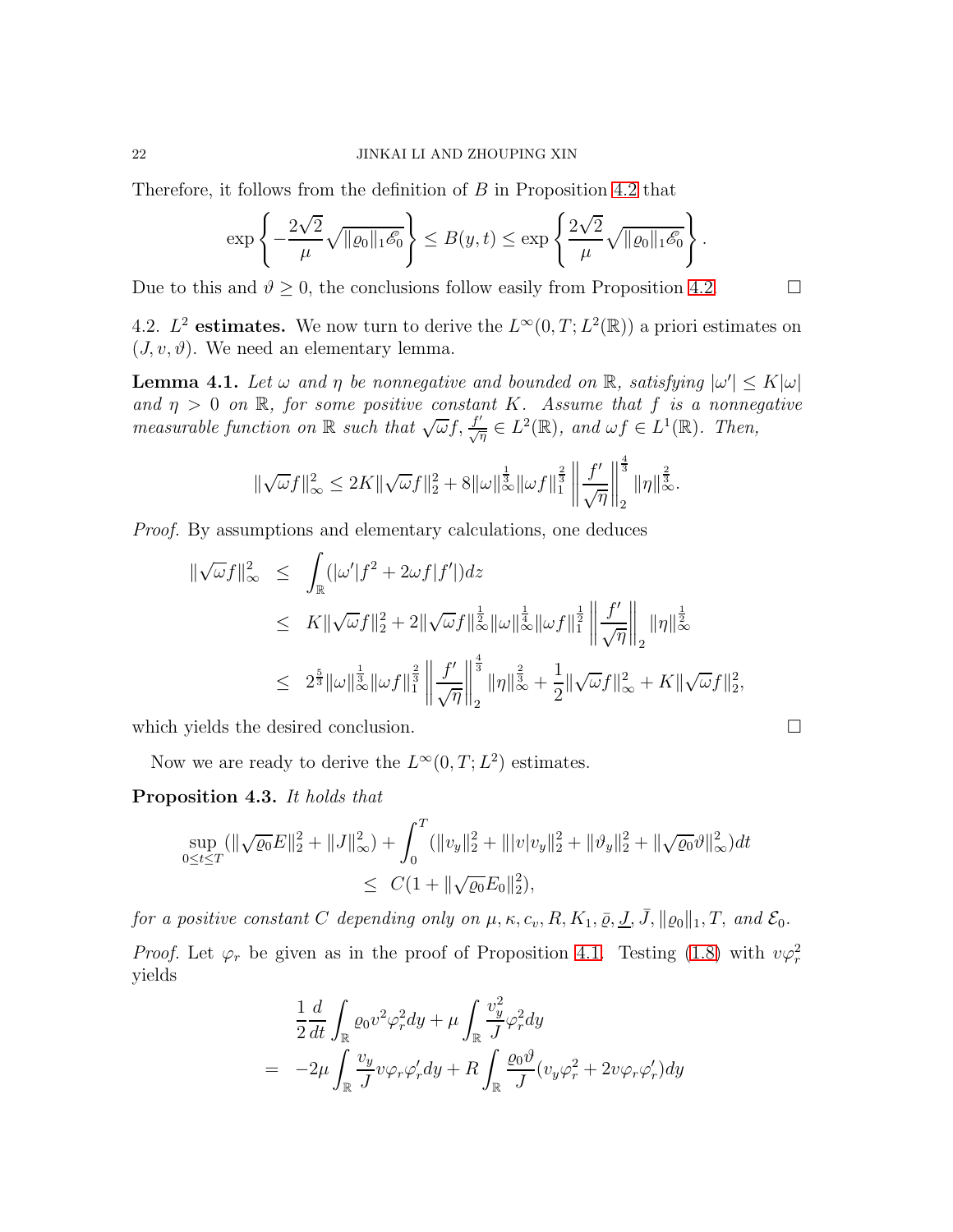Therefore, it follows from the definition of $B$ in Proposition 4.2 that

$$\exp\left\{-\frac{2\sqrt{2}}{\mu}\sqrt{\|\varrho_0\|_1\mathscr{E}_0}\right\} \leq B(y,t) \leq \exp\left\{\frac{2\sqrt{2}}{\mu}\sqrt{\|\varrho_0\|_1\mathscr{E}_0}\right\}.$$

Due to this and $\vartheta \geq 0$, the conclusions follow easily from Proposition 4.2. $\square$

4.2. **$L^2$ estimates.** We now turn to derive the $L^\infty(0,T;L^2(\mathbb{R}))$ a priori estimates on $(J,v,\vartheta)$. We need an elementary lemma.

**Lemma 4.1.** *Let $\omega$ and $\eta$ be nonnegative and bounded on $\mathbb{R}$, satisfying $|\omega'| \leq K|\omega|$ and $\eta > 0$ on $\mathbb{R}$, for some positive constant $K$. Assume that $f$ is a nonnegative measurable function on $\mathbb{R}$ such that $\sqrt{\omega}f, \frac{f'}{\sqrt{\eta}} \in L^2(\mathbb{R})$, and $\omega f \in L^1(\mathbb{R})$. Then,*

$$\|\sqrt{\omega}f\|_\infty^2 \leq 2K\|\sqrt{\omega}f\|_2^2 + 8\|\omega\|_\infty^{\frac{1}{3}}\|\omega f\|_1^{\frac{2}{3}}\left\|\frac{f'}{\sqrt{\eta}}\right\|_2^{\frac{4}{3}}\|\eta\|_\infty^{\frac{2}{3}}.$$

*Proof.* By assumptions and elementary calculations, one deduces

$$\begin{aligned}
\|\sqrt{\omega}f\|_\infty^2 &\leq \int_{\mathbb{R}}(|\omega'|f^2 + 2\omega f|f'|)dz \\
&\leq K\|\sqrt{\omega}f\|_2^2 + 2\|\sqrt{\omega}f\|_\infty^{\frac{1}{2}}\|\omega\|_\infty^{\frac{1}{4}}\|\omega f\|_1^{\frac{1}{2}}\left\|\frac{f'}{\sqrt{\eta}}\right\|_2\|\eta\|_\infty^{\frac{1}{2}} \\
&\leq 2^{\frac{5}{3}}\|\omega\|_\infty^{\frac{1}{3}}\|\omega f\|_1^{\frac{2}{3}}\left\|\frac{f'}{\sqrt{\eta}}\right\|_2^{\frac{4}{3}}\|\eta\|_\infty^{\frac{2}{3}} + \frac{1}{2}\|\sqrt{\omega}f\|_\infty^2 + K\|\sqrt{\omega}f\|_2^2,
\end{aligned}$$

which yields the desired conclusion. $\square$

Now we are ready to derive the $L^\infty(0,T;L^2)$ estimates.

**Proposition 4.3.** *It holds that*

$$\begin{aligned}
\sup_{0\leq t\leq T}(\|\sqrt{\varrho_0}E\|_2^2 + \|J\|_\infty^2) + \int_0^T(\|v_y\|_2^2 + \||v|v_y\|_2^2 + \|\vartheta_y\|_2^2 + \|\sqrt{\varrho_0}\vartheta\|_\infty^2)dt \\
\leq C(1 + \|\sqrt{\varrho_0}E_0\|_2^2),
\end{aligned}$$

*for a positive constant $C$ depending only on $\mu, \kappa, c_v, R, K_1, \bar{\varrho}, \underline{J}, \bar{J}, \|\varrho_0\|_1, T,$ and $\mathcal{E}_0$.*

*Proof.* Let $\varphi_r$ be given as in the proof of Proposition 4.1. Testing (1.8) with $v\varphi_r^2$ yields

$$\begin{aligned}
&\frac{1}{2}\frac{d}{dt}\int_{\mathbb{R}}\varrho_0 v^2\varphi_r^2 dy + \mu\int_{\mathbb{R}}\frac{v_y^2}{J}\varphi_r^2 dy \\
= &-2\mu\int_{\mathbb{R}}\frac{v_y}{J}v\varphi_r\varphi_r' dy + R\int_{\mathbb{R}}\frac{\varrho_0\vartheta}{J}(v_y\varphi_r^2 + 2v\varphi_r\varphi_r')dy
\end{aligned}$$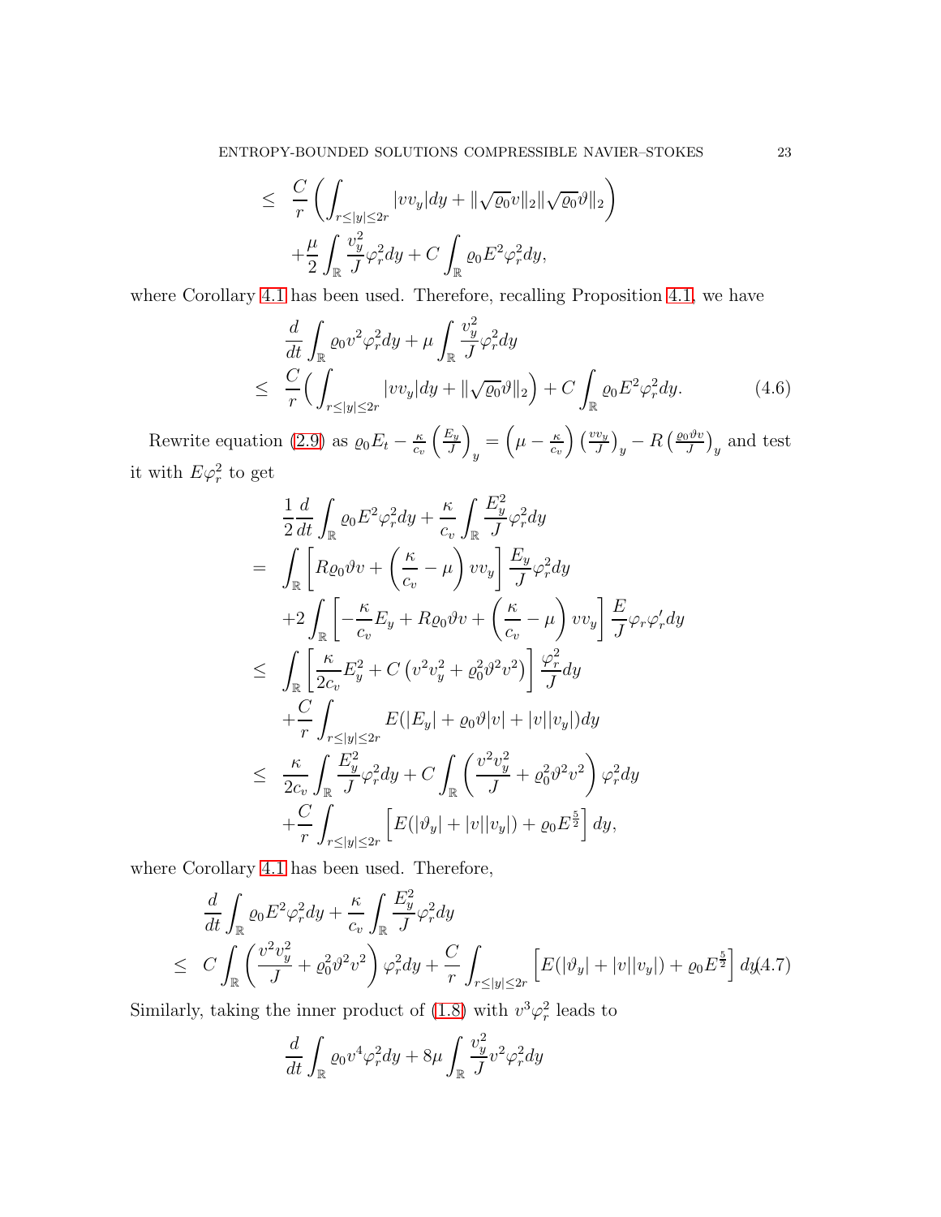$$
\begin{aligned}
\leq\ & \frac{C}{r}\left(\int_{r\leq|y|\leq 2r}|vv_y|dy+\|\sqrt{\varrho_0}v\|_2\|\sqrt{\varrho_0}\vartheta\|_2\right)\\
&+\frac{\mu}{2}\int_{\mathbb{R}}\frac{v_y^2}{J}\varphi_r^2dy+C\int_{\mathbb{R}}\varrho_0E^2\varphi_r^2dy,
\end{aligned}
$$

where Corollary 4.1 has been used. Therefore, recalling Proposition 4.1, we have

$$
\begin{aligned}
&\frac{d}{dt}\int_{\mathbb{R}}\varrho_0v^2\varphi_r^2dy+\mu\int_{\mathbb{R}}\frac{v_y^2}{J}\varphi_r^2dy\\
\leq\ & \frac{C}{r}\Big(\int_{r\leq|y|\leq 2r}|vv_y|dy+\|\sqrt{\varrho_0}\vartheta\|_2\Big)+C\int_{\mathbb{R}}\varrho_0E^2\varphi_r^2dy. \qquad (4.6)
\end{aligned}
$$

Rewrite equation (2.9) as $\varrho_0E_t-\frac{\kappa}{c_v}\left(\frac{E_y}{J}\right)_y=\left(\mu-\frac{\kappa}{c_v}\right)\left(\frac{vv_y}{J}\right)_y-R\left(\frac{\varrho_0\vartheta v}{J}\right)_y$ and test it with $E\varphi_r^2$ to get

$$
\begin{aligned}
&\frac{1}{2}\frac{d}{dt}\int_{\mathbb{R}}\varrho_0E^2\varphi_r^2dy+\frac{\kappa}{c_v}\int_{\mathbb{R}}\frac{E_y^2}{J}\varphi_r^2dy\\
=\ & \int_{\mathbb{R}}\left[R\varrho_0\vartheta v+\left(\frac{\kappa}{c_v}-\mu\right)vv_y\right]\frac{E_y}{J}\varphi_r^2dy\\
&+2\int_{\mathbb{R}}\left[-\frac{\kappa}{c_v}E_y+R\varrho_0\vartheta v+\left(\frac{\kappa}{c_v}-\mu\right)vv_y\right]\frac{E}{J}\varphi_r\varphi_r'dy\\
\leq\ & \int_{\mathbb{R}}\left[\frac{\kappa}{2c_v}E_y^2+C\left(v^2v_y^2+\varrho_0^2\vartheta^2v^2\right)\right]\frac{\varphi_r^2}{J}dy\\
&+\frac{C}{r}\int_{r\leq|y|\leq 2r}E(|E_y|+\varrho_0\vartheta|v|+|v||v_y|)dy\\
\leq\ & \frac{\kappa}{2c_v}\int_{\mathbb{R}}\frac{E_y^2}{J}\varphi_r^2dy+C\int_{\mathbb{R}}\left(\frac{v^2v_y^2}{J}+\varrho_0^2\vartheta^2v^2\right)\varphi_r^2dy\\
&+\frac{C}{r}\int_{r\leq|y|\leq 2r}\left[E(|\vartheta_y|+|v||v_y|)+\varrho_0E^{\frac{5}{2}}\right]dy,
\end{aligned}
$$

where Corollary 4.1 has been used. Therefore,

$$
\begin{aligned}
&\frac{d}{dt}\int_{\mathbb{R}}\varrho_0E^2\varphi_r^2dy+\frac{\kappa}{c_v}\int_{\mathbb{R}}\frac{E_y^2}{J}\varphi_r^2dy\\
\leq\ & C\int_{\mathbb{R}}\left(\frac{v^2v_y^2}{J}+\varrho_0^2\vartheta^2v^2\right)\varphi_r^2dy+\frac{C}{r}\int_{r\leq|y|\leq 2r}\left[E(|\vartheta_y|+|v||v_y|)+\varrho_0E^{\frac{5}{2}}\right]dy. \qquad (4.7)
\end{aligned}
$$

Similarly, taking the inner product of (1.8) with $v^3\varphi_r^2$ leads to

$$
\frac{d}{dt}\int_{\mathbb{R}}\varrho_0v^4\varphi_r^2dy+8\mu\int_{\mathbb{R}}\frac{v_y^2}{J}v^2\varphi_r^2dy
$$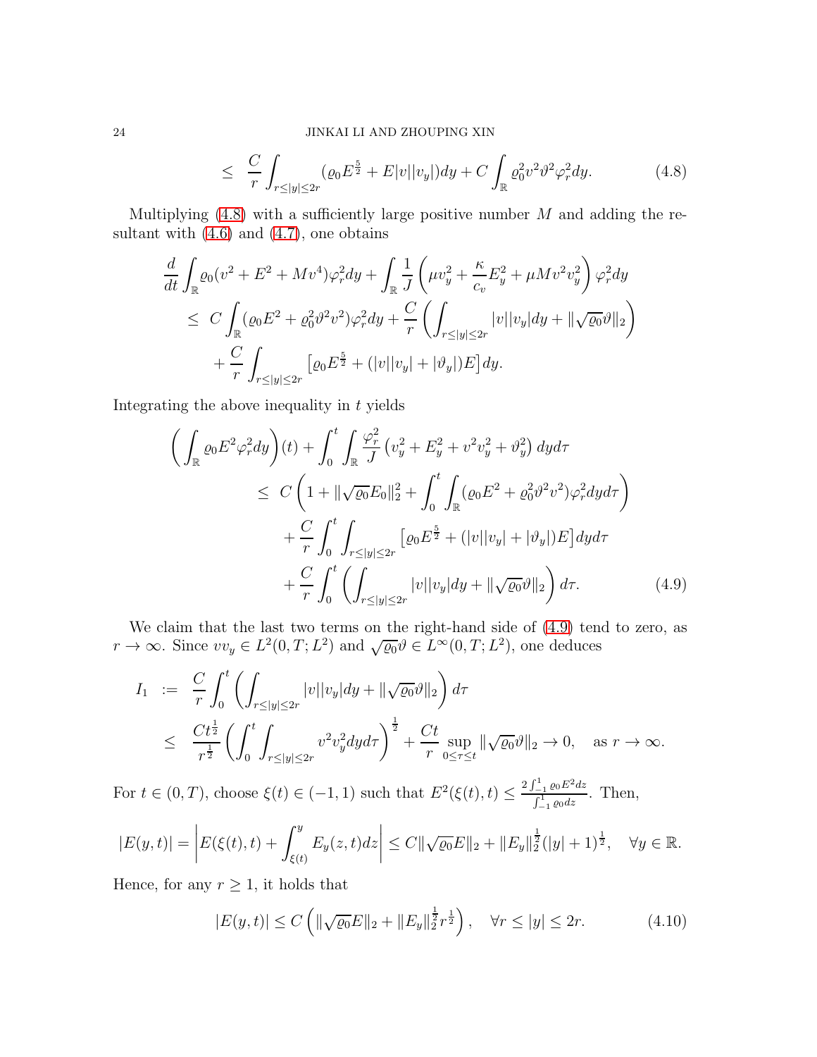$$
\leq \frac{C}{r}\int_{r\leq|y|\leq 2r}(\varrho_0 E^{\frac52}+E|v||v_y|)dy+C\int_{\mathbb{R}}\varrho_0^2v^2\vartheta^2\varphi_r^2dy. \tag{4.8}
$$

Multiplying (4.8) with a sufficiently large positive number $M$ and adding the resultant with (4.6) and (4.7), one obtains

$$
\begin{aligned}
&\frac{d}{dt}\int_{\mathbb{R}}\varrho_0(v^2+E^2+Mv^4)\varphi_r^2dy+\int_{\mathbb{R}}\frac1J\left(\mu v_y^2+\frac{\kappa}{c_v}E_y^2+\mu Mv^2v_y^2\right)\varphi_r^2dy\\
&\quad\leq C\int_{\mathbb{R}}(\varrho_0E^2+\varrho_0^2\vartheta^2v^2)\varphi_r^2dy+\frac{C}{r}\left(\int_{r\leq|y|\leq 2r}|v||v_y|dy+\|\sqrt{\varrho_0}\vartheta\|_2\right)\\
&\qquad+\frac{C}{r}\int_{r\leq|y|\leq 2r}\left[\varrho_0E^{\frac52}+(|v||v_y|+|\vartheta_y|)E\right]dy.
\end{aligned}
$$

Integrating the above inequality in $t$ yields

$$
\begin{aligned}
&\left(\int_{\mathbb{R}}\varrho_0E^2\varphi_r^2dy\right)(t)+\int_0^t\int_{\mathbb{R}}\frac{\varphi_r^2}{J}\left(v_y^2+E_y^2+v^2v_y^2+\vartheta_y^2\right)dyd\tau\\
&\quad\leq C\left(1+\|\sqrt{\varrho_0}E_0\|_2^2+\int_0^t\int_{\mathbb{R}}(\varrho_0E^2+\varrho_0^2\vartheta^2v^2)\varphi_r^2dyd\tau\right)\\
&\qquad+\frac{C}{r}\int_0^t\int_{r\leq|y|\leq 2r}\left[\varrho_0E^{\frac52}+(|v||v_y|+|\vartheta_y|)E\right]dyd\tau\\
&\qquad+\frac{C}{r}\int_0^t\left(\int_{r\leq|y|\leq 2r}|v||v_y|dy+\|\sqrt{\varrho_0}\vartheta\|_2\right)d\tau.
\end{aligned}\tag{4.9}
$$

We claim that the last two terms on the right-hand side of (4.9) tend to zero, as $r\to\infty$. Since $vv_y\in L^2(0,T;L^2)$ and $\sqrt{\varrho_0}\vartheta\in L^\infty(0,T;L^2)$, one deduces

$$
\begin{aligned}
I_1 &:= \frac{C}{r}\int_0^t\left(\int_{r\leq|y|\leq 2r}|v||v_y|dy+\|\sqrt{\varrho_0}\vartheta\|_2\right)d\tau\\
&\leq \frac{Ct^{\frac12}}{r^{\frac12}}\left(\int_0^t\int_{r\leq|y|\leq 2r}v^2v_y^2dyd\tau\right)^{\frac12}+\frac{Ct}{r}\sup_{0\leq\tau\leq t}\|\sqrt{\varrho_0}\vartheta\|_2\to 0,\quad \text{as } r\to\infty.
\end{aligned}
$$

For $t\in(0,T)$, choose $\xi(t)\in(-1,1)$ such that $E^2(\xi(t),t)\leq\frac{2\int_{-1}^1\varrho_0E^2dz}{\int_{-1}^1\varrho_0dz}$. Then,

$$
|E(y,t)|=\left|E(\xi(t),t)+\int_{\xi(t)}^yE_y(z,t)dz\right|\leq C\|\sqrt{\varrho_0}E\|_2+\|E_y\|_2^{\frac12}(|y|+1)^{\frac12},\quad\forall y\in\mathbb{R}.
$$

Hence, for any $r\geq1$, it holds that

$$
|E(y,t)|\leq C\left(\|\sqrt{\varrho_0}E\|_2+\|E_y\|_2^{\frac12}r^{\frac12}\right),\quad\forall r\leq|y|\leq 2r. \tag{4.10}
$$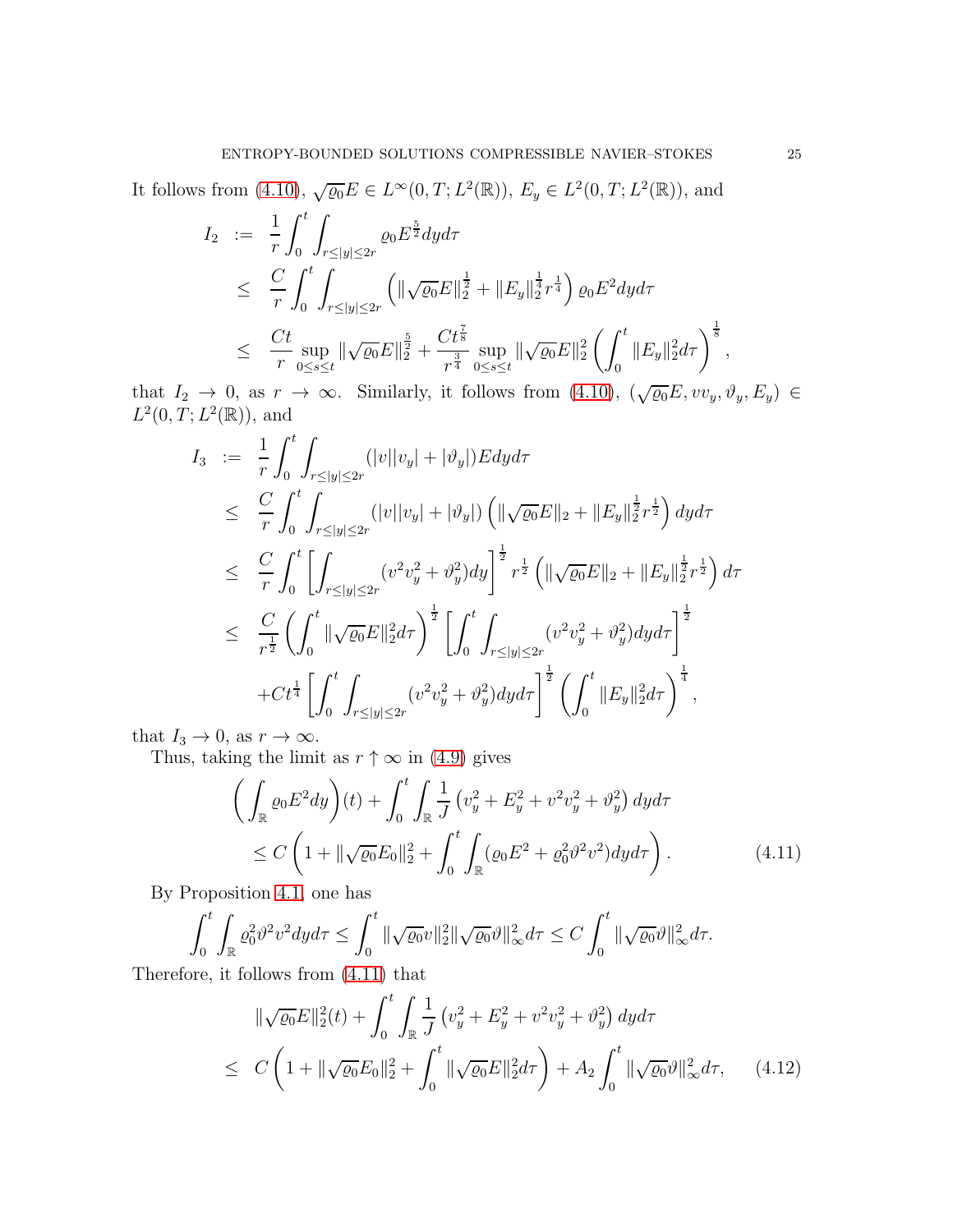It follows from (4.10), $\sqrt{\varrho_0}E \in L^\infty(0,T;L^2(\mathbb{R}))$, $E_y \in L^2(0,T;L^2(\mathbb{R}))$, and

$$
\begin{aligned}
I_2 \; &:= \; \frac{1}{r}\int_0^t \int_{r\le |y|\le 2r} \varrho_0 E^{\frac{5}{2}} dy d\tau \\
&\le \; \frac{C}{r}\int_0^t \int_{r\le |y|\le 2r} \left( \|\sqrt{\varrho_0}E\|_2^{\frac{1}{2}} + \|E_y\|_2^{\frac{1}{4}} r^{\frac{1}{4}} \right) \varrho_0 E^2 dy d\tau \\
&\le \; \frac{Ct}{r} \sup_{0\le s\le t} \|\sqrt{\varrho_0}E\|_2^{\frac{5}{2}} + \frac{Ct^{\frac{7}{8}}}{r^{\frac{3}{4}}} \sup_{0\le s\le t} \|\sqrt{\varrho_0}E\|_2^2 \left( \int_0^t \|E_y\|_2^2 d\tau \right)^{\frac{1}{8}},
\end{aligned}
$$

that $I_2 \to 0$, as $r \to \infty$. Similarly, it follows from (4.10), $(\sqrt{\varrho_0}E, v v_y, \vartheta_y, E_y) \in L^2(0,T;L^2(\mathbb{R}))$, and

$$
\begin{aligned}
I_3 \; &:= \; \frac{1}{r}\int_0^t \int_{r\le |y|\le 2r} (|v||v_y| + |\vartheta_y|) E dy d\tau \\
&\le \; \frac{C}{r}\int_0^t \int_{r\le |y|\le 2r} (|v||v_y| + |\vartheta_y|) \left( \|\sqrt{\varrho_0}E\|_2 + \|E_y\|_2^{\frac{1}{2}} r^{\frac{1}{2}} \right) dy d\tau \\
&\le \; \frac{C}{r}\int_0^t \left[ \int_{r\le |y|\le 2r} (v^2 v_y^2 + \vartheta_y^2) dy \right]^{\frac{1}{2}} r^{\frac{1}{2}} \left( \|\sqrt{\varrho_0}E\|_2 + \|E_y\|_2^{\frac{1}{2}} r^{\frac{1}{2}} \right) d\tau \\
&\le \; \frac{C}{r^{\frac{1}{2}}} \left( \int_0^t \|\sqrt{\varrho_0}E\|_2^2 d\tau \right)^{\frac{1}{2}} \left[ \int_0^t \int_{r\le |y|\le 2r} (v^2 v_y^2 + \vartheta_y^2) dy d\tau \right]^{\frac{1}{2}} \\
&\quad + Ct^{\frac{1}{4}} \left[ \int_0^t \int_{r\le |y|\le 2r} (v^2 v_y^2 + \vartheta_y^2) dy d\tau \right]^{\frac{1}{2}} \left( \int_0^t \|E_y\|_2^2 d\tau \right)^{\frac{1}{4}},
\end{aligned}
$$

that $I_3 \to 0$, as $r \to \infty$.

Thus, taking the limit as $r \uparrow \infty$ in (4.9) gives

$$
\begin{aligned}
&\left( \int_{\mathbb{R}} \varrho_0 E^2 dy \right)(t) + \int_0^t \int_{\mathbb{R}} \frac{1}{J} \left( v_y^2 + E_y^2 + v^2 v_y^2 + \vartheta_y^2 \right) dy d\tau \\
&\le C \left( 1 + \|\sqrt{\varrho_0}E_0\|_2^2 + \int_0^t \int_{\mathbb{R}} (\varrho_0 E^2 + \varrho_0^2 \vartheta^2 v^2) dy d\tau \right).
\end{aligned} \tag{4.11}
$$

By Proposition 4.1, one has

$$
\int_0^t \int_{\mathbb{R}} \varrho_0^2 \vartheta^2 v^2 dy d\tau \le \int_0^t \|\sqrt{\varrho_0}v\|_2^2 \|\sqrt{\varrho_0}\vartheta\|_\infty^2 d\tau \le C \int_0^t \|\sqrt{\varrho_0}\vartheta\|_\infty^2 d\tau.
$$

Therefore, it follows from (4.11) that

$$
\begin{aligned}
&\|\sqrt{\varrho_0}E\|_2^2(t) + \int_0^t \int_{\mathbb{R}} \frac{1}{J} \left( v_y^2 + E_y^2 + v^2 v_y^2 + \vartheta_y^2 \right) dy d\tau \\
\le \; & C \left( 1 + \|\sqrt{\varrho_0}E_0\|_2^2 + \int_0^t \|\sqrt{\varrho_0}E\|_2^2 d\tau \right) + A_2 \int_0^t \|\sqrt{\varrho_0}\vartheta\|_\infty^2 d\tau,
\end{aligned} \tag{4.12}
$$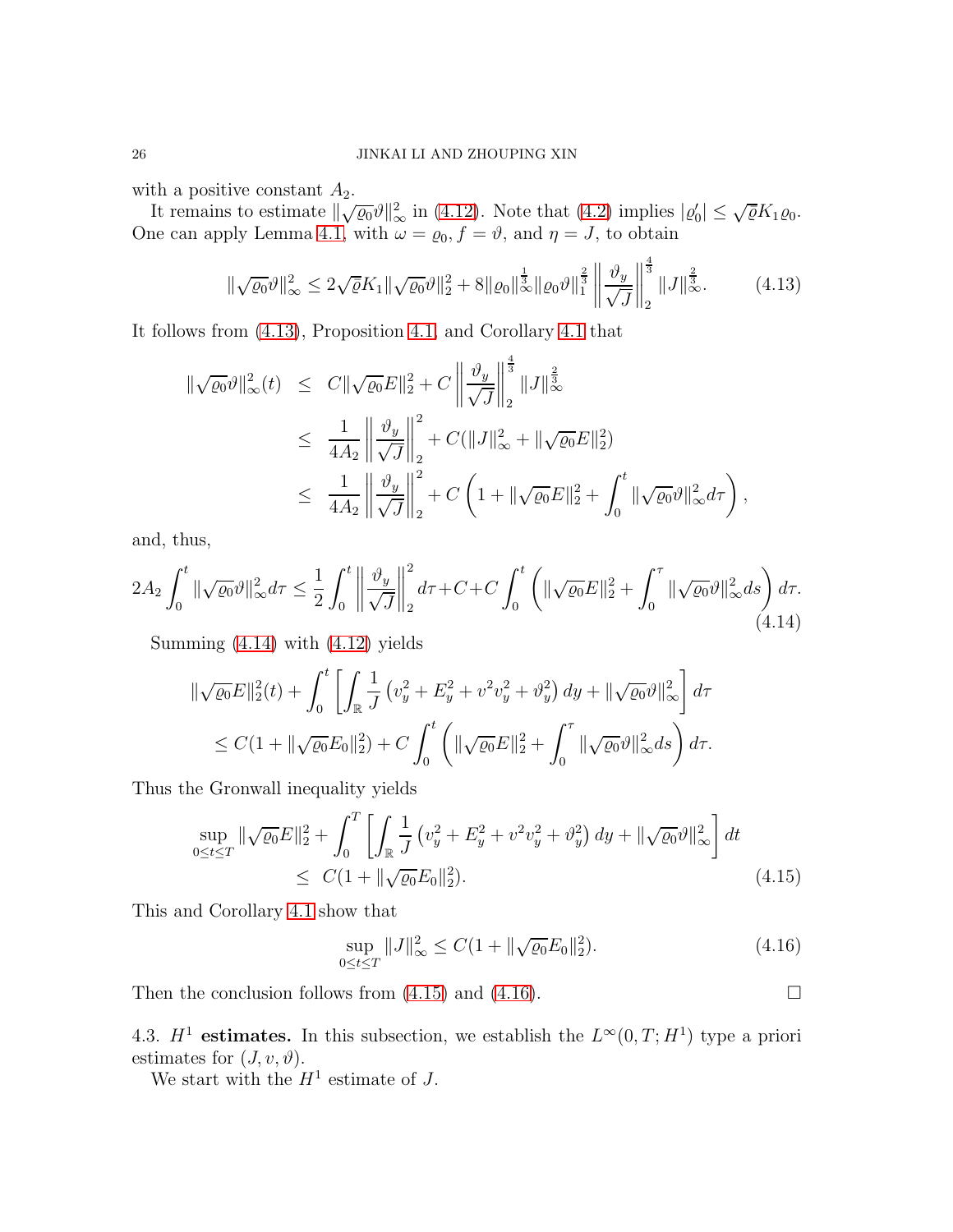with a positive constant $A_2$.

It remains to estimate $\|\sqrt{\varrho_0}\vartheta\|_\infty^2$ in (4.12). Note that (4.2) implies $|\varrho_0'| \leq \sqrt{\bar\varrho} K_1 \varrho_0$. One can apply Lemma 4.1, with $\omega = \varrho_0, f = \vartheta$, and $\eta = J$, to obtain

$$\|\sqrt{\varrho_0}\vartheta\|_\infty^2 \leq 2\sqrt{\bar\varrho}K_1\|\sqrt{\varrho_0}\vartheta\|_2^2 + 8\|\varrho_0\|_\infty^{\frac13}\|\varrho_0\vartheta\|_1^{\frac23}\left\|\frac{\vartheta_y}{\sqrt{J}}\right\|_2^{\frac43}\|J\|_\infty^{\frac23}. \tag{4.13}$$

It follows from (4.13), Proposition 4.1, and Corollary 4.1 that

$$\begin{aligned}
\|\sqrt{\varrho_0}\vartheta\|_\infty^2(t) &\leq C\|\sqrt{\varrho_0}E\|_2^2 + C\left\|\frac{\vartheta_y}{\sqrt{J}}\right\|_2^{\frac43}\|J\|_\infty^{\frac23} \\
&\leq \frac{1}{4A_2}\left\|\frac{\vartheta_y}{\sqrt{J}}\right\|_2^2 + C(\|J\|_\infty^2 + \|\sqrt{\varrho_0}E\|_2^2) \\
&\leq \frac{1}{4A_2}\left\|\frac{\vartheta_y}{\sqrt{J}}\right\|_2^2 + C\left(1 + \|\sqrt{\varrho_0}E\|_2^2 + \int_0^t \|\sqrt{\varrho_0}\vartheta\|_\infty^2 d\tau\right),
\end{aligned}$$

and, thus,

$$2A_2\int_0^t \|\sqrt{\varrho_0}\vartheta\|_\infty^2 d\tau \leq \frac12\int_0^t\left\|\frac{\vartheta_y}{\sqrt{J}}\right\|_2^2 d\tau + C + C\int_0^t\left(\|\sqrt{\varrho_0}E\|_2^2 + \int_0^\tau \|\sqrt{\varrho_0}\vartheta\|_\infty^2 ds\right)d\tau. \tag{4.14}$$

Summing (4.14) with (4.12) yields

$$\begin{aligned}
&\|\sqrt{\varrho_0}E\|_2^2(t) + \int_0^t\left[\int_{\mathbb{R}}\frac1J\left(v_y^2 + E_y^2 + v^2v_y^2 + \vartheta_y^2\right)dy + \|\sqrt{\varrho_0}\vartheta\|_\infty^2\right]d\tau \\
&\quad\leq C(1 + \|\sqrt{\varrho_0}E_0\|_2^2) + C\int_0^t\left(\|\sqrt{\varrho_0}E\|_2^2 + \int_0^\tau \|\sqrt{\varrho_0}\vartheta\|_\infty^2 ds\right)d\tau.
\end{aligned}$$

Thus the Gronwall inequality yields

$$\begin{aligned}
&\sup_{0\leq t\leq T}\|\sqrt{\varrho_0}E\|_2^2 + \int_0^T\left[\int_{\mathbb{R}}\frac1J\left(v_y^2 + E_y^2 + v^2v_y^2 + \vartheta_y^2\right)dy + \|\sqrt{\varrho_0}\vartheta\|_\infty^2\right]dt \\
&\qquad\leq C(1 + \|\sqrt{\varrho_0}E_0\|_2^2).
\end{aligned} \tag{4.15}$$

This and Corollary 4.1 show that

$$\sup_{0\leq t\leq T}\|J\|_\infty^2 \leq C(1 + \|\sqrt{\varrho_0}E_0\|_2^2). \tag{4.16}$$

Then the conclusion follows from (4.15) and (4.16). $\square$

4.3. **$H^1$ estimates.** In this subsection, we establish the $L^\infty(0,T;H^1)$ type a priori estimates for $(J, v, \vartheta)$.

We start with the $H^1$ estimate of $J$.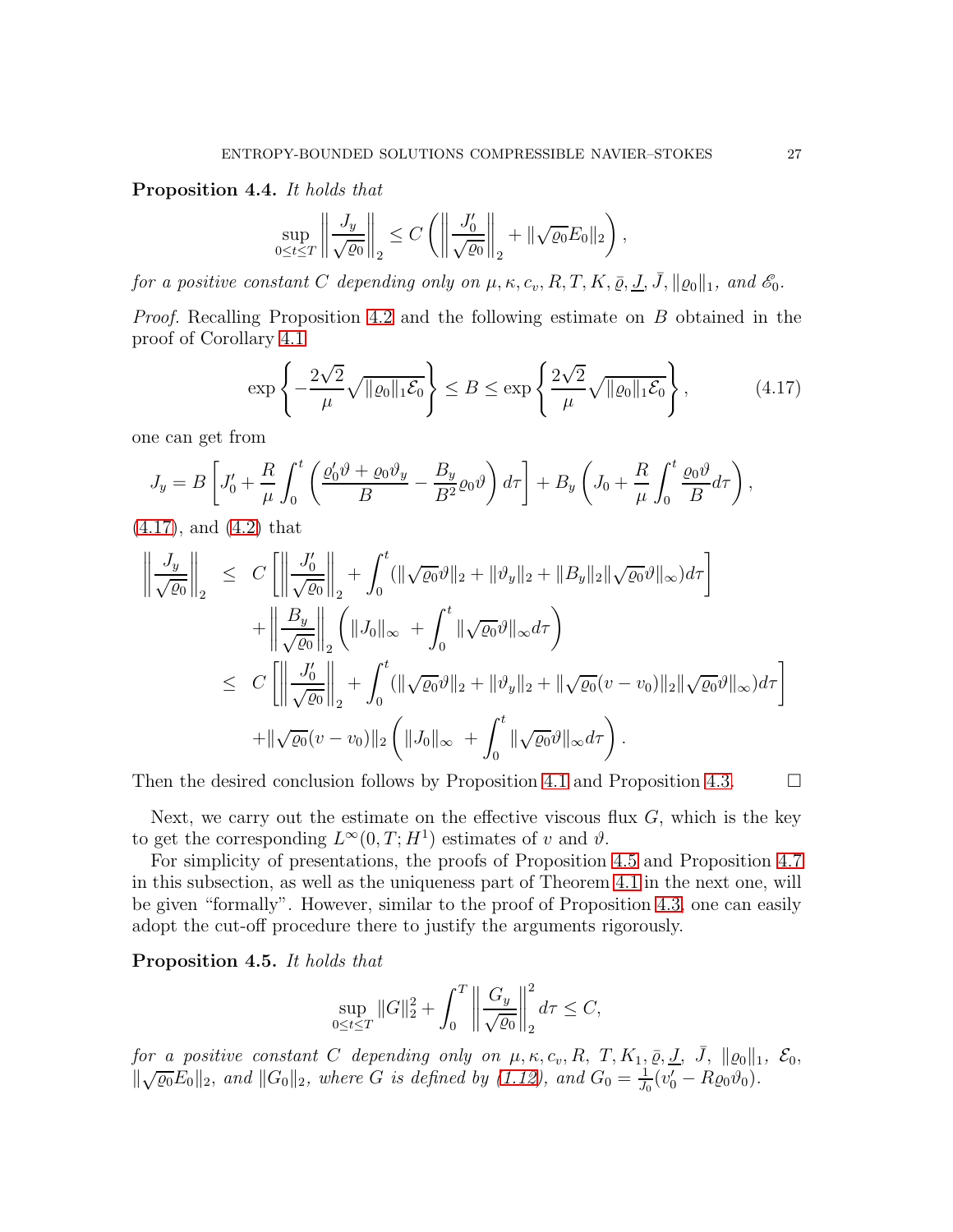**Proposition 4.4.** *It holds that*

$$\sup_{0\leq t\leq T}\left\|\frac{J_y}{\sqrt{\varrho_0}}\right\|_2\leq C\left(\left\|\frac{J_0'}{\sqrt{\varrho_0}}\right\|_2+\|\sqrt{\varrho_0}E_0\|_2\right),$$

*for a positive constant $C$ depending only on $\mu,\kappa,c_v,R,T,K,\bar\varrho,\underline{J},\bar J,\|\varrho_0\|_1$, and $\mathscr{E}_0$.*

*Proof.* Recalling Proposition 4.2 and the following estimate on $B$ obtained in the proof of Corollary 4.1

$$\exp\left\{-\frac{2\sqrt2}{\mu}\sqrt{\|\varrho_0\|_1\mathcal{E}_0}\right\}\leq B\leq\exp\left\{\frac{2\sqrt2}{\mu}\sqrt{\|\varrho_0\|_1\mathcal{E}_0}\right\},\tag{4.17}$$

one can get from

$$J_y=B\left[J_0'+\frac{R}{\mu}\int_0^t\left(\frac{\varrho_0'\vartheta+\varrho_0\vartheta_y}{B}-\frac{B_y}{B^2}\varrho_0\vartheta\right)d\tau\right]+B_y\left(J_0+\frac{R}{\mu}\int_0^t\frac{\varrho_0\vartheta}{B}d\tau\right),$$

(4.17), and (4.2) that

$$\begin{aligned}
\left\|\frac{J_y}{\sqrt{\varrho_0}}\right\|_2 \leq\ & C\left[\left\|\frac{J_0'}{\sqrt{\varrho_0}}\right\|_2+\int_0^t(\|\sqrt{\varrho_0}\vartheta\|_2+\|\vartheta_y\|_2+\|B_y\|_2\|\sqrt{\varrho_0}\vartheta\|_\infty)d\tau\right]\\
&+\left\|\frac{B_y}{\sqrt{\varrho_0}}\right\|_2\left(\|J_0\|_\infty+\int_0^t\|\sqrt{\varrho_0}\vartheta\|_\infty d\tau\right)\\
\leq\ & C\left[\left\|\frac{J_0'}{\sqrt{\varrho_0}}\right\|_2+\int_0^t(\|\sqrt{\varrho_0}\vartheta\|_2+\|\vartheta_y\|_2+\|\sqrt{\varrho_0}(v-v_0)\|_2\|\sqrt{\varrho_0}\vartheta\|_\infty)d\tau\right]\\
&+\|\sqrt{\varrho_0}(v-v_0)\|_2\left(\|J_0\|_\infty+\int_0^t\|\sqrt{\varrho_0}\vartheta\|_\infty d\tau\right).
\end{aligned}$$

Then the desired conclusion follows by Proposition 4.1 and Proposition 4.3. $\square$

Next, we carry out the estimate on the effective viscous flux $G$, which is the key to get the corresponding $L^\infty(0,T;H^1)$ estimates of $v$ and $\vartheta$.

For simplicity of presentations, the proofs of Proposition 4.5 and Proposition 4.7 in this subsection, as well as the uniqueness part of Theorem 4.1 in the next one, will be given "formally". However, similar to the proof of Proposition 4.3, one can easily adopt the cut-off procedure there to justify the arguments rigorously.

**Proposition 4.5.** *It holds that*

$$\sup_{0\leq t\leq T}\|G\|_2^2+\int_0^T\left\|\frac{G_y}{\sqrt{\varrho_0}}\right\|_2^2d\tau\leq C,$$

*for a positive constant $C$ depending only on $\mu,\kappa,c_v,R,\ T,K_1,\bar\varrho,\underline{J},\ \bar J,\ \|\varrho_0\|_1,\ \mathcal{E}_0$, $\|\sqrt{\varrho_0}E_0\|_2$, and $\|G_0\|_2$, where $G$ is defined by (1.12), and $G_0=\frac{1}{J_0}(v_0'-R\varrho_0\vartheta_0)$.*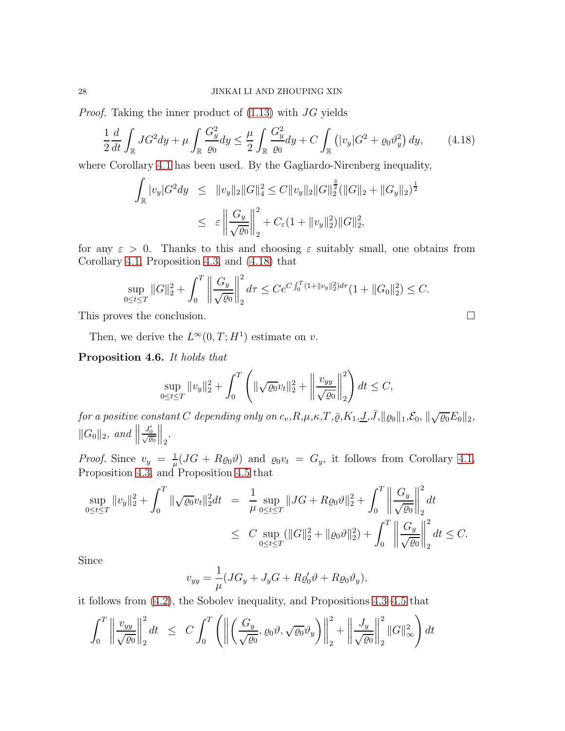*Proof.* Taking the inner product of (1.13) with $JG$ yields

$$\frac{1}{2}\frac{d}{dt}\int_{\mathbb{R}} JG^2 dy + \mu\int_{\mathbb{R}}\frac{G_y^2}{\varrho_0}dy \leq \frac{\mu}{2}\int_{\mathbb{R}}\frac{G_y^2}{\varrho_0}dy + C\int_{\mathbb{R}}\left(|v_y|G^2 + \varrho_0\vartheta_y^2\right)dy, \tag{4.18}$$

where Corollary 4.1 has been used. By the Gagliardo-Nirenberg inequality,

$$\begin{aligned}\int_{\mathbb{R}}|v_y|G^2dy &\leq \|v_y\|_2\|G\|_4^2 \leq C\|v_y\|_2\|G\|_2^{\frac{3}{2}}(\|G\|_2 + \|G_y\|_2)^{\frac{1}{2}}\\ &\leq \varepsilon\left\|\frac{G_y}{\sqrt{\varrho_0}}\right\|_2^2 + C_\varepsilon(1+\|v_y\|_2^2)\|G\|_2^2,\end{aligned}$$

for any $\varepsilon > 0$. Thanks to this and choosing $\varepsilon$ suitably small, one obtains from Corollary 4.1, Proposition 4.3, and (4.18) that

$$\sup_{0\leq t\leq T}\|G\|_2^2 + \int_0^T\left\|\frac{G_y}{\sqrt{\varrho_0}}\right\|_2^2 d\tau \leq Ce^{C\int_0^T(1+\|v_y\|_2^2)d\tau}(1+\|G_0\|_2^2) \leq C.$$

This proves the conclusion. $\square$

Then, we derive the $L^\infty(0,T;H^1)$ estimate on $v$.

**Proposition 4.6.** *It holds that*

$$\sup_{0\leq t\leq T}\|v_y\|_2^2 + \int_0^T\left(\|\sqrt{\varrho_0}v_t\|_2^2 + \left\|\frac{v_{yy}}{\sqrt{\varrho_0}}\right\|_2^2\right)dt \leq C,$$

*for a positive constant $C$ depending only on $c_v$,$R$,$\mu$,$\kappa$,$T$,$\bar\varrho$,$K_1$,$\underline{J}$,$\bar J$,$\|\varrho_0\|_1$,$\mathcal{E}_0$, $\|\sqrt{\varrho_0}E_0\|_2$, $\|G_0\|_2$, and $\left\|\frac{J_0'}{\sqrt{\varrho_0}}\right\|_2$.*

*Proof.* Since $v_y = \frac{1}{\mu}(JG + R\varrho_0\vartheta)$ and $\varrho_0 v_t = G_y$, it follows from Corollary 4.1, Proposition 4.3, and Proposition 4.5 that

$$\begin{aligned}\sup_{0\leq t\leq T}\|v_y\|_2^2 + \int_0^T\|\sqrt{\varrho_0}v_t\|_2^2dt &= \frac{1}{\mu}\sup_{0\leq t\leq T}\|JG + R\varrho_0\vartheta\|_2^2 + \int_0^T\left\|\frac{G_y}{\sqrt{\varrho_0}}\right\|_2^2dt\\ &\leq C\sup_{0\leq t\leq T}(\|G\|_2^2 + \|\varrho_0\vartheta\|_2^2) + \int_0^T\left\|\frac{G_y}{\sqrt{\varrho_0}}\right\|_2^2dt \leq C.\end{aligned}$$

Since

$$v_{yy} = \frac{1}{\mu}(JG_y + J_yG + R\varrho_0'\vartheta + R\varrho_0\vartheta_y),$$

it follows from (4.2), the Sobolev inequality, and Propositions 4.3–4.5 that

$$\int_0^T\left\|\frac{v_{yy}}{\sqrt{\varrho_0}}\right\|_2^2dt \leq C\int_0^T\left(\left\|\left(\frac{G_y}{\sqrt{\varrho_0}}, \varrho_0\vartheta, \sqrt{\varrho_0}\vartheta_y\right)\right\|_2^2 + \left\|\frac{J_y}{\sqrt{\varrho_0}}\right\|_2^2\|G\|_\infty^2\right)dt$$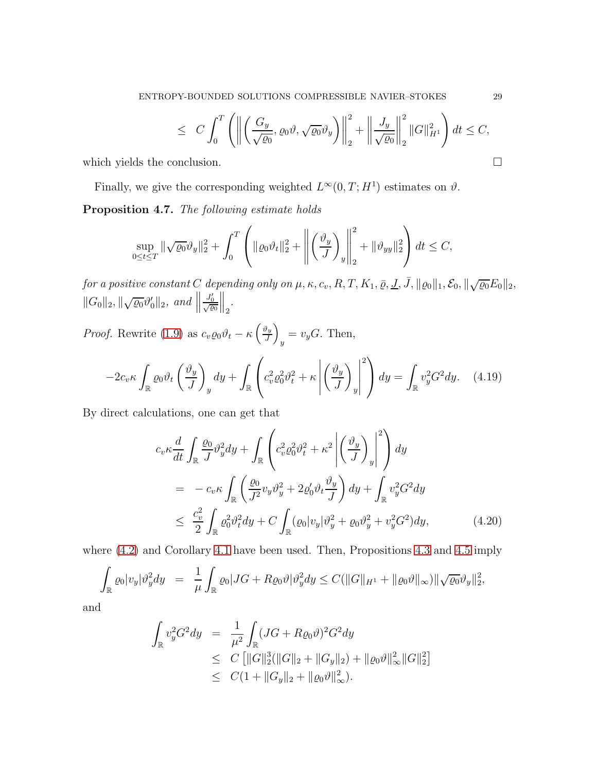$$\leq C\int_0^T \left( \left\| \left( \frac{G_y}{\sqrt{\varrho_0}}, \varrho_0\vartheta, \sqrt{\varrho_0}\vartheta_y \right) \right\|_2^2 + \left\| \frac{J_y}{\sqrt{\varrho_0}} \right\|_2^2 \|G\|_{H^1}^2 \right) dt \leq C,$$

which yields the conclusion. □

Finally, we give the corresponding weighted $L^\infty(0,T;H^1)$ estimates on $\vartheta$.

**Proposition 4.7.** *The following estimate holds*

$$\sup_{0\leq t\leq T} \|\sqrt{\varrho_0}\vartheta_y\|_2^2 + \int_0^T \left( \|\varrho_0\vartheta_t\|_2^2 + \left\| \left( \frac{\vartheta_y}{J} \right)_y \right\|_2^2 + \|\vartheta_{yy}\|_2^2 \right) dt \leq C,$$

*for a positive constant $C$ depending only on $\mu, \kappa, c_v, R, T, K_1, \bar{\varrho}, \underline{J}, \bar{J}, \|\varrho_0\|_1, \mathcal{E}_0, \|\sqrt{\varrho_0}E_0\|_2$, $\|G_0\|_2, \|\sqrt{\varrho_0}\vartheta_0'\|_2$, and $\left\|\frac{J_0'}{\sqrt{\varrho_0}}\right\|_2$.*

*Proof.* Rewrite (1.9) as $c_v\varrho_0\vartheta_t - \kappa\left(\frac{\vartheta_y}{J}\right)_y = v_y G$. Then,

$$-2c_v\kappa\int_{\mathbb{R}} \varrho_0\vartheta_t \left(\frac{\vartheta_y}{J}\right)_y dy + \int_{\mathbb{R}} \left( c_v^2\varrho_0^2\vartheta_t^2 + \kappa\left|\left(\frac{\vartheta_y}{J}\right)_y\right|^2 \right) dy = \int_{\mathbb{R}} v_y^2 G^2 dy. \quad (4.19)$$

By direct calculations, one can get that

$$\begin{aligned}
&c_v\kappa\frac{d}{dt}\int_{\mathbb{R}} \frac{\varrho_0}{J}\vartheta_y^2 dy + \int_{\mathbb{R}} \left( c_v^2\varrho_0^2\vartheta_t^2 + \kappa^2\left|\left(\frac{\vartheta_y}{J}\right)_y\right|^2 \right) dy \\
&= -c_v\kappa\int_{\mathbb{R}} \left( \frac{\varrho_0}{J^2}v_y\vartheta_y^2 + 2\varrho_0'\vartheta_t\frac{\vartheta_y}{J} \right) dy + \int_{\mathbb{R}} v_y^2G^2 dy \\
&\leq \frac{c_v^2}{2}\int_{\mathbb{R}} \varrho_0^2\vartheta_t^2 dy + C\int_{\mathbb{R}} (\varrho_0|v_y|\vartheta_y^2 + \varrho_0\vartheta_y^2 + v_y^2G^2) dy, \qquad (4.20)
\end{aligned}$$

where (4.2) and Corollary 4.1 have been used. Then, Propositions 4.3 and 4.5 imply

$$\int_{\mathbb{R}} \varrho_0|v_y|\vartheta_y^2 dy = \frac{1}{\mu}\int_{\mathbb{R}} \varrho_0|JG + R\varrho_0\vartheta|\vartheta_y^2 dy \leq C(\|G\|_{H^1} + \|\varrho_0\vartheta\|_\infty)\|\sqrt{\varrho_0}\vartheta_y\|_2^2,$$

and

$$\begin{aligned}
\int_{\mathbb{R}} v_y^2G^2 dy &= \frac{1}{\mu^2}\int_{\mathbb{R}} (JG + R\varrho_0\vartheta)^2 G^2 dy \\
&\leq C\left[ \|G\|_2^3(\|G\|_2 + \|G_y\|_2) + \|\varrho_0\vartheta\|_\infty^2\|G\|_2^2 \right] \\
&\leq C(1 + \|G_y\|_2 + \|\varrho_0\vartheta\|_\infty^2).
\end{aligned}$$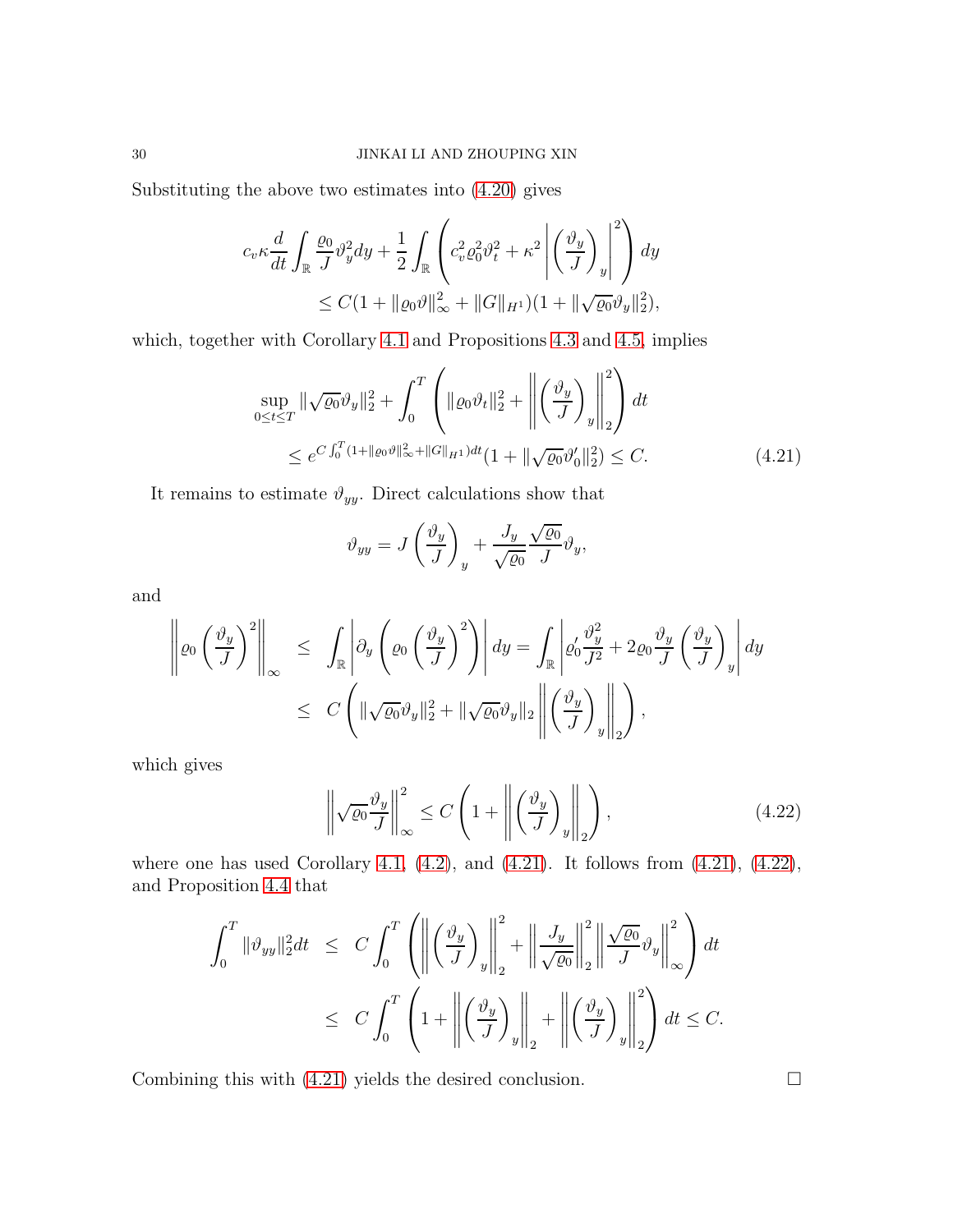Substituting the above two estimates into (4.20) gives

$$
\begin{aligned}
c_v\kappa\frac{d}{dt}\int_{\mathbb{R}}\frac{\varrho_0}{J}\vartheta_y^2dy+\frac12\int_{\mathbb{R}}\left(c_v^2\varrho_0^2\vartheta_t^2+\kappa^2\left|\left(\frac{\vartheta_y}{J}\right)_y\right|^2\right)dy\\
\leq C(1+\|\varrho_0\vartheta\|_\infty^2+\|G\|_{H^1})(1+\|\sqrt{\varrho_0}\vartheta_y\|_2^2),
\end{aligned}
$$

which, together with Corollary 4.1 and Propositions 4.3 and 4.5, implies

$$
\begin{aligned}
\sup_{0\leq t\leq T}\|\sqrt{\varrho_0}\vartheta_y\|_2^2+\int_0^T\left(\|\varrho_0\vartheta_t\|_2^2+\left\|\left(\frac{\vartheta_y}{J}\right)_y\right\|_2^2\right)dt\\
\leq e^{C\int_0^T(1+\|\varrho_0\vartheta\|_\infty^2+\|G\|_{H^1})dt}(1+\|\sqrt{\varrho_0}\vartheta_0'\|_2^2)\leq C. \qquad (4.21)
\end{aligned}
$$

It remains to estimate $\vartheta_{yy}$. Direct calculations show that

$$
\vartheta_{yy}=J\left(\frac{\vartheta_y}{J}\right)_y+\frac{J_y}{\sqrt{\varrho_0}}\frac{\sqrt{\varrho_0}}{J}\vartheta_y,
$$

and

$$
\begin{aligned}
\left\|\varrho_0\left(\frac{\vartheta_y}{J}\right)^2\right\|_\infty &\leq \int_{\mathbb{R}}\left|\partial_y\left(\varrho_0\left(\frac{\vartheta_y}{J}\right)^2\right)\right|dy=\int_{\mathbb{R}}\left|\varrho_0'\frac{\vartheta_y^2}{J^2}+2\varrho_0\frac{\vartheta_y}{J}\left(\frac{\vartheta_y}{J}\right)_y\right|dy\\
&\leq C\left(\|\sqrt{\varrho_0}\vartheta_y\|_2^2+\|\sqrt{\varrho_0}\vartheta_y\|_2\left\|\left(\frac{\vartheta_y}{J}\right)_y\right\|_2\right),
\end{aligned}
$$

which gives

$$
\left\|\sqrt{\varrho_0}\frac{\vartheta_y}{J}\right\|_\infty^2\leq C\left(1+\left\|\left(\frac{\vartheta_y}{J}\right)_y\right\|_2\right), \qquad (4.22)
$$

where one has used Corollary 4.1, (4.2), and (4.21). It follows from (4.21), (4.22), and Proposition 4.4 that

$$
\begin{aligned}
\int_0^T\|\vartheta_{yy}\|_2^2dt &\leq C\int_0^T\left(\left\|\left(\frac{\vartheta_y}{J}\right)_y\right\|_2^2+\left\|\frac{J_y}{\sqrt{\varrho_0}}\right\|_2^2\left\|\frac{\sqrt{\varrho_0}}{J}\vartheta_y\right\|_\infty^2\right)dt\\
&\leq C\int_0^T\left(1+\left\|\left(\frac{\vartheta_y}{J}\right)_y\right\|_2+\left\|\left(\frac{\vartheta_y}{J}\right)_y\right\|_2^2\right)dt\leq C.
\end{aligned}
$$

Combining this with (4.21) yields the desired conclusion. □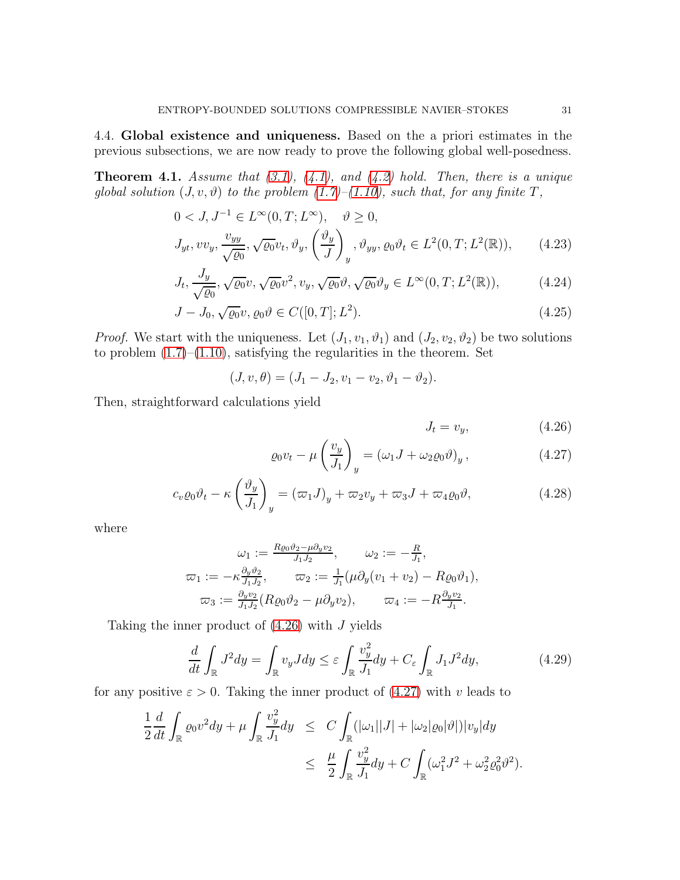4.4. **Global existence and uniqueness.** Based on the a priori estimates in the previous subsections, we are now ready to prove the following global well-posedness.

**Theorem 4.1.** *Assume that (3.1), (4.1), and (4.2) hold. Then, there is a unique global solution $(J, v, \vartheta)$ to the problem (1.7)–(1.10), such that, for any finite $T$,*

$$
\begin{aligned}
&0 < J, J^{-1} \in L^\infty(0,T;L^\infty), \quad \vartheta \geq 0,\\
&J_{yt}, vv_y, \frac{v_{yy}}{\sqrt{\varrho_0}}, \sqrt{\varrho_0}v_t, \vartheta_y, \left(\frac{\vartheta_y}{J}\right)_y, \vartheta_{yy}, \varrho_0\vartheta_t \in L^2(0,T;L^2(\mathbb{R})), \qquad (4.23)\\
&J_t, \frac{J_y}{\sqrt{\varrho_0}}, \sqrt{\varrho_0}v, \sqrt{\varrho_0}v^2, v_y, \sqrt{\varrho_0}\vartheta, \sqrt{\varrho_0}\vartheta_y \in L^\infty(0,T;L^2(\mathbb{R})), \qquad (4.24)\\
&J - J_0, \sqrt{\varrho_0}v, \varrho_0\vartheta \in C([0,T];L^2). \qquad (4.25)
\end{aligned}
$$

*Proof.* We start with the uniqueness. Let $(J_1, v_1, \vartheta_1)$ and $(J_2, v_2, \vartheta_2)$ be two solutions to problem (1.7)–(1.10), satisfying the regularities in the theorem. Set

$$(J, v, \theta) = (J_1 - J_2, v_1 - v_2, \vartheta_1 - \vartheta_2).$$

Then, straightforward calculations yield

$$J_t = v_y, \qquad (4.26)$$

$$\varrho_0 v_t - \mu\left(\frac{v_y}{J_1}\right)_y = (\omega_1 J + \omega_2\varrho_0\vartheta)_y, \qquad (4.27)$$

$$c_v\varrho_0\vartheta_t - \kappa\left(\frac{\vartheta_y}{J_1}\right)_y = (\varpi_1 J)_y + \varpi_2 v_y + \varpi_3 J + \varpi_4\varrho_0\vartheta, \qquad (4.28)$$

where

$$
\begin{gathered}
\omega_1 := \tfrac{R\varrho_0\vartheta_2 - \mu\partial_y v_2}{J_1 J_2}, \qquad \omega_2 := -\tfrac{R}{J_1},\\
\varpi_1 := -\kappa\tfrac{\partial_y\vartheta_2}{J_1 J_2}, \qquad \varpi_2 := \tfrac{1}{J_1}(\mu\partial_y(v_1 + v_2) - R\varrho_0\vartheta_1),\\
\varpi_3 := \tfrac{\partial_y v_2}{J_1 J_2}(R\varrho_0\vartheta_2 - \mu\partial_y v_2), \qquad \varpi_4 := -R\tfrac{\partial_y v_2}{J_1}.
\end{gathered}
$$

Taking the inner product of (4.26) with $J$ yields

$$\frac{d}{dt}\int_{\mathbb{R}} J^2 dy = \int_{\mathbb{R}} v_y J dy \leq \varepsilon\int_{\mathbb{R}}\frac{v_y^2}{J_1}dy + C_\varepsilon\int_{\mathbb{R}} J_1 J^2 dy, \qquad (4.29)$$

for any positive $\varepsilon > 0$. Taking the inner product of (4.27) with $v$ leads to

$$
\begin{aligned}
\frac{1}{2}\frac{d}{dt}\int_{\mathbb{R}}\varrho_0 v^2 dy + \mu\int_{\mathbb{R}}\frac{v_y^2}{J_1}dy &\leq C\int_{\mathbb{R}}(|\omega_1||J| + |\omega_2|\varrho_0|\vartheta|)|v_y|dy\\
&\leq \frac{\mu}{2}\int_{\mathbb{R}}\frac{v_y^2}{J_1}dy + C\int_{\mathbb{R}}(\omega_1^2 J^2 + \omega_2^2\varrho_0^2\vartheta^2).
\end{aligned}
$$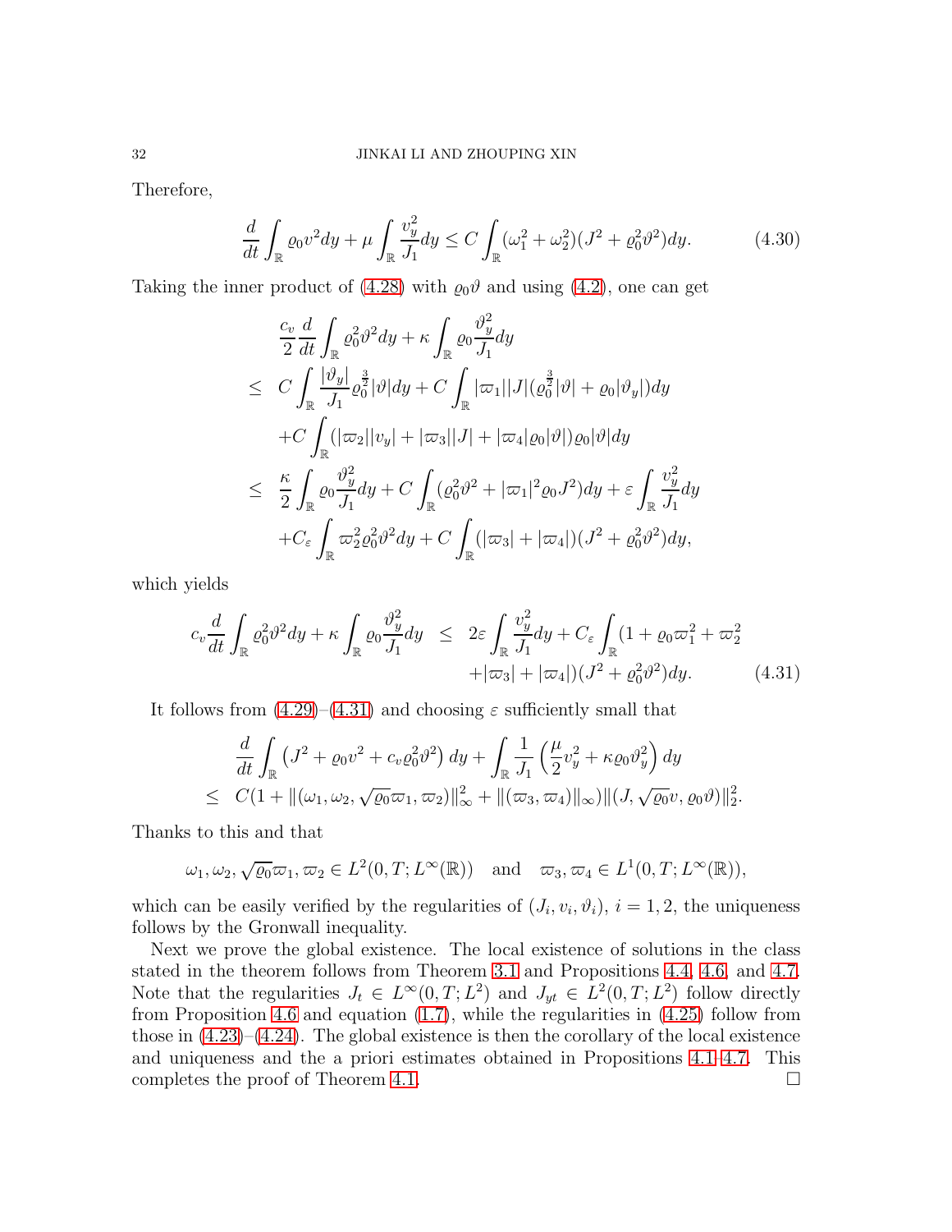Therefore,

$$\frac{d}{dt}\int_{\mathbb{R}}\varrho_0 v^2 dy + \mu\int_{\mathbb{R}}\frac{v_y^2}{J_1}dy \le C\int_{\mathbb{R}}(\omega_1^2+\omega_2^2)(J^2+\varrho_0^2\vartheta^2)dy. \tag{4.30}$$

Taking the inner product of (4.28) with $\varrho_0\vartheta$ and using (4.2), one can get

$$\begin{aligned}
&\frac{c_v}{2}\frac{d}{dt}\int_{\mathbb{R}}\varrho_0^2\vartheta^2 dy + \kappa\int_{\mathbb{R}}\varrho_0\frac{\vartheta_y^2}{J_1}dy \\
\le\ & C\int_{\mathbb{R}}\frac{|\vartheta_y|}{J_1}\varrho_0^{\frac{3}{2}}|\vartheta|dy + C\int_{\mathbb{R}}|\varpi_1||J|(\varrho_0^{\frac{3}{2}}|\vartheta| + \varrho_0|\vartheta_y|)dy \\
&+C\int_{\mathbb{R}}(|\varpi_2||v_y| + |\varpi_3||J| + |\varpi_4|\varrho_0|\vartheta|)\varrho_0|\vartheta|dy \\
\le\ & \frac{\kappa}{2}\int_{\mathbb{R}}\varrho_0\frac{\vartheta_y^2}{J_1}dy + C\int_{\mathbb{R}}(\varrho_0^2\vartheta^2 + |\varpi_1|^2\varrho_0 J^2)dy + \varepsilon\int_{\mathbb{R}}\frac{v_y^2}{J_1}dy \\
&+C_\varepsilon\int_{\mathbb{R}}\varpi_2^2\varrho_0^2\vartheta^2 dy + C\int_{\mathbb{R}}(|\varpi_3| + |\varpi_4|)(J^2+\varrho_0^2\vartheta^2)dy,
\end{aligned}$$

which yields

$$\begin{aligned}
c_v\frac{d}{dt}\int_{\mathbb{R}}\varrho_0^2\vartheta^2 dy + \kappa\int_{\mathbb{R}}\varrho_0\frac{\vartheta_y^2}{J_1}dy \ \le\ & 2\varepsilon\int_{\mathbb{R}}\frac{v_y^2}{J_1}dy + C_\varepsilon\int_{\mathbb{R}}(1+\varrho_0\varpi_1^2 + \varpi_2^2 \\
&+|\varpi_3| + |\varpi_4|)(J^2+\varrho_0^2\vartheta^2)dy.
\end{aligned} \tag{4.31}$$

It follows from (4.29)–(4.31) and choosing $\varepsilon$ sufficiently small that

$$\begin{aligned}
&\frac{d}{dt}\int_{\mathbb{R}}\left(J^2+\varrho_0 v^2 + c_v\varrho_0^2\vartheta^2\right)dy + \int_{\mathbb{R}}\frac{1}{J_1}\left(\frac{\mu}{2}v_y^2 + \kappa\varrho_0\vartheta_y^2\right)dy \\
\le\ & C(1+\|(\omega_1,\omega_2,\sqrt{\varrho_0}\varpi_1,\varpi_2)\|_\infty^2 + \|(\varpi_3,\varpi_4)\|_\infty)\|(J,\sqrt{\varrho_0}v,\varrho_0\vartheta)\|_2^2.
\end{aligned}$$

Thanks to this and that

$$\omega_1,\omega_2,\sqrt{\varrho_0}\varpi_1,\varpi_2\in L^2(0,T;L^\infty(\mathbb{R}))\quad\text{and}\quad \varpi_3,\varpi_4\in L^1(0,T;L^\infty(\mathbb{R})),$$

which can be easily verified by the regularities of $(J_i,v_i,\vartheta_i)$, $i=1,2$, the uniqueness follows by the Gronwall inequality.

Next we prove the global existence. The local existence of solutions in the class stated in the theorem follows from Theorem 3.1 and Propositions 4.4, 4.6, and 4.7. Note that the regularities $J_t\in L^\infty(0,T;L^2)$ and $J_{yt}\in L^2(0,T;L^2)$ follow directly from Proposition 4.6 and equation (1.7), while the regularities in (4.25) follow from those in (4.23)–(4.24). The global existence is then the corollary of the local existence and uniqueness and the a priori estimates obtained in Propositions 4.1–4.7. This completes the proof of Theorem 4.1. $\square$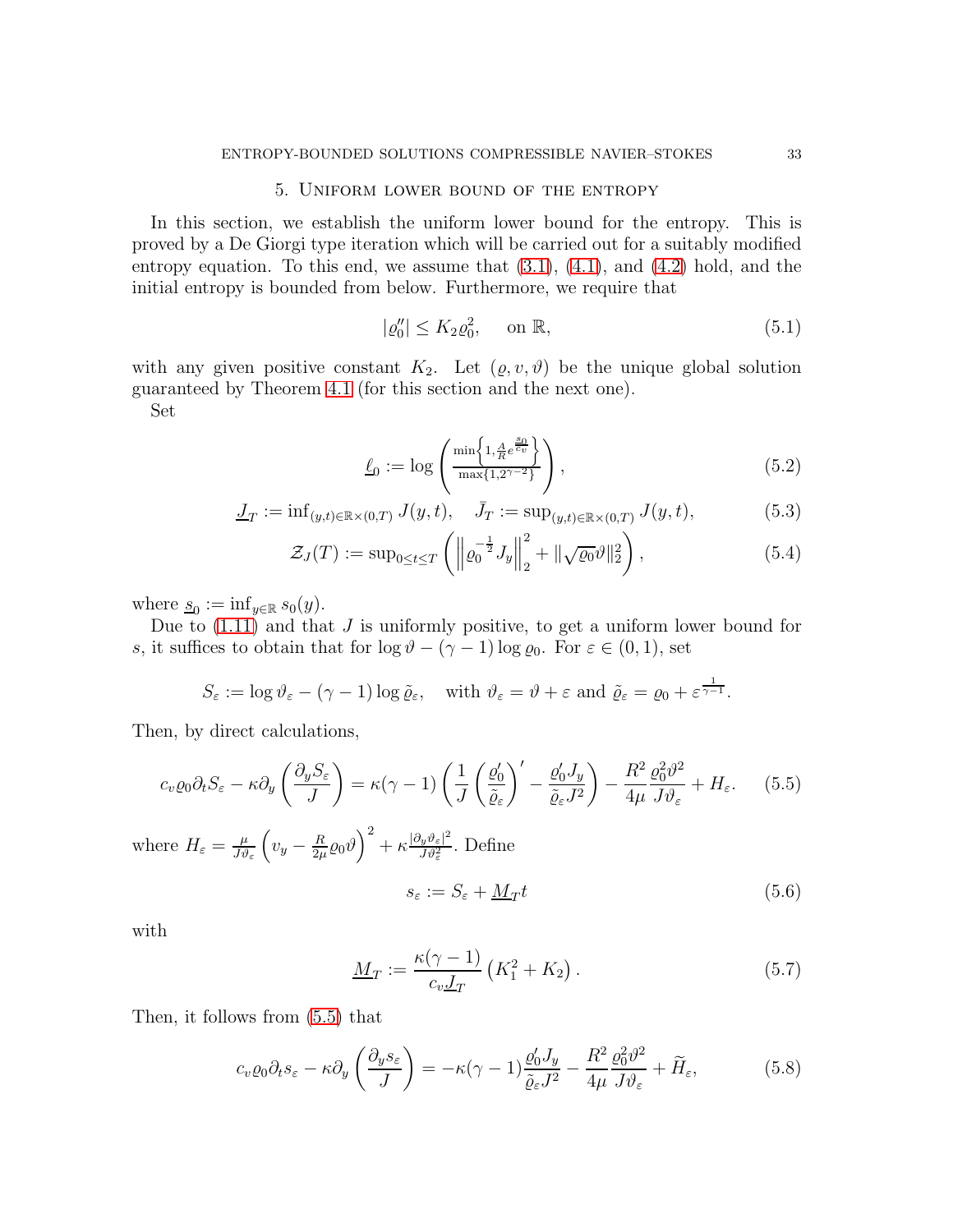## 5. Uniform lower bound of the entropy

In this section, we establish the uniform lower bound for the entropy. This is proved by a De Giorgi type iteration which will be carried out for a suitably modified entropy equation. To this end, we assume that (3.1), (4.1), and (4.2) hold, and the initial entropy is bounded from below. Furthermore, we require that

$$
|\varrho_0''| \le K_2 \varrho_0^2, \quad \text{ on } \mathbb{R}, \tag{5.1}
$$

with any given positive constant $K_2$. Let $(\varrho, v, \vartheta)$ be the unique global solution guaranteed by Theorem 4.1 (for this section and the next one).

Set

$$
\underline{\ell}_0 := \log\left(\frac{\min\left\{1, \frac{A}{R}e^{\frac{\underline{s}_0}{c_v}}\right\}}{\max\{1, 2^{\gamma-2}\}}\right), \tag{5.2}
$$

$$
\underline{J}_T := \inf_{(y,t)\in\mathbb{R}\times(0,T)} J(y,t), \quad \bar{J}_T := \sup_{(y,t)\in\mathbb{R}\times(0,T)} J(y,t), \tag{5.3}
$$

$$
\mathcal{Z}_J(T) := \sup_{0\le t\le T}\left(\left\|\varrho_0^{-\frac{1}{2}} J_y\right\|_2^2 + \|\sqrt{\varrho_0}\vartheta\|_2^2\right), \tag{5.4}
$$

where $\underline{s}_0 := \inf_{y\in\mathbb{R}} s_0(y)$.

Due to (1.11) and that $J$ is uniformly positive, to get a uniform lower bound for $s$, it suffices to obtain that for $\log\vartheta - (\gamma-1)\log\varrho_0$. For $\varepsilon\in(0,1)$, set

$$
S_\varepsilon := \log\vartheta_\varepsilon - (\gamma-1)\log\tilde{\varrho}_\varepsilon, \quad \text{with } \vartheta_\varepsilon = \vartheta + \varepsilon \text{ and } \tilde{\varrho}_\varepsilon = \varrho_0 + \varepsilon^{\frac{1}{\gamma-1}}.
$$

Then, by direct calculations,

$$
c_v\varrho_0\partial_t S_\varepsilon - \kappa\partial_y\left(\frac{\partial_y S_\varepsilon}{J}\right) = \kappa(\gamma-1)\left(\frac{1}{J}\left(\frac{\varrho_0'}{\tilde{\varrho}_\varepsilon}\right)' - \frac{\varrho_0' J_y}{\tilde{\varrho}_\varepsilon J^2}\right) - \frac{R^2}{4\mu}\frac{\varrho_0^2\vartheta^2}{J\vartheta_\varepsilon} + H_\varepsilon. \tag{5.5}
$$

where $H_\varepsilon = \frac{\mu}{J\vartheta_\varepsilon}\left(v_y - \frac{R}{2\mu}\varrho_0\vartheta\right)^2 + \kappa\frac{|\partial_y\vartheta_\varepsilon|^2}{J\vartheta_\varepsilon^2}$. Define

$$
s_\varepsilon := S_\varepsilon + \underline{M}_T t \tag{5.6}
$$

with

$$
\underline{M}_T := \frac{\kappa(\gamma-1)}{c_v\underline{J}_T}\left(K_1^2 + K_2\right). \tag{5.7}
$$

Then, it follows from (5.5) that

$$
c_v\varrho_0\partial_t s_\varepsilon - \kappa\partial_y\left(\frac{\partial_y s_\varepsilon}{J}\right) = -\kappa(\gamma-1)\frac{\varrho_0' J_y}{\tilde{\varrho}_\varepsilon J^2} - \frac{R^2}{4\mu}\frac{\varrho_0^2\vartheta^2}{J\vartheta_\varepsilon} + \widetilde{H}_\varepsilon, \tag{5.8}
$$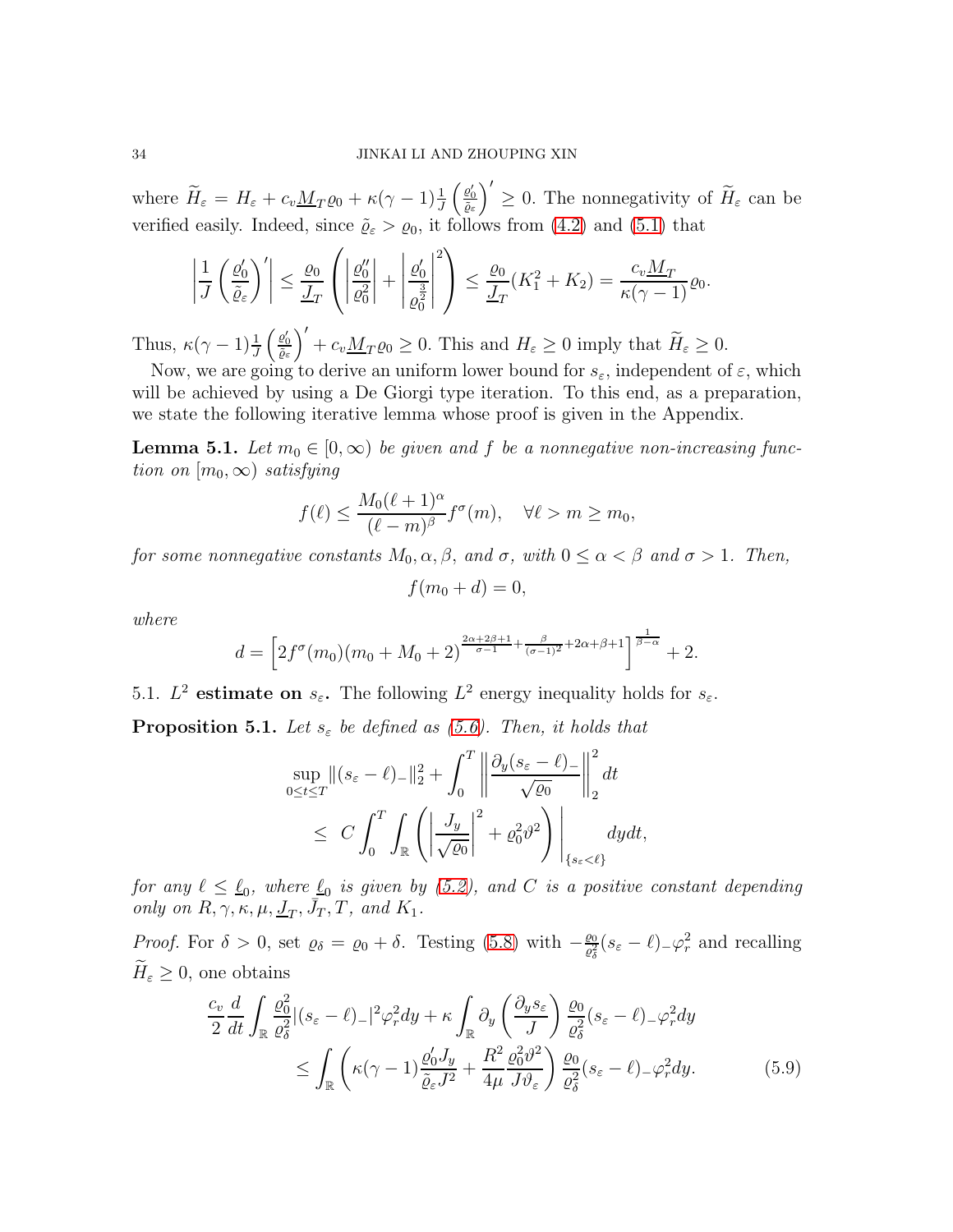where $\widetilde{H}_\varepsilon = H_\varepsilon + c_v \underline{M}_T \varrho_0 + \kappa(\gamma-1)\frac{1}{J}\left(\frac{\varrho_0'}{\tilde\varrho_\varepsilon}\right)' \geq 0$. The nonnegativity of $\widetilde{H}_\varepsilon$ can be verified easily. Indeed, since $\tilde\varrho_\varepsilon > \varrho_0$, it follows from (4.2) and (5.1) that

$$\left|\frac{1}{J}\left(\frac{\varrho_0'}{\tilde\varrho_\varepsilon}\right)'\right| \leq \frac{\varrho_0}{\underline{J}_T}\left(\left|\frac{\varrho_0''}{\varrho_0^2}\right| + \left|\frac{\varrho_0'}{\varrho_0^{\frac{3}{2}}}\right|^2\right) \leq \frac{\varrho_0}{\underline{J}_T}(K_1^2 + K_2) = \frac{c_v \underline{M}_T}{\kappa(\gamma-1)}\varrho_0.$$

Thus, $\kappa(\gamma-1)\frac{1}{J}\left(\frac{\varrho_0'}{\tilde\varrho_\varepsilon}\right)' + c_v\underline{M}_T\varrho_0 \geq 0$. This and $H_\varepsilon \geq 0$ imply that $\widetilde{H}_\varepsilon \geq 0$.

Now, we are going to derive an uniform lower bound for $s_\varepsilon$, independent of $\varepsilon$, which will be achieved by using a De Giorgi type iteration. To this end, as a preparation, we state the following iterative lemma whose proof is given in the Appendix.

**Lemma 5.1.** *Let $m_0 \in [0,\infty)$ be given and $f$ be a nonnegative non-increasing function on $[m_0,\infty)$ satisfying*

$$f(\ell) \leq \frac{M_0(\ell+1)^\alpha}{(\ell-m)^\beta} f^\sigma(m), \quad \forall \ell > m \geq m_0,$$

*for some nonnegative constants $M_0, \alpha, \beta$, and $\sigma$, with $0 \leq \alpha < \beta$ and $\sigma > 1$. Then,*

$$f(m_0 + d) = 0,$$

*where*

$$d = \left[2f^\sigma(m_0)(m_0 + M_0 + 2)^{\frac{2\alpha+2\beta+1}{\sigma-1} + \frac{\beta}{(\sigma-1)^2} + 2\alpha+\beta+1}\right]^{\frac{1}{\beta-\alpha}} + 2.$$

5.1. **$L^2$ estimate on $s_\varepsilon$.** The following $L^2$ energy inequality holds for $s_\varepsilon$.

**Proposition 5.1.** *Let $s_\varepsilon$ be defined as (5.6). Then, it holds that*

$$\begin{aligned}
&\sup_{0\leq t\leq T}\|(s_\varepsilon-\ell)_-\|_2^2 + \int_0^T \left\|\frac{\partial_y(s_\varepsilon-\ell)_-}{\sqrt{\varrho_0}}\right\|_2^2 dt \\
&\quad\leq\ C\int_0^T\int_{\mathbb{R}}\left(\left|\frac{J_y}{\sqrt{\varrho_0}}\right|^2 + \varrho_0^2\vartheta^2\right)\bigg|_{\{s_\varepsilon<\ell\}} dydt,
\end{aligned}$$

*for any $\ell \leq \underline{\ell}_0$, where $\underline{\ell}_0$ is given by (5.2), and $C$ is a positive constant depending only on $R, \gamma, \kappa, \mu, \underline{J}_T, \bar{J}_T, T$, and $K_1$.*

*Proof.* For $\delta > 0$, set $\varrho_\delta = \varrho_0 + \delta$. Testing (5.8) with $-\frac{\varrho_0}{\varrho_\delta^2}(s_\varepsilon - \ell)_-\varphi_r^2$ and recalling $\widetilde{H}_\varepsilon \geq 0$, one obtains

$$\begin{aligned}
&\frac{c_v}{2}\frac{d}{dt}\int_{\mathbb{R}}\frac{\varrho_0^2}{\varrho_\delta^2}|(s_\varepsilon-\ell)_-|^2\varphi_r^2 dy + \kappa\int_{\mathbb{R}}\partial_y\left(\frac{\partial_y s_\varepsilon}{J}\right)\frac{\varrho_0}{\varrho_\delta^2}(s_\varepsilon-\ell)_-\varphi_r^2 dy \\
&\qquad\leq \int_{\mathbb{R}}\left(\kappa(\gamma-1)\frac{\varrho_0' J_y}{\tilde\varrho_\varepsilon J^2} + \frac{R^2}{4\mu}\frac{\varrho_0^2\vartheta^2}{J\vartheta_\varepsilon}\right)\frac{\varrho_0}{\varrho_\delta^2}(s_\varepsilon-\ell)_-\varphi_r^2 dy. \qquad (5.9)
\end{aligned}$$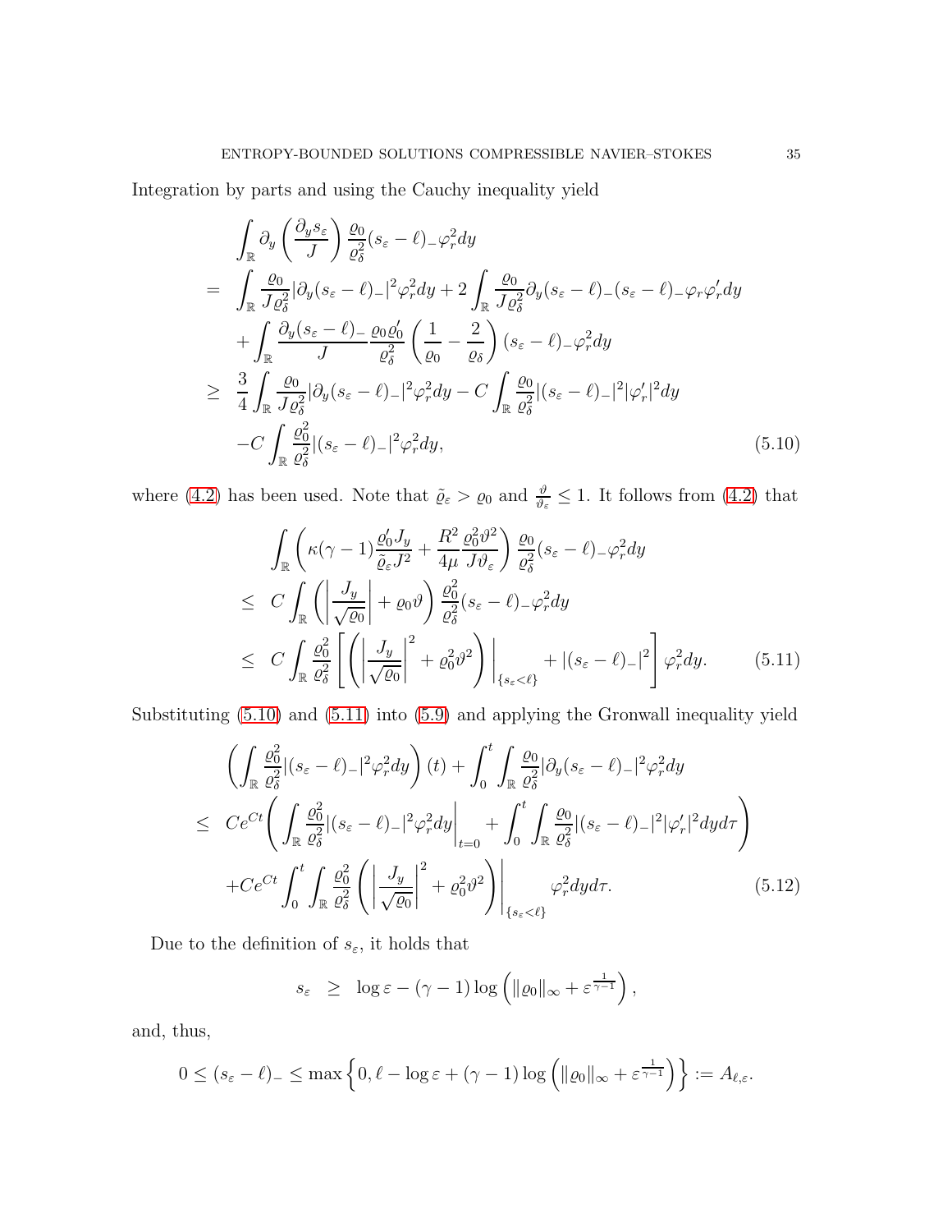Integration by parts and using the Cauchy inequality yield

$$
\begin{aligned}
&\int_{\mathbb{R}} \partial_y\left(\frac{\partial_y s_\varepsilon}{J}\right)\frac{\varrho_0}{\varrho_\delta^2}(s_\varepsilon-\ell)_-\varphi_r^2dy\\
=\ &\int_{\mathbb{R}}\frac{\varrho_0}{J\varrho_\delta^2}|\partial_y(s_\varepsilon-\ell)_-|^2\varphi_r^2dy+2\int_{\mathbb{R}}\frac{\varrho_0}{J\varrho_\delta^2}\partial_y(s_\varepsilon-\ell)_-(s_\varepsilon-\ell)_-\varphi_r\varphi_r'dy\\
&+\int_{\mathbb{R}}\frac{\partial_y(s_\varepsilon-\ell)_-}{J}\frac{\varrho_0\varrho_0'}{\varrho_\delta^2}\left(\frac{1}{\varrho_0}-\frac{2}{\varrho_\delta}\right)(s_\varepsilon-\ell)_-\varphi_r^2dy\\
\geq\ &\frac34\int_{\mathbb{R}}\frac{\varrho_0}{J\varrho_\delta^2}|\partial_y(s_\varepsilon-\ell)_-|^2\varphi_r^2dy-C\int_{\mathbb{R}}\frac{\varrho_0}{\varrho_\delta^2}|(s_\varepsilon-\ell)_-|^2|\varphi_r'|^2dy\\
&-C\int_{\mathbb{R}}\frac{\varrho_0^2}{\varrho_\delta^2}|(s_\varepsilon-\ell)_-|^2\varphi_r^2dy, \qquad (5.10)
\end{aligned}
$$

where (4.2) has been used. Note that $\tilde{\varrho}_\varepsilon>\varrho_0$ and $\frac{\vartheta}{\vartheta_\varepsilon}\leq 1$. It follows from (4.2) that

$$
\begin{aligned}
&\int_{\mathbb{R}}\left(\kappa(\gamma-1)\frac{\varrho_0'J_y}{\tilde{\varrho}_\varepsilon J^2}+\frac{R^2}{4\mu}\frac{\varrho_0^2\vartheta^2}{J\vartheta_\varepsilon}\right)\frac{\varrho_0}{\varrho_\delta^2}(s_\varepsilon-\ell)_-\varphi_r^2dy\\
\leq\ & C\int_{\mathbb{R}}\left(\left|\frac{J_y}{\sqrt{\varrho_0}}\right|+\varrho_0\vartheta\right)\frac{\varrho_0^2}{\varrho_\delta^2}(s_\varepsilon-\ell)_-\varphi_r^2dy\\
\leq\ & C\int_{\mathbb{R}}\frac{\varrho_0^2}{\varrho_\delta^2}\left[\left(\left|\frac{J_y}{\sqrt{\varrho_0}}\right|^2+\varrho_0^2\vartheta^2\right)\Big|_{\{s_\varepsilon<\ell\}}+|(s_\varepsilon-\ell)_-|^2\right]\varphi_r^2dy. \qquad (5.11)
\end{aligned}
$$

Substituting (5.10) and (5.11) into (5.9) and applying the Gronwall inequality yield

$$
\begin{aligned}
&\left(\int_{\mathbb{R}}\frac{\varrho_0^2}{\varrho_\delta^2}|(s_\varepsilon-\ell)_-|^2\varphi_r^2dy\right)(t)+\int_0^t\int_{\mathbb{R}}\frac{\varrho_0}{\varrho_\delta^2}|\partial_y(s_\varepsilon-\ell)_-|^2\varphi_r^2dy\\
\leq\ & Ce^{Ct}\left(\int_{\mathbb{R}}\frac{\varrho_0^2}{\varrho_\delta^2}|(s_\varepsilon-\ell)_-|^2\varphi_r^2dy\Big|_{t=0}+\int_0^t\int_{\mathbb{R}}\frac{\varrho_0}{\varrho_\delta^2}|(s_\varepsilon-\ell)_-|^2|\varphi_r'|^2dyd\tau\right)\\
&+Ce^{Ct}\int_0^t\int_{\mathbb{R}}\frac{\varrho_0^2}{\varrho_\delta^2}\left(\left|\frac{J_y}{\sqrt{\varrho_0}}\right|^2+\varrho_0^2\vartheta^2\right)\Big|_{\{s_\varepsilon<\ell\}}\varphi_r^2dyd\tau. \qquad (5.12)
\end{aligned}
$$

Due to the definition of $s_\varepsilon$, it holds that

$$
s_\varepsilon \ \geq\ \log\varepsilon-(\gamma-1)\log\left(\|\varrho_0\|_\infty+\varepsilon^{\frac{1}{\gamma-1}}\right),
$$

and, thus,

$$
0\leq(s_\varepsilon-\ell)_-\leq\max\left\{0,\ell-\log\varepsilon+(\gamma-1)\log\left(\|\varrho_0\|_\infty+\varepsilon^{\frac{1}{\gamma-1}}\right)\right\}:=A_{\ell,\varepsilon}.
$$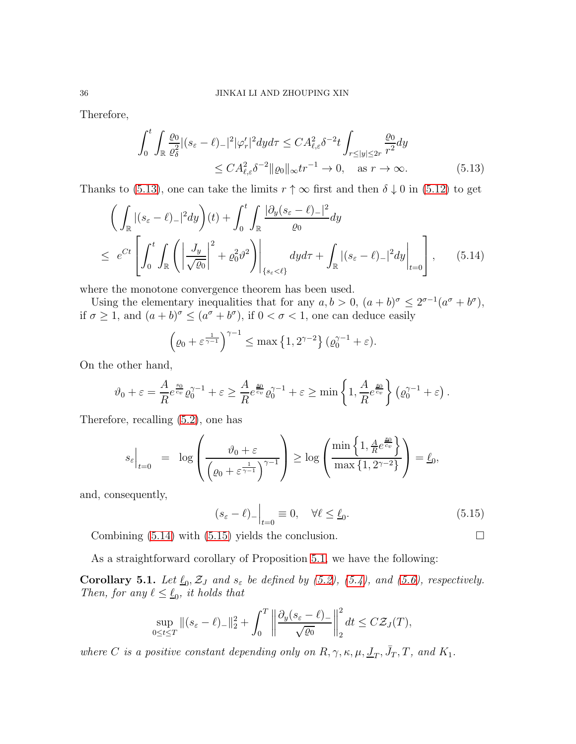Therefore,

$$
\begin{aligned}
\int_0^t \int_{\mathbb{R}} \frac{\varrho_0}{\varrho_\delta^2} |(s_\varepsilon - \ell)_-|^2 |\varphi_r'|^2 dy d\tau &\le C A_{\ell,\varepsilon}^2 \delta^{-2} t \int_{r \le |y| \le 2r} \frac{\varrho_0}{r^2} dy \\
&\le C A_{\ell,\varepsilon}^2 \delta^{-2} \|\varrho_0\|_\infty t r^{-1} \to 0, \quad \text{as } r \to \infty. \qquad (5.13)
\end{aligned}
$$

Thanks to (5.13), one can take the limits $r \uparrow \infty$ first and then $\delta \downarrow 0$ in (5.12) to get

$$
\begin{aligned}
&\left( \int_{\mathbb{R}} |(s_\varepsilon - \ell)_-|^2 dy \right)(t) + \int_0^t \int_{\mathbb{R}} \frac{|\partial_y (s_\varepsilon - \ell)_-|^2}{\varrho_0} dy \\
\le\ & e^{Ct} \left[ \int_0^t \int_{\mathbb{R}} \left( \left| \frac{J_y}{\sqrt{\varrho_0}} \right|^2 + \varrho_0^2 \vartheta^2 \right) \bigg|_{\{s_\varepsilon < \ell\}} dy d\tau + \int_{\mathbb{R}} |(s_\varepsilon - \ell)_-|^2 dy \bigg|_{t=0} \right], \qquad (5.14)
\end{aligned}
$$

where the monotone convergence theorem has been used.

Using the elementary inequalities that for any $a, b > 0$, $(a+b)^\sigma \le 2^{\sigma-1}(a^\sigma + b^\sigma)$, if $\sigma \ge 1$, and $(a+b)^\sigma \le (a^\sigma + b^\sigma)$, if $0 < \sigma < 1$, one can deduce easily

$$
\left( \varrho_0 + \varepsilon^{\frac{1}{\gamma-1}} \right)^{\gamma-1} \le \max\left\{1, 2^{\gamma-2}\right\} (\varrho_0^{\gamma-1} + \varepsilon).
$$

On the other hand,

$$
\vartheta_0 + \varepsilon = \frac{A}{R} e^{\frac{s_0}{c_v}} \varrho_0^{\gamma-1} + \varepsilon \ge \frac{A}{R} e^{\frac{\underline{s}_0}{c_v}} \varrho_0^{\gamma-1} + \varepsilon \ge \min\left\{1, \frac{A}{R} e^{\frac{\underline{s}_0}{c_v}}\right\} \left( \varrho_0^{\gamma-1} + \varepsilon \right).
$$

Therefore, recalling (5.2), one has

$$
s_\varepsilon \Big|_{t=0} = \log \left( \frac{\vartheta_0 + \varepsilon}{\left( \varrho_0 + \varepsilon^{\frac{1}{\gamma-1}} \right)^{\gamma-1}} \right) \ge \log \left( \frac{\min\left\{1, \frac{A}{R} e^{\frac{\underline{s}_0}{c_v}}\right\}}{\max\left\{1, 2^{\gamma-2}\right\}} \right) = \underline{\ell}_0,
$$

and, consequently,

$$
(s_\varepsilon - \ell)_- \Big|_{t=0} \equiv 0, \quad \forall \ell \le \underline{\ell}_0. \qquad (5.15)
$$

Combining (5.14) with (5.15) yields the conclusion. $\square$

As a straightforward corollary of Proposition 5.1, we have the following:

**Corollary 5.1.** *Let $\underline{\ell}_0, \mathcal{Z}_J$ and $s_\varepsilon$ be defined by (5.2), (5.4), and (5.6), respectively. Then, for any $\ell \le \underline{\ell}_0$, it holds that*

$$
\sup_{0 \le t \le T} \|(s_\varepsilon - \ell)_-\|_2^2 + \int_0^T \left\| \frac{\partial_y (s_\varepsilon - \ell)_-}{\sqrt{\varrho_0}} \right\|_2^2 dt \le C \mathcal{Z}_J(T),
$$

*where $C$ is a positive constant depending only on $R, \gamma, \kappa, \mu, \underline{J}_T, \bar{J}_T, T$, and $K_1$.*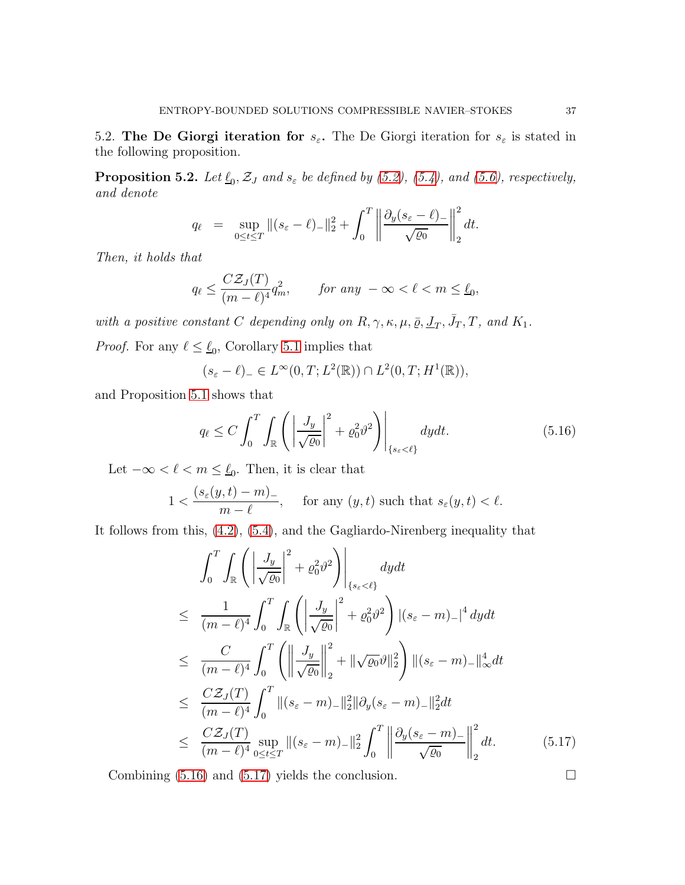5.2. **The De Giorgi iteration for $s_\varepsilon$.** The De Giorgi iteration for $s_\varepsilon$ is stated in the following proposition.

**Proposition 5.2.** *Let $\underline{\ell}_0$, $\mathcal{Z}_J$ and $s_\varepsilon$ be defined by (5.2), (5.4), and (5.6), respectively, and denote*

$$
q_\ell \;\;=\;\; \sup_{0\le t\le T}\|(s_\varepsilon-\ell)_-\|_2^2+\int_0^T\left\|\frac{\partial_y(s_\varepsilon-\ell)_-}{\sqrt{\varrho_0}}\right\|_2^2dt.
$$

*Then, it holds that*

$$
q_\ell\le \frac{C\mathcal{Z}_J(T)}{(m-\ell)^4}q_m^2,\qquad \text{for any } -\infty<\ell<m\le\underline{\ell}_0,
$$

*with a positive constant $C$ depending only on $R,\gamma,\kappa,\mu,\bar\varrho,\underline{J_T},\bar J_T,T,$ and $K_1$.*

*Proof.* For any $\ell\le\underline{\ell}_0$, Corollary 5.1 implies that

$$
(s_\varepsilon-\ell)_-\in L^\infty(0,T;L^2(\mathbb{R}))\cap L^2(0,T;H^1(\mathbb{R})),
$$

and Proposition 5.1 shows that

$$
q_\ell\le C\int_0^T\int_{\mathbb{R}}\left(\left|\frac{J_y}{\sqrt{\varrho_0}}\right|^2+\varrho_0^2\vartheta^2\right)\bigg|_{\{s_\varepsilon<\ell\}}dydt. \tag{5.16}
$$

Let $-\infty<\ell<m\le\underline{\ell}_0$. Then, it is clear that

$$
1<\frac{(s_\varepsilon(y,t)-m)_-}{m-\ell},\qquad \text{for any } (y,t) \text{ such that } s_\varepsilon(y,t)<\ell.
$$

It follows from this, (4.2), (5.4), and the Gagliardo-Nirenberg inequality that

$$
\begin{aligned}
&\int_0^T\int_{\mathbb{R}}\left(\left|\frac{J_y}{\sqrt{\varrho_0}}\right|^2+\varrho_0^2\vartheta^2\right)\bigg|_{\{s_\varepsilon<\ell\}}dydt\\
\le\;& \frac{1}{(m-\ell)^4}\int_0^T\int_{\mathbb{R}}\left(\left|\frac{J_y}{\sqrt{\varrho_0}}\right|^2+\varrho_0^2\vartheta^2\right)|(s_\varepsilon-m)_-|^4\,dydt\\
\le\;& \frac{C}{(m-\ell)^4}\int_0^T\left(\left\|\frac{J_y}{\sqrt{\varrho_0}}\right\|_2^2+\|\sqrt{\varrho_0}\vartheta\|_2^2\right)\|(s_\varepsilon-m)_-\|_\infty^4dt\\
\le\;& \frac{C\mathcal{Z}_J(T)}{(m-\ell)^4}\int_0^T\|(s_\varepsilon-m)_-\|_2^2\|\partial_y(s_\varepsilon-m)_-\|_2^2dt\\
\le\;& \frac{C\mathcal{Z}_J(T)}{(m-\ell)^4}\sup_{0\le t\le T}\|(s_\varepsilon-m)_-\|_2^2\int_0^T\left\|\frac{\partial_y(s_\varepsilon-m)_-}{\sqrt{\varrho_0}}\right\|_2^2dt.
\end{aligned}\tag{5.17}
$$

Combining (5.16) and (5.17) yields the conclusion. $\square$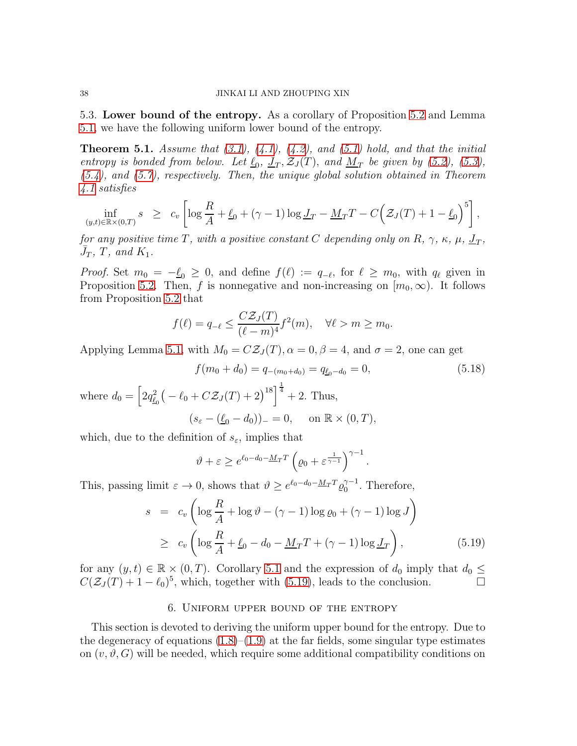5.3. **Lower bound of the entropy.** As a corollary of Proposition 5.2 and Lemma 5.1, we have the following uniform lower bound of the entropy.

**Theorem 5.1.** *Assume that (3.1), (4.1), (4.2), and (5.1) hold, and that the initial entropy is bonded from below. Let $\underline{\ell}_0$, $\underline{J}_T$, $\mathcal{Z}_J(T)$, and $\underline{M}_T$ be given by (5.2), (5.3), (5.4), and (5.7), respectively. Then, the unique global solution obtained in Theorem 4.1 satisfies*

$$\inf_{(y,t)\in\mathbb{R}\times(0,T)} s \;\geq\; c_v\left[\log\frac{R}{A}+\underline{\ell}_0+(\gamma-1)\log\underline{J}_T-\underline{M}_T T-C\Big(\mathcal{Z}_J(T)+1-\underline{\ell}_0\Big)^5\right],$$

*for any positive time $T$, with a positive constant $C$ depending only on $R$, $\gamma$, $\kappa$, $\mu$, $\underline{J}_T$, $\bar{J}_T$, $T$, and $K_1$.*

*Proof.* Set $m_0=-\underline{\ell}_0\geq 0$, and define $f(\ell):=q_{-\ell}$, for $\ell\geq m_0$, with $q_\ell$ given in Proposition 5.2. Then, $f$ is nonnegative and non-increasing on $[m_0,\infty)$. It follows from Proposition 5.2 that

$$f(\ell)=q_{-\ell}\leq\frac{C\mathcal{Z}_J(T)}{(\ell-m)^4}f^2(m),\quad\forall \ell>m\geq m_0.$$

Applying Lemma 5.1, with $M_0=C\mathcal{Z}_J(T),\alpha=0,\beta=4$, and $\sigma=2$, one can get

$$f(m_0+d_0)=q_{-(m_0+d_0)}=q_{\underline{\ell}_0-d_0}=0, \tag{5.18}$$

where $d_0=\left[2q_{\underline{\ell}_0}^2\big(-\ell_0+C\mathcal{Z}_J(T)+2\big)^{18}\right]^{\frac14}+2$. Thus,

$$(s_\varepsilon-(\underline{\ell}_0-d_0))_-=0,\quad\text{ on }\mathbb{R}\times(0,T),$$

which, due to the definition of $s_\varepsilon$, implies that

$$\vartheta+\varepsilon\geq e^{\ell_0-d_0-\underline{M}_TT}\left(\varrho_0+\varepsilon^{\frac{1}{\gamma-1}}\right)^{\gamma-1}.$$

This, passing limit $\varepsilon\to0$, shows that $\vartheta\geq e^{\ell_0-d_0-\underline{M}_TT}\varrho_0^{\gamma-1}$. Therefore,

$$\begin{aligned} s &= c_v\left(\log\frac{R}{A}+\log\vartheta-(\gamma-1)\log\varrho_0+(\gamma-1)\log J\right)\\ &\geq c_v\left(\log\frac{R}{A}+\underline{\ell}_0-d_0-\underline{M}_TT+(\gamma-1)\log\underline{J}_T\right), \end{aligned} \tag{5.19}$$

for any $(y,t)\in\mathbb{R}\times(0,T)$. Corollary 5.1 and the expression of $d_0$ imply that $d_0\leq C(\mathcal{Z}_J(T)+1-\ell_0)^5$, which, together with (5.19), leads to the conclusion. $\square$

## 6. Uniform upper bound of the entropy

This section is devoted to deriving the uniform upper bound for the entropy. Due to the degeneracy of equations (1.8)–(1.9) at the far fields, some singular type estimates on $(v,\vartheta,G)$ will be needed, which require some additional compatibility conditions on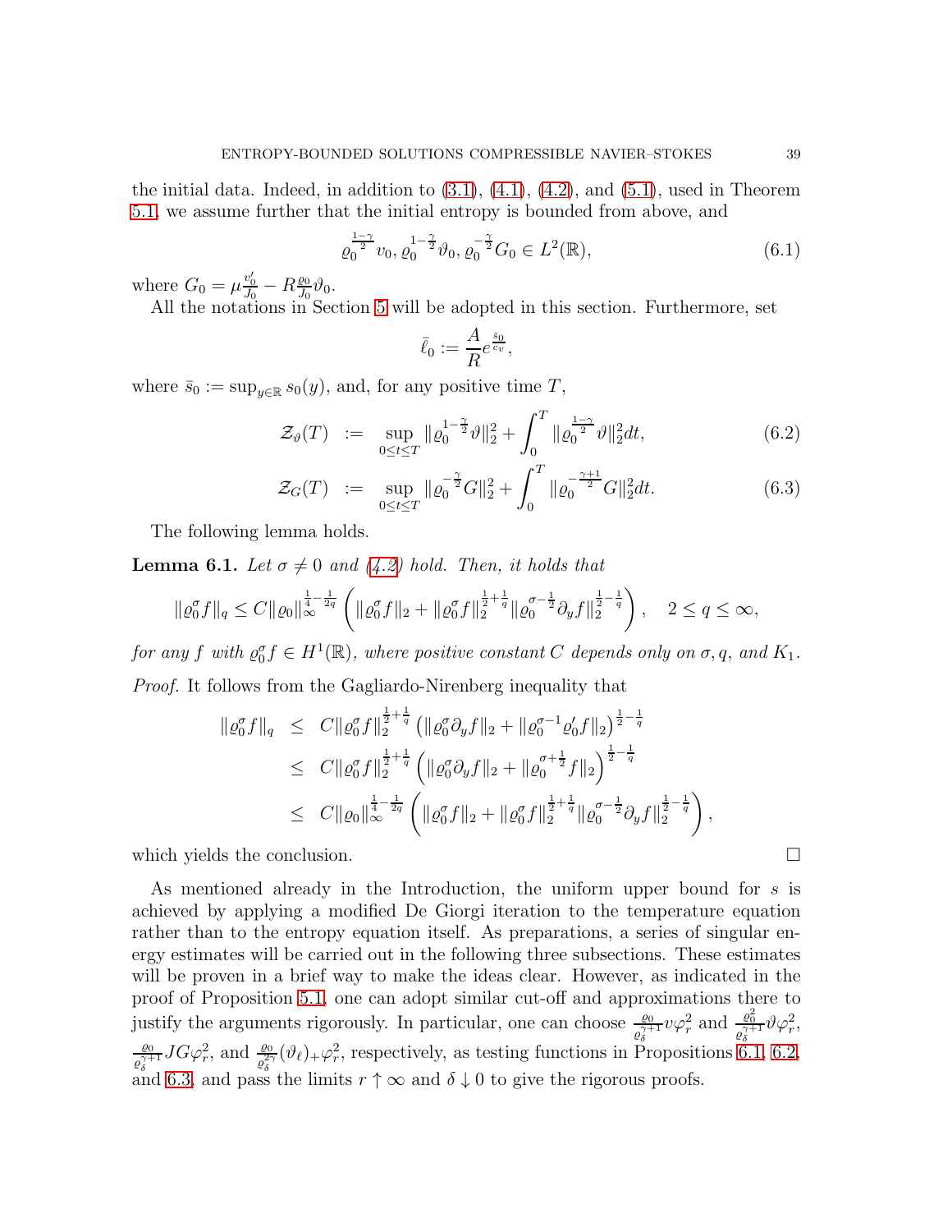the initial data. Indeed, in addition to (3.1), (4.1), (4.2), and (5.1), used in Theorem 5.1, we assume further that the initial entropy is bounded from above, and

$$\varrho_0^{\frac{1-\gamma}{2}} v_0, \varrho_0^{1-\frac{\gamma}{2}} \vartheta_0, \varrho_0^{-\frac{\gamma}{2}} G_0 \in L^2(\mathbb{R}), \tag{6.1}$$

where $G_0 = \mu \frac{v_0'}{J_0} - R\frac{\varrho_0}{J_0}\vartheta_0$.

All the notations in Section 5 will be adopted in this section. Furthermore, set

$$\bar{\ell}_0 := \frac{A}{R} e^{\frac{\bar{s}_0}{c_v}},$$

where $\bar{s}_0 := \sup_{y\in\mathbb{R}} s_0(y)$, and, for any positive time $T$,

$$\mathscr{Z}_\vartheta(T) := \sup_{0\le t\le T} \|\varrho_0^{1-\frac{\gamma}{2}}\vartheta\|_2^2 + \int_0^T \|\varrho_0^{\frac{1-\gamma}{2}}\vartheta\|_2^2 dt, \tag{6.2}$$

$$\mathscr{Z}_G(T) := \sup_{0\le t\le T} \|\varrho_0^{-\frac{\gamma}{2}} G\|_2^2 + \int_0^T \|\varrho_0^{-\frac{\gamma+1}{2}} G\|_2^2 dt. \tag{6.3}$$

The following lemma holds.

**Lemma 6.1.** *Let $\sigma \neq 0$ and (4.2) hold. Then, it holds that*

$$\|\varrho_0^\sigma f\|_q \le C\|\varrho_0\|_\infty^{\frac14-\frac{1}{2q}} \left( \|\varrho_0^\sigma f\|_2 + \|\varrho_0^\sigma f\|_2^{\frac12+\frac1q} \|\varrho_0^{\sigma-\frac12}\partial_y f\|_2^{\frac12-\frac1q} \right), \quad 2\le q\le\infty,$$

*for any $f$ with $\varrho_0^\sigma f \in H^1(\mathbb{R})$, where positive constant $C$ depends only on $\sigma, q$, and $K_1$.*

*Proof.* It follows from the Gagliardo-Nirenberg inequality that

$$\begin{aligned}
\|\varrho_0^\sigma f\|_q &\le C\|\varrho_0^\sigma f\|_2^{\frac12+\frac1q} \left(\|\varrho_0^\sigma \partial_y f\|_2 + \|\varrho_0^{\sigma-1}\varrho_0' f\|_2\right)^{\frac12-\frac1q} \\
&\le C\|\varrho_0^\sigma f\|_2^{\frac12+\frac1q} \left(\|\varrho_0^\sigma \partial_y f\|_2 + \|\varrho_0^{\sigma+\frac12} f\|_2\right)^{\frac12-\frac1q} \\
&\le C\|\varrho_0\|_\infty^{\frac14-\frac{1}{2q}} \left( \|\varrho_0^\sigma f\|_2 + \|\varrho_0^\sigma f\|_2^{\frac12+\frac1q} \|\varrho_0^{\sigma-\frac12}\partial_y f\|_2^{\frac12-\frac1q} \right),
\end{aligned}$$

which yields the conclusion. $\square$

As mentioned already in the Introduction, the uniform upper bound for $s$ is achieved by applying a modified De Giorgi iteration to the temperature equation rather than to the entropy equation itself. As preparations, a series of singular energy estimates will be carried out in the following three subsections. These estimates will be proven in a brief way to make the ideas clear. However, as indicated in the proof of Proposition 5.1, one can adopt similar cut-off and approximations there to justify the arguments rigorously. In particular, one can choose $\frac{\varrho_0}{\varrho_\delta^{\gamma+1}} v\varphi_r^2$ and $\frac{\varrho_0^2}{\varrho_\delta^{\gamma+1}}\vartheta\varphi_r^2$, $\frac{\varrho_0}{\varrho_\delta^{\gamma+1}} JG\varphi_r^2$, and $\frac{\varrho_0}{\varrho_\delta^{2\gamma}}(\vartheta_\ell)_+\varphi_r^2$, respectively, as testing functions in Propositions 6.1, 6.2, and 6.3, and pass the limits $r\uparrow\infty$ and $\delta\downarrow 0$ to give the rigorous proofs.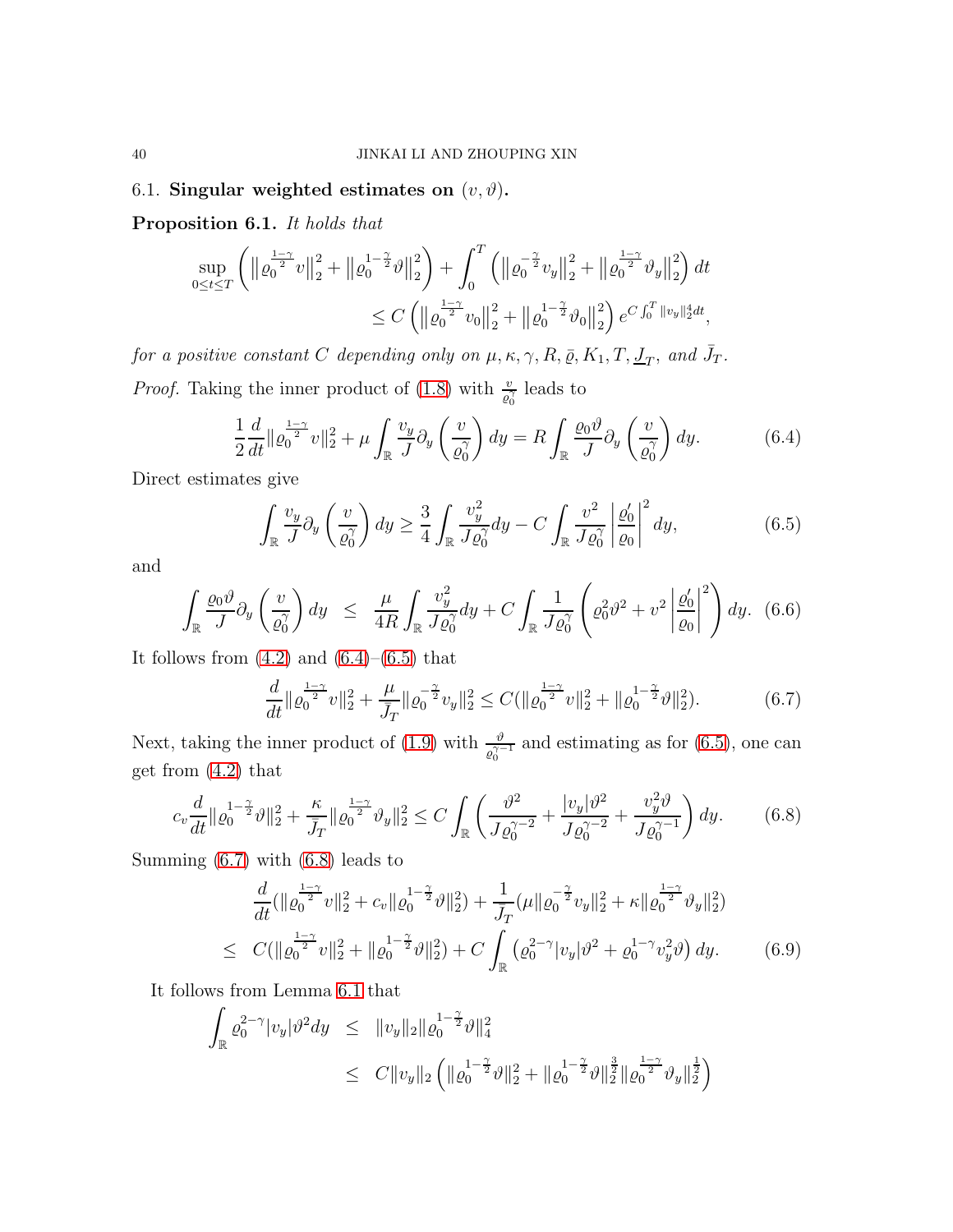### 6.1. Singular weighted estimates on $(v, \vartheta)$.

**Proposition 6.1.** *It holds that*

$$\sup_{0\leq t\leq T}\left(\left\|\varrho_0^{\frac{1-\gamma}{2}}v\right\|_2^2+\left\|\varrho_0^{1-\frac{\gamma}{2}}\vartheta\right\|_2^2\right)+\int_0^T\left(\left\|\varrho_0^{-\frac{\gamma}{2}}v_y\right\|_2^2+\left\|\varrho_0^{\frac{1-\gamma}{2}}\vartheta_y\right\|_2^2\right)dt$$
$$\leq C\left(\left\|\varrho_0^{\frac{1-\gamma}{2}}v_0\right\|_2^2+\left\|\varrho_0^{1-\frac{\gamma}{2}}\vartheta_0\right\|_2^2\right)e^{C\int_0^T\|v_y\|_2^4dt},$$

*for a positive constant $C$ depending only on $\mu,\kappa,\gamma,R,\bar\varrho,K_1,T,\underline{J}_T$, and $\bar J_T$.*

*Proof.* Taking the inner product of (1.8) with $\frac{v}{\varrho_0^\gamma}$ leads to

$$\frac12\frac{d}{dt}\|\varrho_0^{\frac{1-\gamma}{2}}v\|_2^2+\mu\int_{\mathbb R}\frac{v_y}{J}\partial_y\left(\frac{v}{\varrho_0^\gamma}\right)dy=R\int_{\mathbb R}\frac{\varrho_0\vartheta}{J}\partial_y\left(\frac{v}{\varrho_0^\gamma}\right)dy. \tag{6.4}$$

Direct estimates give

$$\int_{\mathbb R}\frac{v_y}{J}\partial_y\left(\frac{v}{\varrho_0^\gamma}\right)dy\geq\frac34\int_{\mathbb R}\frac{v_y^2}{J\varrho_0^\gamma}dy-C\int_{\mathbb R}\frac{v^2}{J\varrho_0^\gamma}\left|\frac{\varrho_0'}{\varrho_0}\right|^2dy, \tag{6.5}$$

and

$$\int_{\mathbb R}\frac{\varrho_0\vartheta}{J}\partial_y\left(\frac{v}{\varrho_0^\gamma}\right)dy\;\leq\;\frac{\mu}{4R}\int_{\mathbb R}\frac{v_y^2}{J\varrho_0^\gamma}dy+C\int_{\mathbb R}\frac{1}{J\varrho_0^\gamma}\left(\varrho_0^2\vartheta^2+v^2\left|\frac{\varrho_0'}{\varrho_0}\right|^2\right)dy. \tag{6.6}$$

It follows from (4.2) and (6.4)–(6.5) that

$$\frac{d}{dt}\|\varrho_0^{\frac{1-\gamma}{2}}v\|_2^2+\frac{\mu}{\bar J_T}\|\varrho_0^{-\frac{\gamma}{2}}v_y\|_2^2\leq C(\|\varrho_0^{\frac{1-\gamma}{2}}v\|_2^2+\|\varrho_0^{1-\frac{\gamma}{2}}\vartheta\|_2^2). \tag{6.7}$$

Next, taking the inner product of (1.9) with $\frac{\vartheta}{\varrho_0^{\gamma-1}}$ and estimating as for (6.5), one can get from (4.2) that

$$c_v\frac{d}{dt}\|\varrho_0^{1-\frac{\gamma}{2}}\vartheta\|_2^2+\frac{\kappa}{\bar J_T}\|\varrho_0^{\frac{1-\gamma}{2}}\vartheta_y\|_2^2\leq C\int_{\mathbb R}\left(\frac{\vartheta^2}{J\varrho_0^{\gamma-2}}+\frac{|v_y|\vartheta^2}{J\varrho_0^{\gamma-2}}+\frac{v_y^2\vartheta}{J\varrho_0^{\gamma-1}}\right)dy. \tag{6.8}$$

Summing (6.7) with (6.8) leads to

$$\begin{aligned}&\frac{d}{dt}(\|\varrho_0^{\frac{1-\gamma}{2}}v\|_2^2+c_v\|\varrho_0^{1-\frac{\gamma}{2}}\vartheta\|_2^2)+\frac{1}{\bar J_T}(\mu\|\varrho_0^{-\frac{\gamma}{2}}v_y\|_2^2+\kappa\|\varrho_0^{\frac{1-\gamma}{2}}\vartheta_y\|_2^2)\\ \leq\;& C(\|\varrho_0^{\frac{1-\gamma}{2}}v\|_2^2+\|\varrho_0^{1-\frac{\gamma}{2}}\vartheta\|_2^2)+C\int_{\mathbb R}\left(\varrho_0^{2-\gamma}|v_y|\vartheta^2+\varrho_0^{1-\gamma}v_y^2\vartheta\right)dy.\end{aligned} \tag{6.9}$$

It follows from Lemma 6.1 that

$$\begin{aligned}\int_{\mathbb R}\varrho_0^{2-\gamma}|v_y|\vartheta^2dy\;&\leq\;\|v_y\|_2\|\varrho_0^{1-\frac{\gamma}{2}}\vartheta\|_4^2\\ &\leq\;C\|v_y\|_2\left(\|\varrho_0^{1-\frac{\gamma}{2}}\vartheta\|_2^2+\|\varrho_0^{1-\frac{\gamma}{2}}\vartheta\|_2^{\frac32}\|\varrho_0^{\frac{1-\gamma}{2}}\vartheta_y\|_2^{\frac12}\right)\end{aligned}$$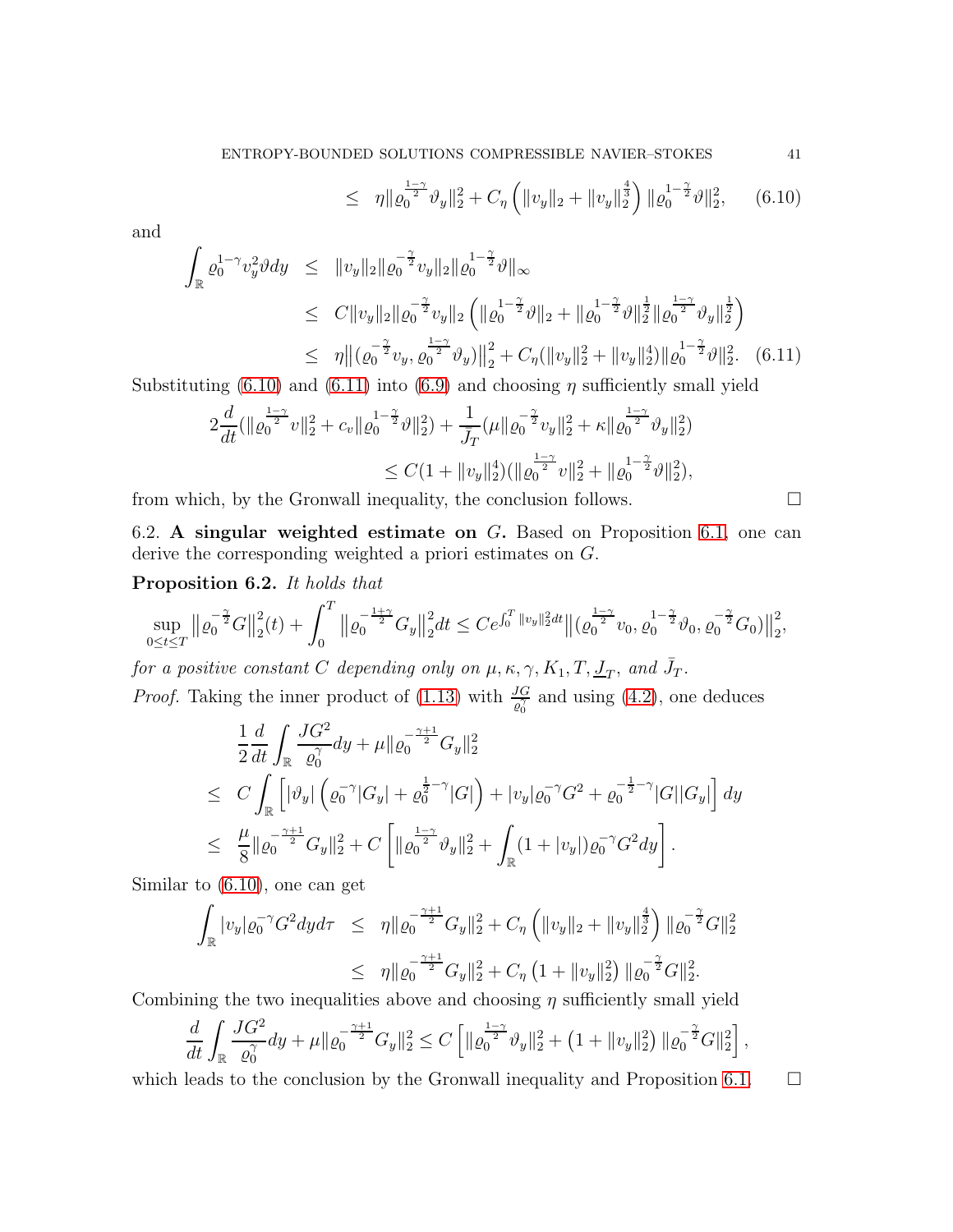$$
\leq \eta\|\varrho_0^{\frac{1-\gamma}{2}}\vartheta_y\|_2^2 + C_\eta\left(\|v_y\|_2 + \|v_y\|_2^{\frac{4}{3}}\right)\|\varrho_0^{1-\frac{\gamma}{2}}\vartheta\|_2^2, \tag{6.10}
$$

and

$$
\begin{aligned}
\int_{\mathbb{R}} \varrho_0^{1-\gamma} v_y^2 \vartheta dy &\leq \|v_y\|_2 \|\varrho_0^{-\frac{\gamma}{2}} v_y\|_2 \|\varrho_0^{1-\frac{\gamma}{2}}\vartheta\|_\infty \\
&\leq C\|v_y\|_2\|\varrho_0^{-\frac{\gamma}{2}}v_y\|_2\left(\|\varrho_0^{1-\frac{\gamma}{2}}\vartheta\|_2 + \|\varrho_0^{1-\frac{\gamma}{2}}\vartheta\|_2^{\frac{1}{2}}\|\varrho_0^{\frac{1-\gamma}{2}}\vartheta_y\|_2^{\frac{1}{2}}\right) \\
&\leq \eta\big\|(\varrho_0^{-\frac{\gamma}{2}}v_y, \varrho_0^{\frac{1-\gamma}{2}}\vartheta_y)\big\|_2^2 + C_\eta(\|v_y\|_2^2 + \|v_y\|_2^4)\|\varrho_0^{1-\frac{\gamma}{2}}\vartheta\|_2^2. \quad (6.11)
\end{aligned}
$$

Substituting (6.10) and (6.11) into (6.9) and choosing $\eta$ sufficiently small yield

$$
\begin{aligned}
2\frac{d}{dt}(\|\varrho_0^{\frac{1-\gamma}{2}}v\|_2^2 + c_v\|\varrho_0^{1-\frac{\gamma}{2}}\vartheta\|_2^2) + \frac{1}{\bar{J}_T}(\mu\|\varrho_0^{-\frac{\gamma}{2}}v_y\|_2^2 + \kappa\|\varrho_0^{\frac{1-\gamma}{2}}\vartheta_y\|_2^2) \\
\leq C(1+\|v_y\|_2^4)(\|\varrho_0^{\frac{1-\gamma}{2}}v\|_2^2 + \|\varrho_0^{1-\frac{\gamma}{2}}\vartheta\|_2^2),
\end{aligned}
$$

from which, by the Gronwall inequality, the conclusion follows. □

### 6.2. A singular weighted estimate on $G$.

Based on Proposition 6.1, one can derive the corresponding weighted a priori estimates on $G$.

**Proposition 6.2.** *It holds that*

$$
\sup_{0\leq t\leq T}\big\|\varrho_0^{-\frac{\gamma}{2}}G\big\|_2^2(t) + \int_0^T\big\|\varrho_0^{-\frac{1+\gamma}{2}}G_y\big\|_2^2 dt \leq Ce^{\int_0^T\|v_y\|_2^2dt}\big\|(\varrho_0^{\frac{1-\gamma}{2}}v_0, \varrho_0^{1-\frac{\gamma}{2}}\vartheta_0, \varrho_0^{-\frac{\gamma}{2}}G_0)\big\|_2^2,
$$

*for a positive constant $C$ depending only on $\mu, \kappa, \gamma, K_1, T, \underline{J}_T$, and $\bar{J}_T$.*

*Proof.* Taking the inner product of (1.13) with $\frac{JG}{\varrho_0^\gamma}$ and using (4.2), one deduces

$$
\begin{aligned}
&\frac{1}{2}\frac{d}{dt}\int_{\mathbb{R}}\frac{JG^2}{\varrho_0^\gamma}dy + \mu\|\varrho_0^{-\frac{\gamma+1}{2}}G_y\|_2^2 \\
\leq\ & C\int_{\mathbb{R}}\left[|\vartheta_y|\left(\varrho_0^{-\gamma}|G_y| + \varrho_0^{\frac{1}{2}-\gamma}|G|\right) + |v_y|\varrho_0^{-\gamma}G^2 + \varrho_0^{-\frac{1}{2}-\gamma}|G||G_y|\right]dy \\
\leq\ & \frac{\mu}{8}\|\varrho_0^{-\frac{\gamma+1}{2}}G_y\|_2^2 + C\left[\|\varrho_0^{\frac{1-\gamma}{2}}\vartheta_y\|_2^2 + \int_{\mathbb{R}}(1+|v_y|)\varrho_0^{-\gamma}G^2dy\right].
\end{aligned}
$$

Similar to (6.10), one can get

$$
\begin{aligned}
\int_{\mathbb{R}}|v_y|\varrho_0^{-\gamma}G^2dyd\tau &\leq \eta\|\varrho_0^{-\frac{\gamma+1}{2}}G_y\|_2^2 + C_\eta\left(\|v_y\|_2 + \|v_y\|_2^{\frac{4}{3}}\right)\|\varrho_0^{-\frac{\gamma}{2}}G\|_2^2 \\
&\leq \eta\|\varrho_0^{-\frac{\gamma+1}{2}}G_y\|_2^2 + C_\eta\left(1+\|v_y\|_2^2\right)\|\varrho_0^{-\frac{\gamma}{2}}G\|_2^2.
\end{aligned}
$$

Combining the two inequalities above and choosing $\eta$ sufficiently small yield

$$
\frac{d}{dt}\int_{\mathbb{R}}\frac{JG^2}{\varrho_0^\gamma}dy + \mu\|\varrho_0^{-\frac{\gamma+1}{2}}G_y\|_2^2 \leq C\left[\|\varrho_0^{\frac{1-\gamma}{2}}\vartheta_y\|_2^2 + \left(1+\|v_y\|_2^2\right)\|\varrho_0^{-\frac{\gamma}{2}}G\|_2^2\right],
$$

which leads to the conclusion by the Gronwall inequality and Proposition 6.1. □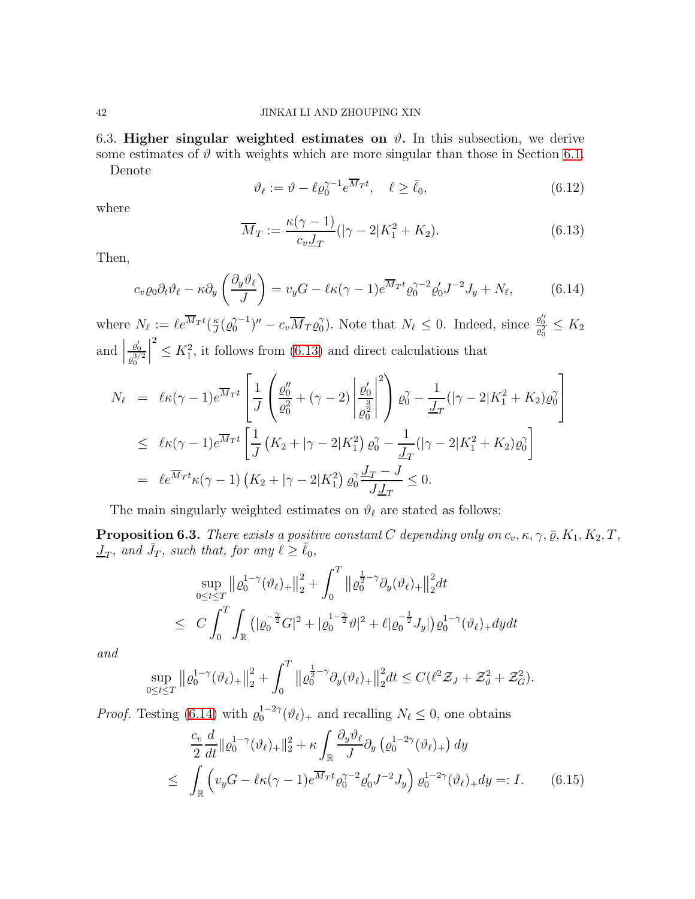6.3. **Higher singular weighted estimates on $\vartheta$.** In this subsection, we derive some estimates of $\vartheta$ with weights which are more singular than those in Section 6.1.

Denote

$$
\vartheta_\ell := \vartheta - \ell \varrho_0^{\gamma-1} e^{\overline{M}_T t}, \quad \ell \geq \bar{\ell}_0, \tag{6.12}
$$

where

$$
\overline{M}_T := \frac{\kappa(\gamma-1)}{c_v \underline{J}_T}(|\gamma-2|K_1^2 + K_2). \tag{6.13}
$$

Then,

$$
c_v \varrho_0 \partial_t \vartheta_\ell - \kappa \partial_y \left( \frac{\partial_y \vartheta_\ell}{J} \right) = v_y G - \ell \kappa(\gamma-1) e^{\overline{M}_T t} \varrho_0^{\gamma-2} \varrho_0' J^{-2} J_y + N_\ell, \tag{6.14}
$$

where $N_\ell := \ell e^{\overline{M}_T t}(\frac{\kappa}{J}(\varrho_0^{\gamma-1})'' - c_v \overline{M}_T \varrho_0^\gamma)$. Note that $N_\ell \leq 0$. Indeed, since $\frac{\varrho_0''}{\varrho_0^2} \leq K_2$ and $\left| \frac{\varrho_0'}{\varrho_0^{3/2}} \right|^2 \leq K_1^2$, it follows from (6.13) and direct calculations that

$$
\begin{aligned}
N_\ell &= \ell \kappa(\gamma-1) e^{\overline{M}_T t} \left[ \frac{1}{J} \left( \frac{\varrho_0''}{\varrho_0^2} + (\gamma-2) \left| \frac{\varrho_0'}{\varrho_0^{\frac{3}{2}}} \right|^2 \right) \varrho_0^\gamma - \frac{1}{\underline{J}_T}(|\gamma-2|K_1^2 + K_2)\varrho_0^\gamma \right] \\
&\leq \ell \kappa(\gamma-1) e^{\overline{M}_T t} \left[ \frac{1}{J} \left( K_2 + |\gamma-2|K_1^2 \right) \varrho_0^\gamma - \frac{1}{\underline{J}_T}(|\gamma-2|K_1^2 + K_2)\varrho_0^\gamma \right] \\
&= \ell e^{\overline{M}_T t} \kappa(\gamma-1) \left( K_2 + |\gamma-2|K_1^2 \right) \varrho_0^\gamma \frac{\underline{J}_T - J}{J \underline{J}_T} \leq 0.
\end{aligned}
$$

The main singularly weighted estimates on $\vartheta_\ell$ are stated as follows:

**Proposition 6.3.** *There exists a positive constant $C$ depending only on $c_v, \kappa, \gamma, \bar{\varrho}, K_1, K_2, T$, $\underline{J}_T$, and $\bar{J}_T$, such that, for any $\ell \geq \bar{\ell}_0$,*

$$
\begin{aligned}
&\sup_{0 \leq t \leq T} \left\| \varrho_0^{1-\gamma} (\vartheta_\ell)_+ \right\|_2^2 + \int_0^T \left\| \varrho_0^{\frac{1}{2}-\gamma} \partial_y (\vartheta_\ell)_+ \right\|_2^2 dt \\
\leq\ & C \int_0^T \int_{\mathbb{R}} \left( |\varrho_0^{-\frac{\gamma}{2}} G|^2 + |\varrho_0^{1-\frac{\gamma}{2}} \vartheta|^2 + \ell |\varrho_0^{-\frac{1}{2}} J_y| \right) \varrho_0^{1-\gamma} (\vartheta_\ell)_+ dy dt
\end{aligned}
$$

*and*

$$
\sup_{0 \leq t \leq T} \left\| \varrho_0^{1-\gamma} (\vartheta_\ell)_+ \right\|_2^2 + \int_0^T \left\| \varrho_0^{\frac{1}{2}-\gamma} \partial_y (\vartheta_\ell)_+ \right\|_2^2 dt \leq C (\ell^2 \mathcal{Z}_J + \mathcal{Z}_\vartheta^2 + \mathcal{Z}_G^2).
$$

*Proof.* Testing (6.14) with $\varrho_0^{1-2\gamma}(\vartheta_\ell)_+$ and recalling $N_\ell \leq 0$, one obtains

$$
\begin{aligned}
&\frac{c_v}{2} \frac{d}{dt} \|\varrho_0^{1-\gamma} (\vartheta_\ell)_+\|_2^2 + \kappa \int_{\mathbb{R}} \frac{\partial_y \vartheta_\ell}{J} \partial_y \left( \varrho_0^{1-2\gamma} (\vartheta_\ell)_+ \right) dy \\
\leq\ & \int_{\mathbb{R}} \left( v_y G - \ell \kappa(\gamma-1) e^{\overline{M}_T t} \varrho_0^{\gamma-2} \varrho_0' J^{-2} J_y \right) \varrho_0^{1-2\gamma} (\vartheta_\ell)_+ dy =: I.
\end{aligned} \tag{6.15}
$$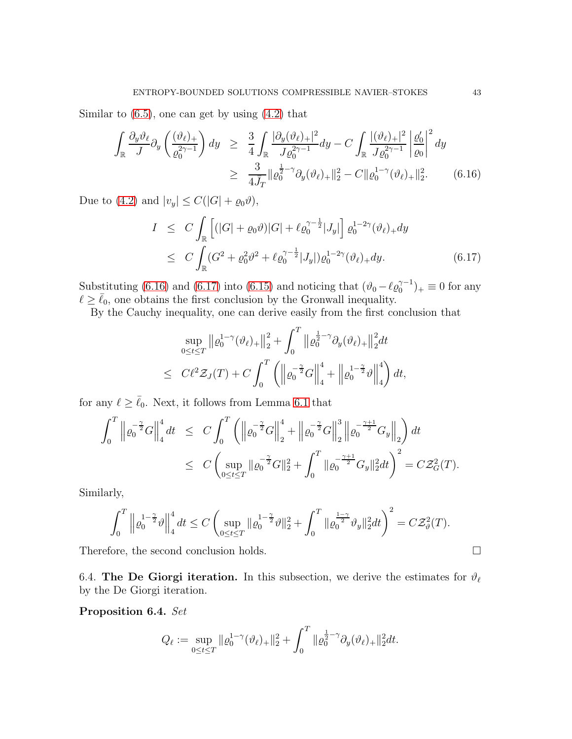Similar to (6.5), one can get by using (4.2) that

$$
\begin{aligned}
\int_{\mathbb{R}} \frac{\partial_y \vartheta_\ell}{J} \partial_y \left( \frac{(\vartheta_\ell)_+}{\varrho_0^{2\gamma-1}} \right) dy &\geq \frac{3}{4} \int_{\mathbb{R}} \frac{|\partial_y (\vartheta_\ell)_+|^2}{J \varrho_0^{2\gamma-1}} dy - C \int_{\mathbb{R}} \frac{|(\vartheta_\ell)_+|^2}{J \varrho_0^{2\gamma-1}} \left| \frac{\varrho_0'}{\varrho_0} \right|^2 dy \\
&\geq \frac{3}{4 \bar{J}_T} \|\varrho_0^{\frac{1}{2}-\gamma} \partial_y (\vartheta_\ell)_+\|_2^2 - C \|\varrho_0^{1-\gamma} (\vartheta_\ell)_+\|_2^2. \qquad (6.16)
\end{aligned}
$$

Due to (4.2) and $|v_y| \leq C(|G| + \varrho_0 \vartheta)$,

$$
\begin{aligned}
I &\leq C \int_{\mathbb{R}} \left[ (|G| + \varrho_0 \vartheta)|G| + \ell \varrho_0^{\gamma - \frac{1}{2}} |J_y| \right] \varrho_0^{1-2\gamma} (\vartheta_\ell)_+ dy \\
&\leq C \int_{\mathbb{R}} (G^2 + \varrho_0^2 \vartheta^2 + \ell \varrho_0^{\gamma - \frac{1}{2}} |J_y|) \varrho_0^{1-2\gamma} (\vartheta_\ell)_+ dy. \qquad (6.17)
\end{aligned}
$$

Substituting (6.16) and (6.17) into (6.15) and noticing that $(\vartheta_0 - \ell \varrho_0^{\gamma-1})_+ \equiv 0$ for any $\ell \geq \bar{\ell}_0$, one obtains the first conclusion by the Gronwall inequality.

By the Cauchy inequality, one can derive easily from the first conclusion that

$$
\begin{aligned}
&\sup_{0 \leq t \leq T} \left\| \varrho_0^{1-\gamma} (\vartheta_\ell)_+ \right\|_2^2 + \int_0^T \left\| \varrho_0^{\frac{1}{2}-\gamma} \partial_y (\vartheta_\ell)_+ \right\|_2^2 dt \\
\leq\ & C \ell^2 \mathcal{Z}_J(T) + C \int_0^T \left( \left\| \varrho_0^{-\frac{\gamma}{2}} G \right\|_4^4 + \left\| \varrho_0^{1-\frac{\gamma}{2}} \vartheta \right\|_4^4 \right) dt,
\end{aligned}
$$

for any $\ell \geq \bar{\ell}_0$. Next, it follows from Lemma 6.1 that

$$
\begin{aligned}
\int_0^T \left\| \varrho_0^{-\frac{\gamma}{2}} G \right\|_4^4 dt &\leq C \int_0^T \left( \left\| \varrho_0^{-\frac{\gamma}{2}} G \right\|_2^4 + \left\| \varrho_0^{-\frac{\gamma}{2}} G \right\|_2^3 \left\| \varrho_0^{-\frac{\gamma+1}{2}} G_y \right\|_2 \right) dt \\
&\leq C \left( \sup_{0 \leq t \leq T} \|\varrho_0^{-\frac{\gamma}{2}} G\|_2^2 + \int_0^T \|\varrho_0^{-\frac{\gamma+1}{2}} G_y\|_2^2 dt \right)^2 = C \mathcal{Z}_G^2(T).
\end{aligned}
$$

Similarly,

$$
\int_0^T \left\| \varrho_0^{1-\frac{\gamma}{2}} \vartheta \right\|_4^4 dt \leq C \left( \sup_{0 \leq t \leq T} \|\varrho_0^{1-\frac{\gamma}{2}} \vartheta\|_2^2 + \int_0^T \|\varrho_0^{\frac{1-\gamma}{2}} \vartheta_y\|_2^2 dt \right)^2 = C \mathcal{Z}_\vartheta^2(T).
$$

Therefore, the second conclusion holds. $\square$

6.4. **The De Giorgi iteration.** In this subsection, we derive the estimates for $\vartheta_\ell$ by the De Giorgi iteration.

**Proposition 6.4.** *Set*

$$
Q_\ell := \sup_{0 \leq t \leq T} \|\varrho_0^{1-\gamma} (\vartheta_\ell)_+\|_2^2 + \int_0^T \|\varrho_0^{\frac{1}{2}-\gamma} \partial_y (\vartheta_\ell)_+\|_2^2 dt.
$$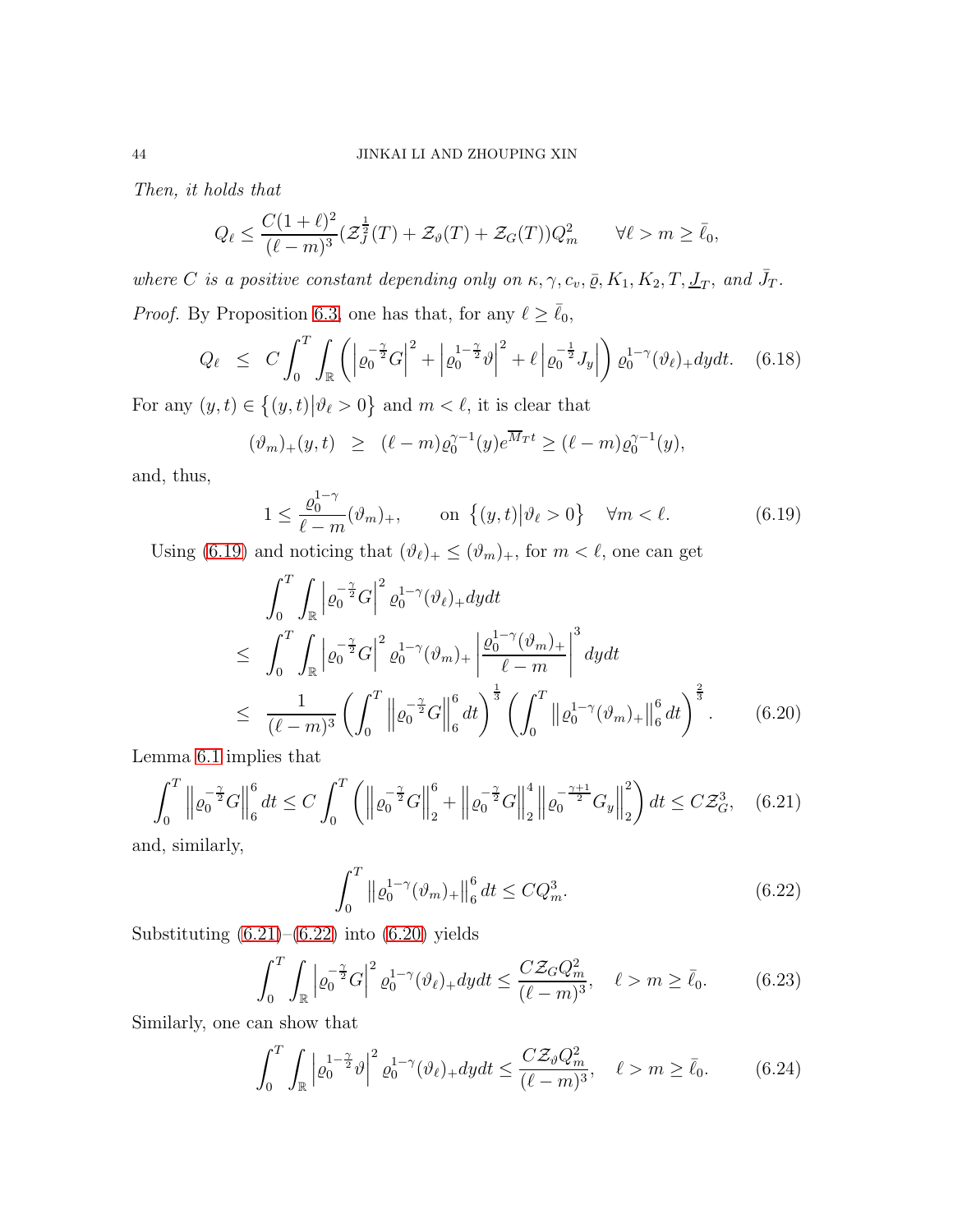*Then, it holds that*

$$Q_\ell \leq \frac{C(1+\ell)^2}{(\ell-m)^3}(\mathcal{Z}_J^{\frac{1}{2}}(T) + \mathcal{Z}_\vartheta(T) + \mathcal{Z}_G(T))Q_m^2 \qquad \forall \ell > m \geq \bar{\ell}_0,$$

*where $C$ is a positive constant depending only on $\kappa, \gamma, c_v, \bar{\varrho}, K_1, K_2, T, \underline{J}_T$, and $\bar{J}_T$.*

*Proof.* By Proposition 6.3, one has that, for any $\ell \geq \bar{\ell}_0$,

$$Q_\ell \;\leq\; C\int_0^T\int_{\mathbb{R}}\left(\left|\varrho_0^{-\frac{\gamma}{2}}G\right|^2 + \left|\varrho_0^{1-\frac{\gamma}{2}}\vartheta\right|^2 + \ell\left|\varrho_0^{-\frac{1}{2}}J_y\right|\right)\varrho_0^{1-\gamma}(\vartheta_\ell)_+dydt. \tag{6.18}$$

For any $(y,t) \in \left\{(y,t)\middle|\vartheta_\ell > 0\right\}$ and $m < \ell$, it is clear that

$$(\vartheta_m)_+(y,t) \;\;\geq\;\; (\ell-m)\varrho_0^{\gamma-1}(y)e^{\overline{M}_T t} \geq (\ell-m)\varrho_0^{\gamma-1}(y),$$

and, thus,

$$1 \leq \frac{\varrho_0^{1-\gamma}}{\ell-m}(\vartheta_m)_+, \qquad \text{on } \left\{(y,t)\middle|\vartheta_\ell > 0\right\} \quad \forall m < \ell. \tag{6.19}$$

Using (6.19) and noticing that $(\vartheta_\ell)_+ \leq (\vartheta_m)_+$, for $m < \ell$, one can get

$$\begin{aligned}
&\int_0^T\int_{\mathbb{R}}\left|\varrho_0^{-\frac{\gamma}{2}}G\right|^2\varrho_0^{1-\gamma}(\vartheta_\ell)_+dydt \\
\leq\;\; &\int_0^T\int_{\mathbb{R}}\left|\varrho_0^{-\frac{\gamma}{2}}G\right|^2\varrho_0^{1-\gamma}(\vartheta_m)_+\left|\frac{\varrho_0^{1-\gamma}(\vartheta_m)_+}{\ell-m}\right|^3dydt \\
\leq\;\; &\frac{1}{(\ell-m)^3}\left(\int_0^T\left\|\varrho_0^{-\frac{\gamma}{2}}G\right\|_6^6dt\right)^{\frac{1}{3}}\left(\int_0^T\left\|\varrho_0^{1-\gamma}(\vartheta_m)_+\right\|_6^6dt\right)^{\frac{2}{3}}.
\end{aligned} \tag{6.20}$$

Lemma 6.1 implies that

$$\int_0^T\left\|\varrho_0^{-\frac{\gamma}{2}}G\right\|_6^6dt \leq C\int_0^T\left(\left\|\varrho_0^{-\frac{\gamma}{2}}G\right\|_2^6 + \left\|\varrho_0^{-\frac{\gamma}{2}}G\right\|_2^4\left\|\varrho_0^{-\frac{\gamma+1}{2}}G_y\right\|_2^2\right)dt \leq C\mathcal{Z}_G^3, \tag{6.21}$$

and, similarly,

$$\int_0^T\left\|\varrho_0^{1-\gamma}(\vartheta_m)_+\right\|_6^6dt \leq CQ_m^3. \tag{6.22}$$

Substituting (6.21)–(6.22) into (6.20) yields

$$\int_0^T\int_{\mathbb{R}}\left|\varrho_0^{-\frac{\gamma}{2}}G\right|^2\varrho_0^{1-\gamma}(\vartheta_\ell)_+dydt \leq \frac{C\mathcal{Z}_GQ_m^2}{(\ell-m)^3}, \quad \ell > m \geq \bar{\ell}_0. \tag{6.23}$$

Similarly, one can show that

$$\int_0^T\int_{\mathbb{R}}\left|\varrho_0^{1-\frac{\gamma}{2}}\vartheta\right|^2\varrho_0^{1-\gamma}(\vartheta_\ell)_+dydt \leq \frac{C\mathcal{Z}_\vartheta Q_m^2}{(\ell-m)^3}, \quad \ell > m \geq \bar{\ell}_0. \tag{6.24}$$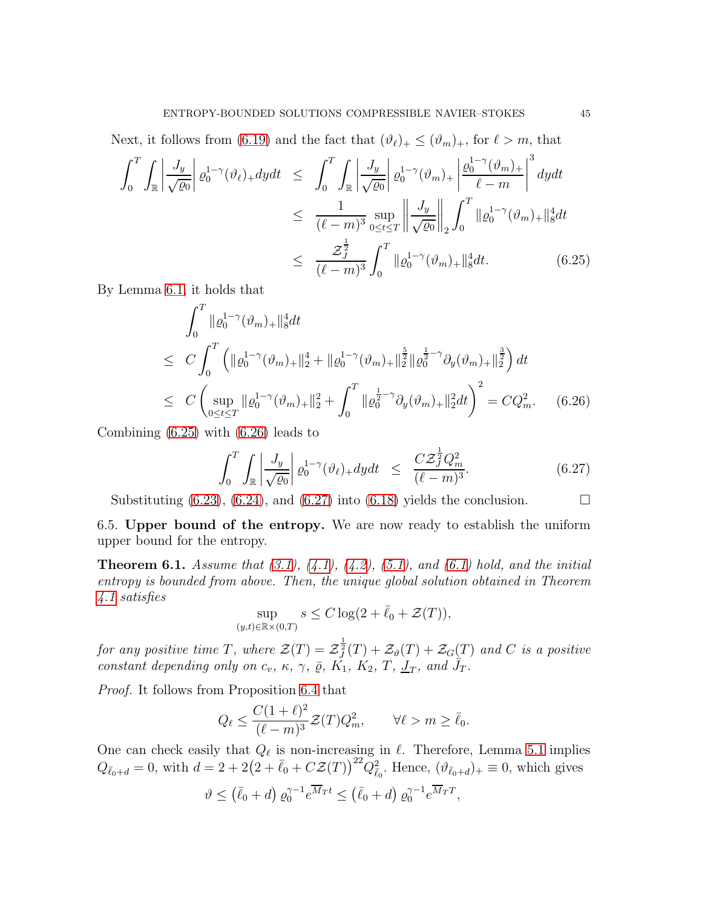Next, it follows from (6.19) and the fact that $(\vartheta_\ell)_+ \le (\vartheta_m)_+$, for $\ell > m$, that

$$
\begin{aligned}
\int_0^T \int_{\mathbb{R}} \left| \frac{J_y}{\sqrt{\varrho_0}} \right| \varrho_0^{1-\gamma} (\vartheta_\ell)_+ dy dt &\le \int_0^T \int_{\mathbb{R}} \left| \frac{J_y}{\sqrt{\varrho_0}} \right| \varrho_0^{1-\gamma} (\vartheta_m)_+ \left| \frac{\varrho_0^{1-\gamma}(\vartheta_m)_+}{\ell - m} \right|^3 dy dt \\
&\le \frac{1}{(\ell-m)^3} \sup_{0\le t\le T} \left\| \frac{J_y}{\sqrt{\varrho_0}} \right\|_2 \int_0^T \|\varrho_0^{1-\gamma}(\vartheta_m)_+\|_8^4 dt \\
&\le \frac{\mathcal{Z}_J^{\frac{1}{2}}}{(\ell-m)^3} \int_0^T \|\varrho_0^{1-\gamma}(\vartheta_m)_+\|_8^4 dt. \qquad (6.25)
\end{aligned}
$$

By Lemma 6.1, it holds that

$$
\begin{aligned}
&\int_0^T \|\varrho_0^{1-\gamma}(\vartheta_m)_+\|_8^4 dt \\
\le\ & C \int_0^T \left( \|\varrho_0^{1-\gamma}(\vartheta_m)_+\|_2^4 + \|\varrho_0^{1-\gamma}(\vartheta_m)_+\|_2^{\frac{5}{2}} \|\varrho_0^{\frac{1}{2}-\gamma}\partial_y(\vartheta_m)_+\|_2^{\frac{3}{2}} \right) dt \\
\le\ & C \left( \sup_{0\le t\le T} \|\varrho_0^{1-\gamma}(\vartheta_m)_+\|_2^2 + \int_0^T \|\varrho_0^{\frac{1}{2}-\gamma}\partial_y(\vartheta_m)_+\|_2^2 dt \right)^2 = C Q_m^2. \qquad (6.26)
\end{aligned}
$$

Combining (6.25) with (6.26) leads to

$$
\int_0^T \int_{\mathbb{R}} \left| \frac{J_y}{\sqrt{\varrho_0}} \right| \varrho_0^{1-\gamma} (\vartheta_\ell)_+ dy dt \le \frac{C \mathcal{Z}_J^{\frac{1}{2}} Q_m^2}{(\ell-m)^3}. \qquad (6.27)
$$

Substituting (6.23), (6.24), and (6.27) into (6.18) yields the conclusion. $\square$

## 6.5. Upper bound of the entropy.

We are now ready to establish the uniform upper bound for the entropy.

**Theorem 6.1.** *Assume that (3.1), (4.1), (4.2), (5.1), and (6.1) hold, and the initial entropy is bounded from above. Then, the unique global solution obtained in Theorem 4.1 satisfies*

$$
\sup_{(y,t)\in\mathbb{R}\times(0,T)} s \le C \log(2 + \bar{\ell}_0 + \mathcal{Z}(T)),
$$

*for any positive time $T$, where $\mathcal{Z}(T) = \mathcal{Z}_J^{\frac{1}{2}}(T) + \mathcal{Z}_\vartheta(T) + \mathcal{Z}_G(T)$ and $C$ is a positive constant depending only on $c_v$, $\kappa$, $\gamma$, $\bar{\varrho}$, $K_1$, $K_2$, $T$, $\underline{J}_T$, and $\bar{J}_T$.*

*Proof.* It follows from Proposition 6.4 that

$$
Q_\ell \le \frac{C(1+\ell)^2}{(\ell-m)^3} \mathcal{Z}(T) Q_m^2, \qquad \forall \ell > m \ge \bar{\ell}_0.
$$

One can check easily that $Q_\ell$ is non-increasing in $\ell$. Therefore, Lemma 5.1 implies $Q_{\bar{\ell}_0 + d} = 0$, with $d = 2 + 2\big(2 + \bar{\ell}_0 + C\mathcal{Z}(T)\big)^{22} Q_{\bar{\ell}_0}^2$. Hence, $(\vartheta_{\bar{\ell}_0+d})_+ \equiv 0$, which gives

$$
\vartheta \le \left(\bar{\ell}_0 + d\right) \varrho_0^{\gamma-1} e^{\overline{M}_T t} \le \left(\bar{\ell}_0 + d\right) \varrho_0^{\gamma-1} e^{\overline{M}_T T},
$$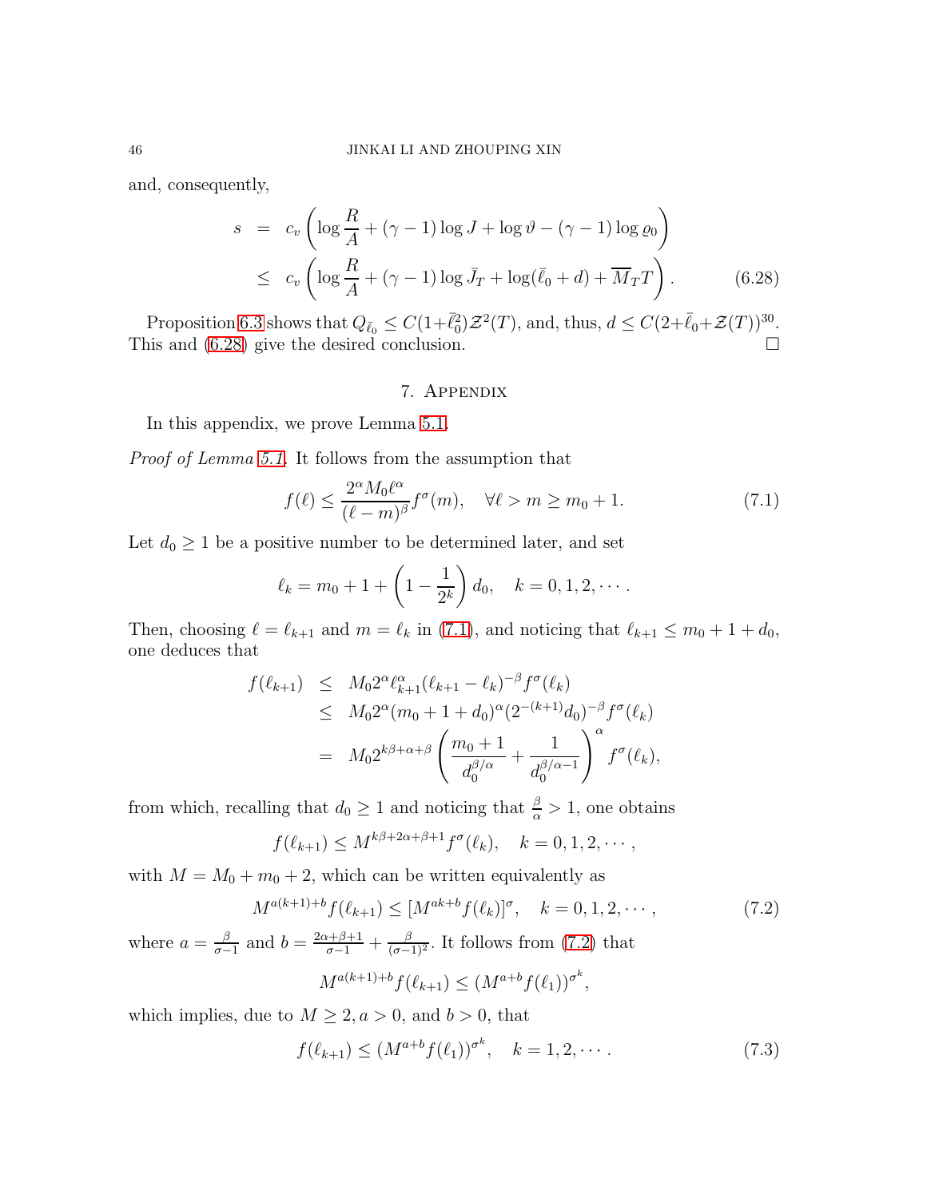and, consequently,

$$
\begin{aligned}
s &= c_v\left(\log\frac{R}{A}+(\gamma-1)\log J+\log\vartheta-(\gamma-1)\log\varrho_0\right)\\
&\le c_v\left(\log\frac{R}{A}+(\gamma-1)\log\bar J_T+\log(\bar\ell_0+d)+\overline{M}_T T\right). \qquad (6.28)
\end{aligned}
$$

Proposition 6.3 shows that $Q_{\bar\ell_0}\le C(1+\bar\ell_0^2)\mathcal{Z}^2(T)$, and, thus, $d\le C(2+\bar\ell_0+\mathcal{Z}(T))^{30}$. This and (6.28) give the desired conclusion. □

## 7. Appendix

In this appendix, we prove Lemma 5.1.

*Proof of Lemma 5.1.* It follows from the assumption that

$$
f(\ell)\le\frac{2^\alpha M_0\ell^\alpha}{(\ell-m)^\beta}f^\sigma(m),\quad \forall \ell>m\ge m_0+1. \qquad (7.1)
$$

Let $d_0\ge1$ be a positive number to be determined later, and set

$$
\ell_k=m_0+1+\left(1-\frac{1}{2^k}\right)d_0,\quad k=0,1,2,\cdots.
$$

Then, choosing $\ell=\ell_{k+1}$ and $m=\ell_k$ in (7.1), and noticing that $\ell_{k+1}\le m_0+1+d_0$, one deduces that

$$
\begin{aligned}
f(\ell_{k+1}) &\le M_0 2^\alpha\ell_{k+1}^\alpha(\ell_{k+1}-\ell_k)^{-\beta}f^\sigma(\ell_k)\\
&\le M_0 2^\alpha(m_0+1+d_0)^\alpha(2^{-(k+1)}d_0)^{-\beta}f^\sigma(\ell_k)\\
&= M_0 2^{k\beta+\alpha+\beta}\left(\frac{m_0+1}{d_0^{\beta/\alpha}}+\frac{1}{d_0^{\beta/\alpha-1}}\right)^\alpha f^\sigma(\ell_k),
\end{aligned}
$$

from which, recalling that $d_0\ge1$ and noticing that $\frac{\beta}{\alpha}>1$, one obtains

$$
f(\ell_{k+1})\le M^{k\beta+2\alpha+\beta+1}f^\sigma(\ell_k),\quad k=0,1,2,\cdots,
$$

with $M=M_0+m_0+2$, which can be written equivalently as

$$
M^{a(k+1)+b}f(\ell_{k+1})\le[M^{ak+b}f(\ell_k)]^\sigma,\quad k=0,1,2,\cdots, \qquad (7.2)
$$

where $a=\frac{\beta}{\sigma-1}$ and $b=\frac{2\alpha+\beta+1}{\sigma-1}+\frac{\beta}{(\sigma-1)^2}$. It follows from (7.2) that

$$
M^{a(k+1)+b}f(\ell_{k+1})\le(M^{a+b}f(\ell_1))^{\sigma^k},
$$

which implies, due to $M\ge2, a>0$, and $b>0$, that

$$
f(\ell_{k+1})\le(M^{a+b}f(\ell_1))^{\sigma^k},\quad k=1,2,\cdots. \qquad (7.3)
$$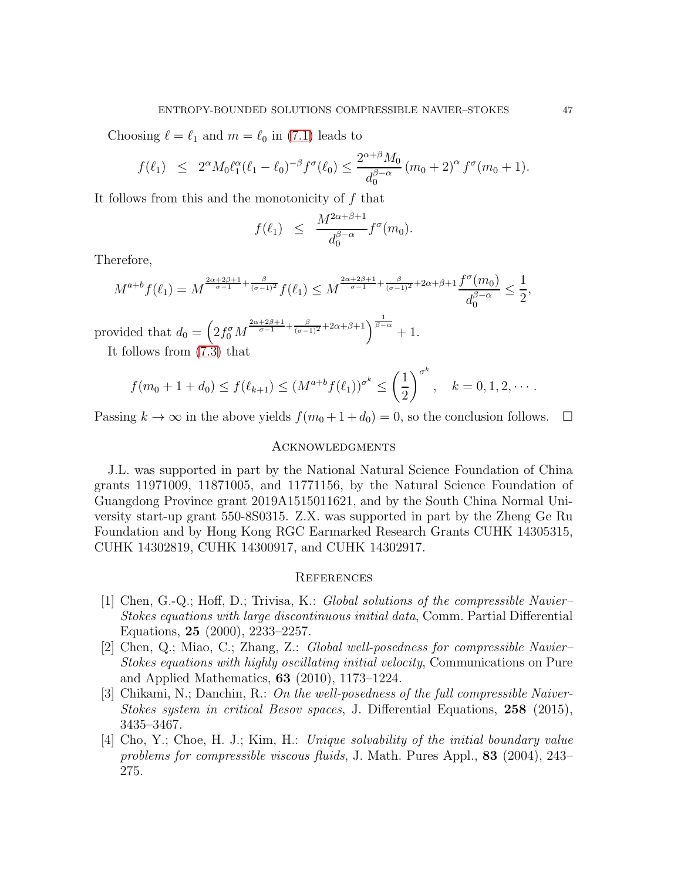Choosing $\ell = \ell_1$ and $m = \ell_0$ in (7.1) leads to

$$f(\ell_1) \leq 2^\alpha M_0 \ell_1^\alpha (\ell_1 - \ell_0)^{-\beta} f^\sigma(\ell_0) \leq \frac{2^{\alpha+\beta} M_0}{d_0^{\beta-\alpha}} (m_0 + 2)^\alpha f^\sigma(m_0 + 1).$$

It follows from this and the monotonicity of $f$ that

$$f(\ell_1) \leq \frac{M^{2\alpha+\beta+1}}{d_0^{\beta-\alpha}} f^\sigma(m_0).$$

Therefore,

$$M^{a+b} f(\ell_1) = M^{\frac{2\alpha+2\beta+1}{\sigma-1} + \frac{\beta}{(\sigma-1)^2}} f(\ell_1) \leq M^{\frac{2\alpha+2\beta+1}{\sigma-1} + \frac{\beta}{(\sigma-1)^2} + 2\alpha+\beta+1} \frac{f^\sigma(m_0)}{d_0^{\beta-\alpha}} \leq \frac{1}{2},$$

provided that $d_0 = \left( 2 f_0^\sigma M^{\frac{2\alpha+2\beta+1}{\sigma-1} + \frac{\beta}{(\sigma-1)^2} + 2\alpha+\beta+1} \right)^{\frac{1}{\beta-\alpha}} + 1$.

It follows from (7.3) that

$$f(m_0 + 1 + d_0) \leq f(\ell_{k+1}) \leq (M^{a+b} f(\ell_1))^{\sigma^k} \leq \left(\frac{1}{2}\right)^{\sigma^k}, \quad k = 0, 1, 2, \cdots.$$

Passing $k \to \infty$ in the above yields $f(m_0 + 1 + d_0) = 0$, so the conclusion follows. $\square$

## Acknowledgments

J.L. was supported in part by the National Natural Science Foundation of China grants 11971009, 11871005, and 11771156, by the Natural Science Foundation of Guangdong Province grant 2019A1515011621, and by the South China Normal University start-up grant 550-8S0315. Z.X. was supported in part by the Zheng Ge Ru Foundation and by Hong Kong RGC Earmarked Research Grants CUHK 14305315, CUHK 14302819, CUHK 14300917, and CUHK 14302917.

## References

[1] Chen, G.-Q.; Hoff, D.; Trivisa, K.: *Global solutions of the compressible Navier–Stokes equations with large discontinuous initial data*, Comm. Partial Differential Equations, **25** (2000), 2233–2257.

[2] Chen, Q.; Miao, C.; Zhang, Z.: *Global well-posedness for compressible Navier–Stokes equations with highly oscillating initial velocity*, Communications on Pure and Applied Mathematics, **63** (2010), 1173–1224.

[3] Chikami, N.; Danchin, R.: *On the well-posedness of the full compressible Naiver-Stokes system in critical Besov spaces*, J. Differential Equations, **258** (2015), 3435–3467.

[4] Cho, Y.; Choe, H. J.; Kim, H.: *Unique solvability of the initial boundary value problems for compressible viscous fluids*, J. Math. Pures Appl., **83** (2004), 243–275.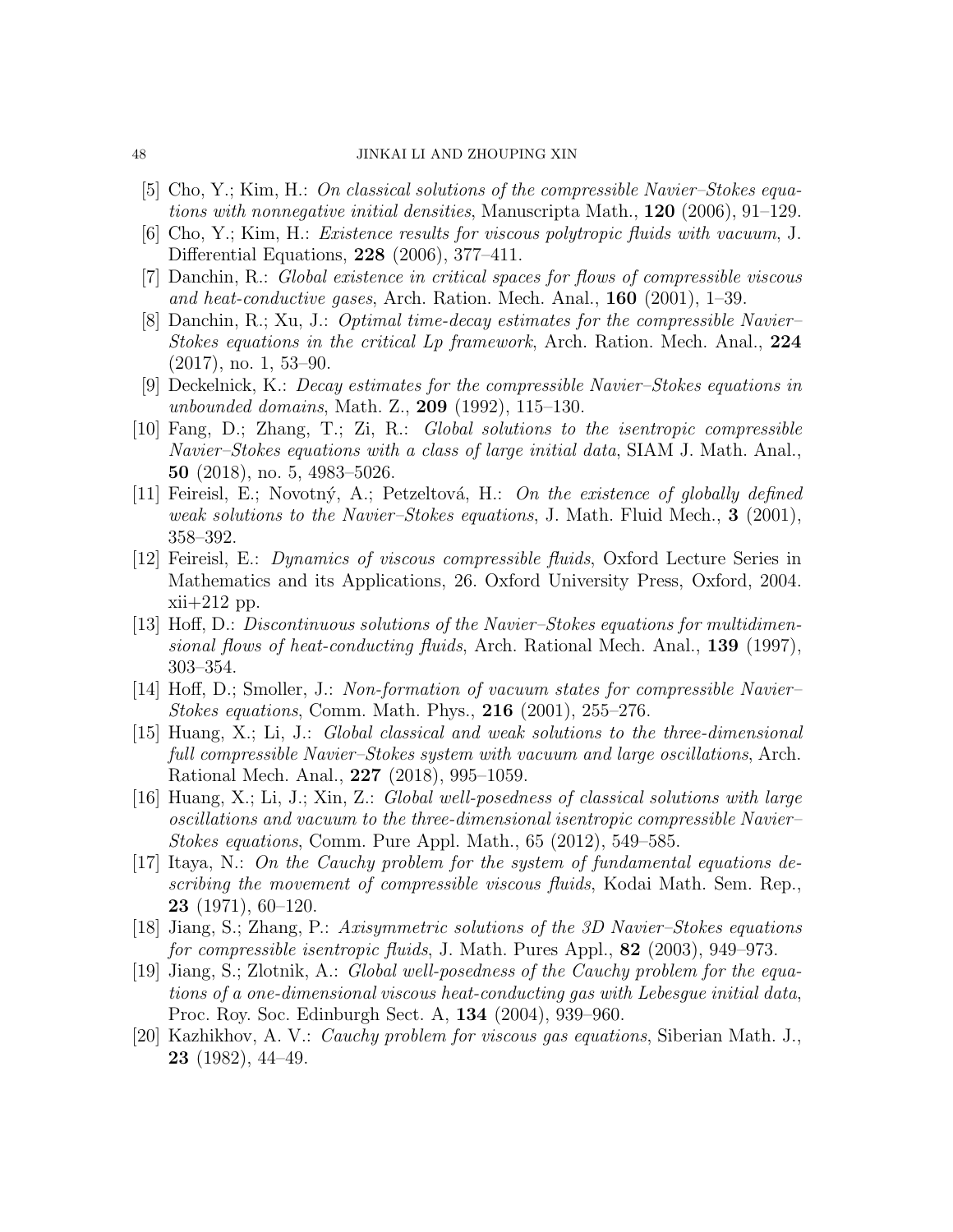[5] Cho, Y.; Kim, H.: *On classical solutions of the compressible Navier–Stokes equations with nonnegative initial densities*, Manuscripta Math., **120** (2006), 91–129.

[6] Cho, Y.; Kim, H.: *Existence results for viscous polytropic fluids with vacuum*, J. Differential Equations, **228** (2006), 377–411.

[7] Danchin, R.: *Global existence in critical spaces for flows of compressible viscous and heat-conductive gases*, Arch. Ration. Mech. Anal., **160** (2001), 1–39.

[8] Danchin, R.; Xu, J.: *Optimal time-decay estimates for the compressible Navier–Stokes equations in the critical Lp framework*, Arch. Ration. Mech. Anal., **224** (2017), no. 1, 53–90.

[9] Deckelnick, K.: *Decay estimates for the compressible Navier–Stokes equations in unbounded domains*, Math. Z., **209** (1992), 115–130.

[10] Fang, D.; Zhang, T.; Zi, R.: *Global solutions to the isentropic compressible Navier–Stokes equations with a class of large initial data*, SIAM J. Math. Anal., **50** (2018), no. 5, 4983–5026.

[11] Feireisl, E.; Novotný, A.; Petzeltová, H.: *On the existence of globally defined weak solutions to the Navier–Stokes equations*, J. Math. Fluid Mech., **3** (2001), 358–392.

[12] Feireisl, E.: *Dynamics of viscous compressible fluids*, Oxford Lecture Series in Mathematics and its Applications, 26. Oxford University Press, Oxford, 2004. xii+212 pp.

[13] Hoff, D.: *Discontinuous solutions of the Navier–Stokes equations for multidimensional flows of heat-conducting fluids*, Arch. Rational Mech. Anal., **139** (1997), 303–354.

[14] Hoff, D.; Smoller, J.: *Non-formation of vacuum states for compressible Navier–Stokes equations*, Comm. Math. Phys., **216** (2001), 255–276.

[15] Huang, X.; Li, J.: *Global classical and weak solutions to the three-dimensional full compressible Navier–Stokes system with vacuum and large oscillations*, Arch. Rational Mech. Anal., **227** (2018), 995–1059.

[16] Huang, X.; Li, J.; Xin, Z.: *Global well-posedness of classical solutions with large oscillations and vacuum to the three-dimensional isentropic compressible Navier–Stokes equations*, Comm. Pure Appl. Math., 65 (2012), 549–585.

[17] Itaya, N.: *On the Cauchy problem for the system of fundamental equations describing the movement of compressible viscous fluids*, Kodai Math. Sem. Rep., **23** (1971), 60–120.

[18] Jiang, S.; Zhang, P.: *Axisymmetric solutions of the 3D Navier–Stokes equations for compressible isentropic fluids*, J. Math. Pures Appl., **82** (2003), 949–973.

[19] Jiang, S.; Zlotnik, A.: *Global well-posedness of the Cauchy problem for the equations of a one-dimensional viscous heat-conducting gas with Lebesgue initial data*, Proc. Roy. Soc. Edinburgh Sect. A, **134** (2004), 939–960.

[20] Kazhikhov, A. V.: *Cauchy problem for viscous gas equations*, Siberian Math. J., **23** (1982), 44–49.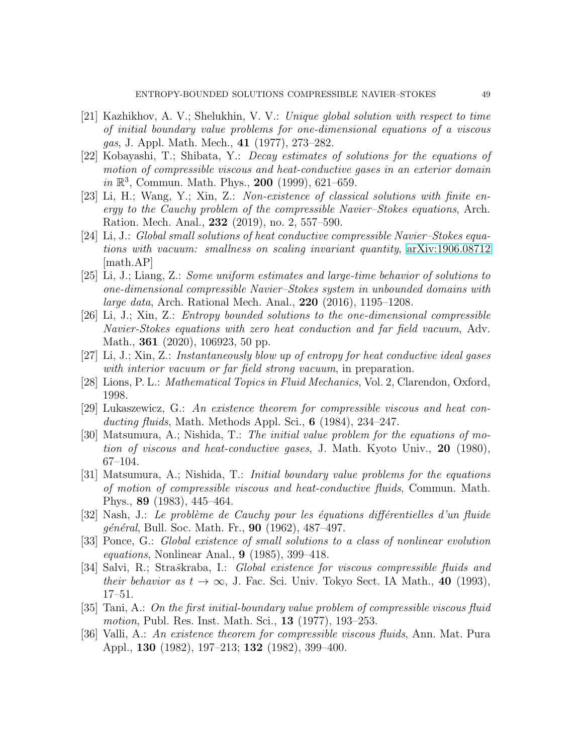[21] Kazhikhov, A. V.; Shelukhin, V. V.: *Unique global solution with respect to time of initial boundary value problems for one-dimensional equations of a viscous gas*, J. Appl. Math. Mech., **41** (1977), 273–282.

[22] Kobayashi, T.; Shibata, Y.: *Decay estimates of solutions for the equations of motion of compressible viscous and heat-conductive gases in an exterior domain in* $\mathbb{R}^3$, Commun. Math. Phys., **200** (1999), 621–659.

[23] Li, H.; Wang, Y.; Xin, Z.: *Non-existence of classical solutions with finite energy to the Cauchy problem of the compressible Navier–Stokes equations*, Arch. Ration. Mech. Anal., **232** (2019), no. 2, 557–590.

[24] Li, J.: *Global small solutions of heat conductive compressible Navier–Stokes equations with vacuum: smallness on scaling invariant quantity*, arXiv:1906.08712 [math.AP]

[25] Li, J.; Liang, Z.: *Some uniform estimates and large-time behavior of solutions to one-dimensional compressible Navier–Stokes system in unbounded domains with large data*, Arch. Rational Mech. Anal., **220** (2016), 1195–1208.

[26] Li, J.; Xin, Z.: *Entropy bounded solutions to the one-dimensional compressible Navier-Stokes equations with zero heat conduction and far field vacuum*, Adv. Math., **361** (2020), 106923, 50 pp.

[27] Li, J.; Xin, Z.: *Instantaneously blow up of entropy for heat conductive ideal gases with interior vacuum or far field strong vacuum*, in preparation.

[28] Lions, P. L.: *Mathematical Topics in Fluid Mechanics*, Vol. 2, Clarendon, Oxford, 1998.

[29] Lukaszewicz, G.: *An existence theorem for compressible viscous and heat conducting fluids*, Math. Methods Appl. Sci., **6** (1984), 234–247.

[30] Matsumura, A.; Nishida, T.: *The initial value problem for the equations of motion of viscous and heat-conductive gases*, J. Math. Kyoto Univ., **20** (1980), 67–104.

[31] Matsumura, A.; Nishida, T.: *Initial boundary value problems for the equations of motion of compressible viscous and heat-conductive fluids*, Commun. Math. Phys., **89** (1983), 445–464.

[32] Nash, J.: *Le problème de Cauchy pour les équations différentielles d'un fluide général*, Bull. Soc. Math. Fr., **90** (1962), 487–497.

[33] Ponce, G.: *Global existence of small solutions to a class of nonlinear evolution equations*, Nonlinear Anal., **9** (1985), 399–418.

[34] Salvi, R.; Straškraba, I.: *Global existence for viscous compressible fluids and their behavior as* $t \to \infty$, J. Fac. Sci. Univ. Tokyo Sect. IA Math., **40** (1993), 17–51.

[35] Tani, A.: *On the first initial-boundary value problem of compressible viscous fluid motion*, Publ. Res. Inst. Math. Sci., **13** (1977), 193–253.

[36] Valli, A.: *An existence theorem for compressible viscous fluids*, Ann. Mat. Pura Appl., **130** (1982), 197–213; **132** (1982), 399–400.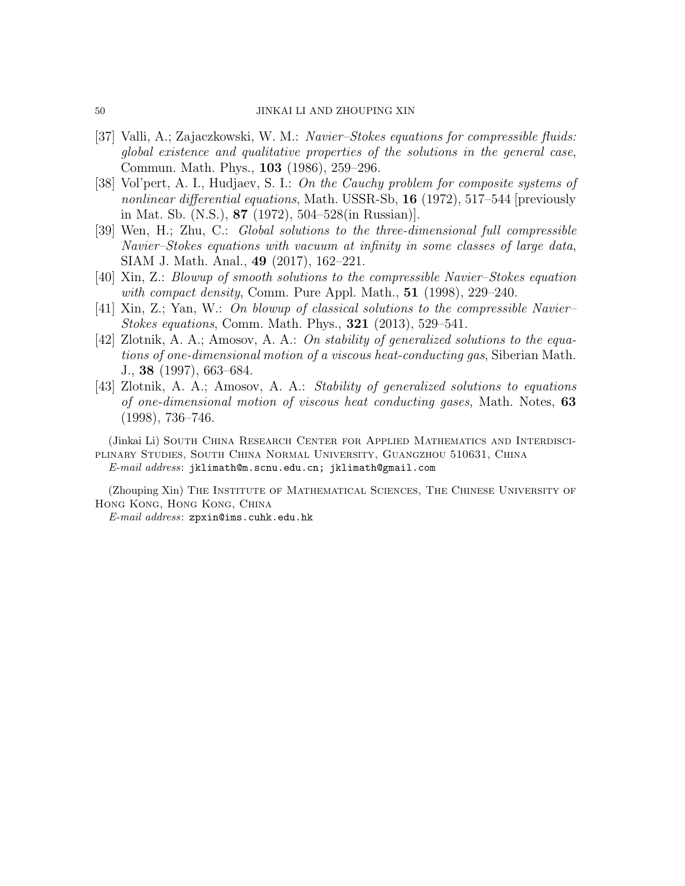[37] Valli, A.; Zajaczkowski, W. M.: *Navier–Stokes equations for compressible fluids: global existence and qualitative properties of the solutions in the general case*, Commun. Math. Phys., **103** (1986), 259–296.

[38] Vol'pert, A. I., Hudjaev, S. I.: *On the Cauchy problem for composite systems of nonlinear differential equations*, Math. USSR-Sb, **16** (1972), 517–544 [previously in Mat. Sb. (N.S.), **87** (1972), 504–528(in Russian)].

[39] Wen, H.; Zhu, C.: *Global solutions to the three-dimensional full compressible Navier–Stokes equations with vacuum at infinity in some classes of large data*, SIAM J. Math. Anal., **49** (2017), 162–221.

[40] Xin, Z.: *Blowup of smooth solutions to the compressible Navier–Stokes equation with compact density*, Comm. Pure Appl. Math., **51** (1998), 229–240.

[41] Xin, Z.; Yan, W.: *On blowup of classical solutions to the compressible Navier–Stokes equations*, Comm. Math. Phys., **321** (2013), 529–541.

[42] Zlotnik, A. A.; Amosov, A. A.: *On stability of generalized solutions to the equations of one-dimensional motion of a viscous heat-conducting gas*, Siberian Math. J., **38** (1997), 663–684.

[43] Zlotnik, A. A.; Amosov, A. A.: *Stability of generalized solutions to equations of one-dimensional motion of viscous heat conducting gases*, Math. Notes, **63** (1998), 736–746.

(Jinkai Li) South China Research Center for Applied Mathematics and Interdisciplinary Studies, South China Normal University, Guangzhou 510631, China
*E-mail address*: jklimath@m.scnu.edu.cn; jklimath@gmail.com

(Zhouping Xin) The Institute of Mathematical Sciences, The Chinese University of Hong Kong, Hong Kong, China
*E-mail address*: zpxin@ims.cuhk.edu.hk